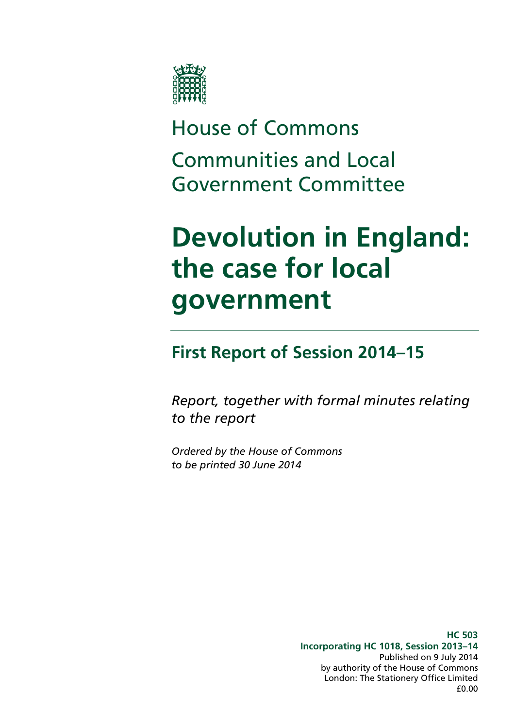House of Commons

Communities and Local Government Committee

# Devolution in England: the case for local government

## First Report of Session 2014–15

*Report, together with formal minutes relating to the report*

*Ordered by the House of Commons to be printed 30 June 2014*

**HC 503**
**Incorporating HC 1018, Session 2013–14**
Published on 9 July 2014
by authority of the House of Commons
London: The Stationery Office Limited
£0.00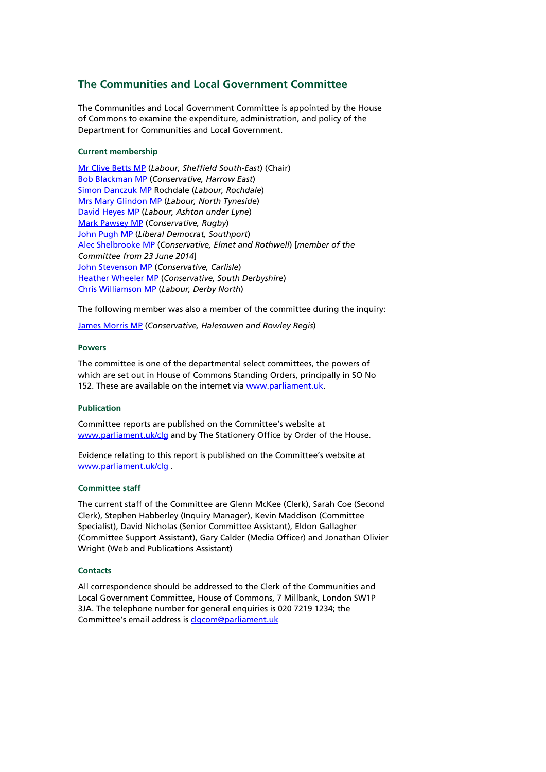## The Communities and Local Government Committee

The Communities and Local Government Committee is appointed by the House of Commons to examine the expenditure, administration, and policy of the Department for Communities and Local Government.

### Current membership

Mr Clive Betts MP (*Labour, Sheffield South-East*) (Chair)
Bob Blackman MP (*Conservative, Harrow East*)
Simon Danczuk MP Rochdale (*Labour, Rochdale*)
Mrs Mary Glindon MP (*Labour, North Tyneside*)
David Heyes MP (*Labour, Ashton under Lyne*)
Mark Pawsey MP (*Conservative, Rugby*)
John Pugh MP (*Liberal Democrat, Southport*)
Alec Shelbrooke MP (*Conservative, Elmet and Rothwell*) [*member of the Committee from 23 June 2014*]
John Stevenson MP (*Conservative, Carlisle*)
Heather Wheeler MP (*Conservative, South Derbyshire*)
Chris Williamson MP (*Labour, Derby North*)

The following member was also a member of the committee during the inquiry:

James Morris MP (*Conservative, Halesowen and Rowley Regis*)

### Powers

The committee is one of the departmental select committees, the powers of which are set out in House of Commons Standing Orders, principally in SO No 152. These are available on the internet via www.parliament.uk.

### Publication

Committee reports are published on the Committee's website at www.parliament.uk/clg and by The Stationery Office by Order of the House.

Evidence relating to this report is published on the Committee's website at www.parliament.uk/clg .

### Committee staff

The current staff of the Committee are Glenn McKee (Clerk), Sarah Coe (Second Clerk), Stephen Habberley (Inquiry Manager), Kevin Maddison (Committee Specialist), David Nicholas (Senior Committee Assistant), Eldon Gallagher (Committee Support Assistant), Gary Calder (Media Officer) and Jonathan Olivier Wright (Web and Publications Assistant)

### Contacts

All correspondence should be addressed to the Clerk of the Communities and Local Government Committee, House of Commons, 7 Millbank, London SW1P 3JA. The telephone number for general enquiries is 020 7219 1234; the Committee's email address is clgcom@parliament.uk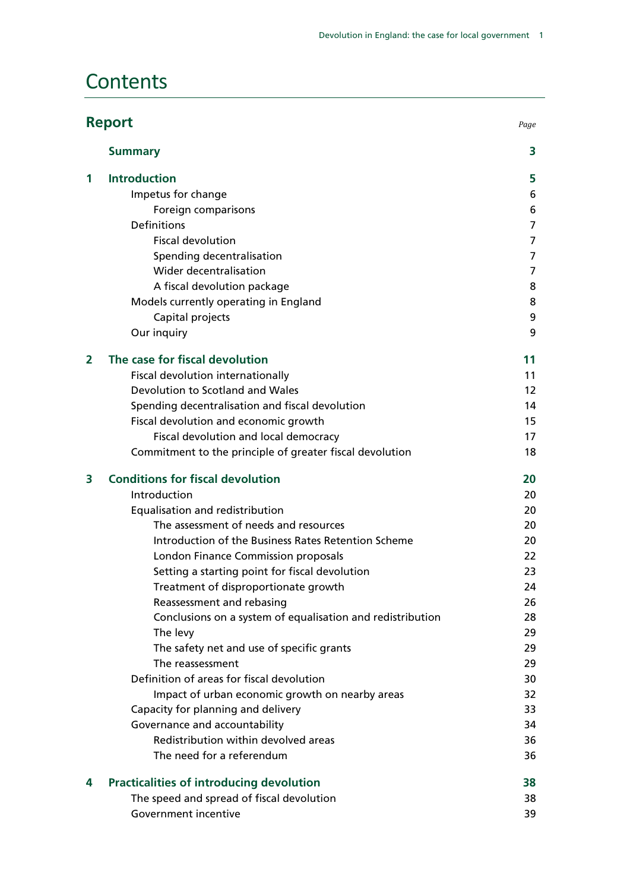# Contents

## Report

| | | Page |
|---|---|---|
| | **Summary** | **3** |
| **1** | **Introduction** | **5** |
| | Impetus for change | 6 |
| | Foreign comparisons | 6 |
| | Definitions | 7 |
| | Fiscal devolution | 7 |
| | Spending decentralisation | 7 |
| | Wider decentralisation | 7 |
| | A fiscal devolution package | 8 |
| | Models currently operating in England | 8 |
| | Capital projects | 9 |
| | Our inquiry | 9 |
| **2** | **The case for fiscal devolution** | **11** |
| | Fiscal devolution internationally | 11 |
| | Devolution to Scotland and Wales | 12 |
| | Spending decentralisation and fiscal devolution | 14 |
| | Fiscal devolution and economic growth | 15 |
| | Fiscal devolution and local democracy | 17 |
| | Commitment to the principle of greater fiscal devolution | 18 |
| **3** | **Conditions for fiscal devolution** | **20** |
| | Introduction | 20 |
| | Equalisation and redistribution | 20 |
| | The assessment of needs and resources | 20 |
| | Introduction of the Business Rates Retention Scheme | 20 |
| | London Finance Commission proposals | 22 |
| | Setting a starting point for fiscal devolution | 23 |
| | Treatment of disproportionate growth | 24 |
| | Reassessment and rebasing | 26 |
| | Conclusions on a system of equalisation and redistribution | 28 |
| | The levy | 29 |
| | The safety net and use of specific grants | 29 |
| | The reassessment | 29 |
| | Definition of areas for fiscal devolution | 30 |
| | Impact of urban economic growth on nearby areas | 32 |
| | Capacity for planning and delivery | 33 |
| | Governance and accountability | 34 |
| | Redistribution within devolved areas | 36 |
| | The need for a referendum | 36 |
| **4** | **Practicalities of introducing devolution** | **38** |
| | The speed and spread of fiscal devolution | 38 |
| | Government incentive | 39 |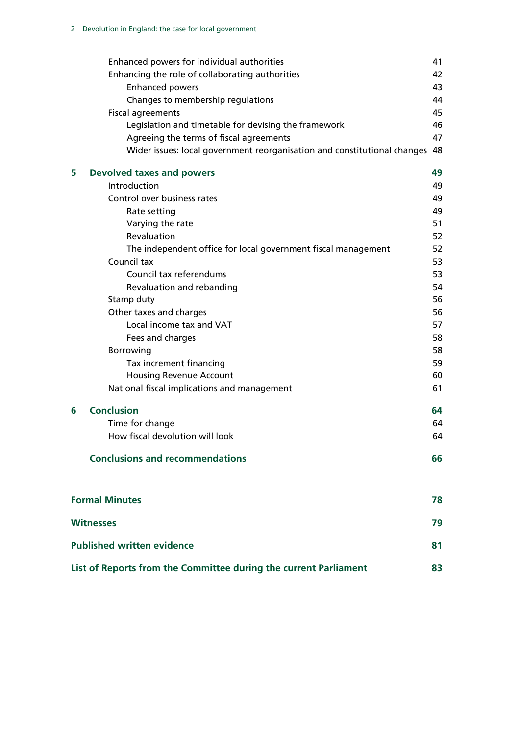Enhanced powers for individual authorities 41
Enhancing the role of collaborating authorities 42
Enhanced powers 43
Changes to membership regulations 44
Fiscal agreements 45
Legislation and timetable for devising the framework 46
Agreeing the terms of fiscal agreements 47
Wider issues: local government reorganisation and constitutional changes 48

**5 Devolved taxes and powers 49**
Introduction 49
Control over business rates 49
Rate setting 49
Varying the rate 51
Revaluation 52
The independent office for local government fiscal management 52
Council tax 53
Council tax referendums 53
Revaluation and rebanding 54
Stamp duty 56
Other taxes and charges 56
Local income tax and VAT 57
Fees and charges 58
Borrowing 58
Tax increment financing 59
Housing Revenue Account 60
National fiscal implications and management 61

**6 Conclusion 64**
Time for change 64
How fiscal devolution will look 64

**Conclusions and recommendations 66**

**Formal Minutes 78**

**Witnesses 79**

**Published written evidence 81**

**List of Reports from the Committee during the current Parliament 83**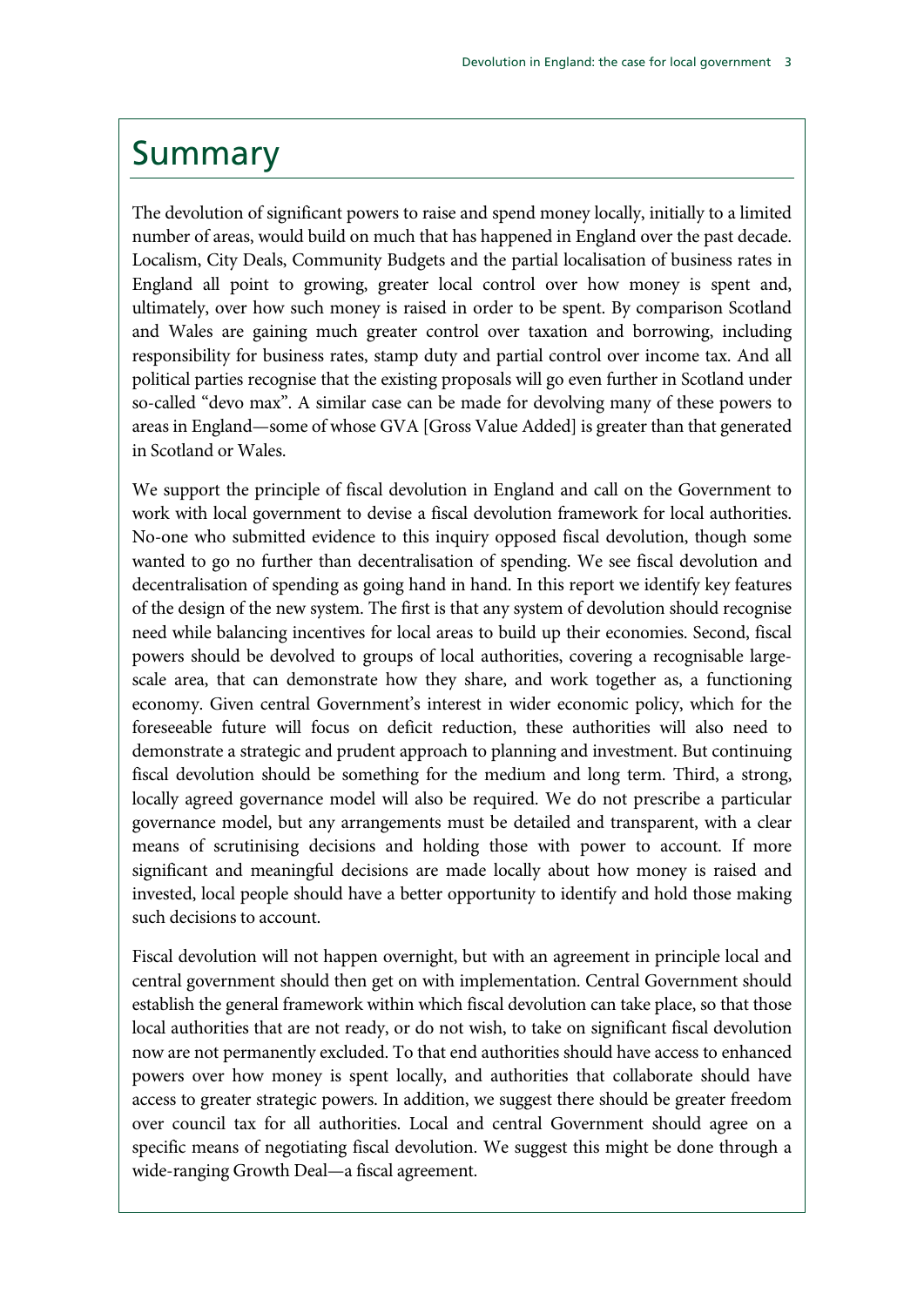# Summary

The devolution of significant powers to raise and spend money locally, initially to a limited number of areas, would build on much that has happened in England over the past decade. Localism, City Deals, Community Budgets and the partial localisation of business rates in England all point to growing, greater local control over how money is spent and, ultimately, over how such money is raised in order to be spent. By comparison Scotland and Wales are gaining much greater control over taxation and borrowing, including responsibility for business rates, stamp duty and partial control over income tax. And all political parties recognise that the existing proposals will go even further in Scotland under so-called "devo max". A similar case can be made for devolving many of these powers to areas in England—some of whose GVA [Gross Value Added] is greater than that generated in Scotland or Wales.

We support the principle of fiscal devolution in England and call on the Government to work with local government to devise a fiscal devolution framework for local authorities. No-one who submitted evidence to this inquiry opposed fiscal devolution, though some wanted to go no further than decentralisation of spending. We see fiscal devolution and decentralisation of spending as going hand in hand. In this report we identify key features of the design of the new system. The first is that any system of devolution should recognise need while balancing incentives for local areas to build up their economies. Second, fiscal powers should be devolved to groups of local authorities, covering a recognisable large-scale area, that can demonstrate how they share, and work together as, a functioning economy. Given central Government's interest in wider economic policy, which for the foreseeable future will focus on deficit reduction, these authorities will also need to demonstrate a strategic and prudent approach to planning and investment. But continuing fiscal devolution should be something for the medium and long term. Third, a strong, locally agreed governance model will also be required. We do not prescribe a particular governance model, but any arrangements must be detailed and transparent, with a clear means of scrutinising decisions and holding those with power to account. If more significant and meaningful decisions are made locally about how money is raised and invested, local people should have a better opportunity to identify and hold those making such decisions to account.

Fiscal devolution will not happen overnight, but with an agreement in principle local and central government should then get on with implementation. Central Government should establish the general framework within which fiscal devolution can take place, so that those local authorities that are not ready, or do not wish, to take on significant fiscal devolution now are not permanently excluded. To that end authorities should have access to enhanced powers over how money is spent locally, and authorities that collaborate should have access to greater strategic powers. In addition, we suggest there should be greater freedom over council tax for all authorities. Local and central Government should agree on a specific means of negotiating fiscal devolution. We suggest this might be done through a wide-ranging Growth Deal—a fiscal agreement.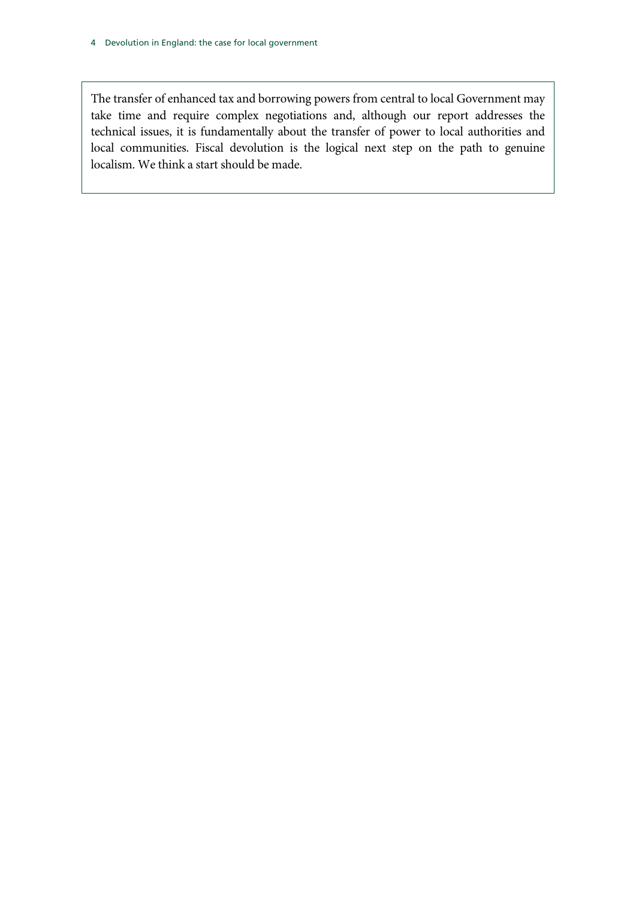The transfer of enhanced tax and borrowing powers from central to local Government may take time and require complex negotiations and, although our report addresses the technical issues, it is fundamentally about the transfer of power to local authorities and local communities. Fiscal devolution is the logical next step on the path to genuine localism. We think a start should be made.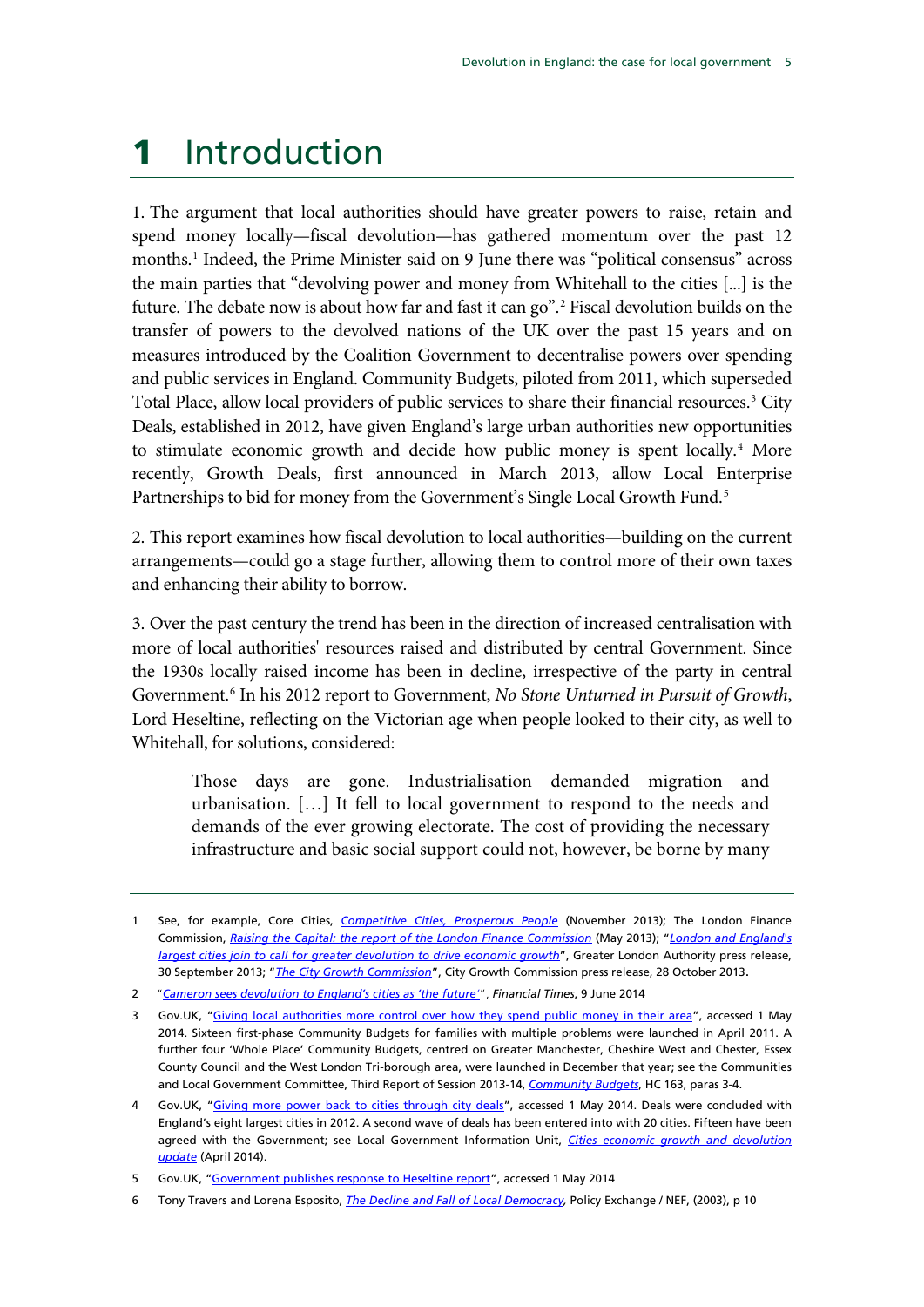# 1 Introduction

1. The argument that local authorities should have greater powers to raise, retain and spend money locally—fiscal devolution—has gathered momentum over the past 12 months.[1] Indeed, the Prime Minister said on 9 June there was "political consensus" across the main parties that "devolving power and money from Whitehall to the cities [...] is the future. The debate now is about how far and fast it can go".[2] Fiscal devolution builds on the transfer of powers to the devolved nations of the UK over the past 15 years and on measures introduced by the Coalition Government to decentralise powers over spending and public services in England. Community Budgets, piloted from 2011, which superseded Total Place, allow local providers of public services to share their financial resources.[3] City Deals, established in 2012, have given England's large urban authorities new opportunities to stimulate economic growth and decide how public money is spent locally.[4] More recently, Growth Deals, first announced in March 2013, allow Local Enterprise Partnerships to bid for money from the Government's Single Local Growth Fund.[5]

2. This report examines how fiscal devolution to local authorities—building on the current arrangements—could go a stage further, allowing them to control more of their own taxes and enhancing their ability to borrow.

3. Over the past century the trend has been in the direction of increased centralisation with more of local authorities' resources raised and distributed by central Government. Since the 1930s locally raised income has been in decline, irrespective of the party in central Government.[6] In his 2012 report to Government, *No Stone Unturned in Pursuit of Growth*, Lord Heseltine, reflecting on the Victorian age when people looked to their city, as well to Whitehall, for solutions, considered:

> Those days are gone. Industrialisation demanded migration and urbanisation. […] It fell to local government to respond to the needs and demands of the ever growing electorate. The cost of providing the necessary infrastructure and basic social support could not, however, be borne by many

---

1 See, for example, Core Cities, *Competitive Cities, Prosperous People* (November 2013); The London Finance Commission, *Raising the Capital: the report of the London Finance Commission* (May 2013); "*London and England's largest cities join to call for greater devolution to drive economic growth*", Greater London Authority press release, 30 September 2013; "*The City Growth Commission*", City Growth Commission press release, 28 October 2013.

2 "*Cameron sees devolution to England's cities as 'the future'*", *Financial Times*, 9 June 2014

3 Gov.UK, "Giving local authorities more control over how they spend public money in their area", accessed 1 May 2014. Sixteen first-phase Community Budgets for families with multiple problems were launched in April 2011. A further four 'Whole Place' Community Budgets, centred on Greater Manchester, Cheshire West and Chester, Essex County Council and the West London Tri-borough area, were launched in December that year; see the Communities and Local Government Committee, Third Report of Session 2013-14, *Community Budgets*, HC 163, paras 3-4.

4 Gov.UK, "Giving more power back to cities through city deals", accessed 1 May 2014. Deals were concluded with England's eight largest cities in 2012. A second wave of deals has been entered into with 20 cities. Fifteen have been agreed with the Government; see Local Government Information Unit, *Cities economic growth and devolution update* (April 2014).

5 Gov.UK, "Government publishes response to Heseltine report", accessed 1 May 2014

6 Tony Travers and Lorena Esposito, *The Decline and Fall of Local Democracy,* Policy Exchange / NEF, (2003), p 10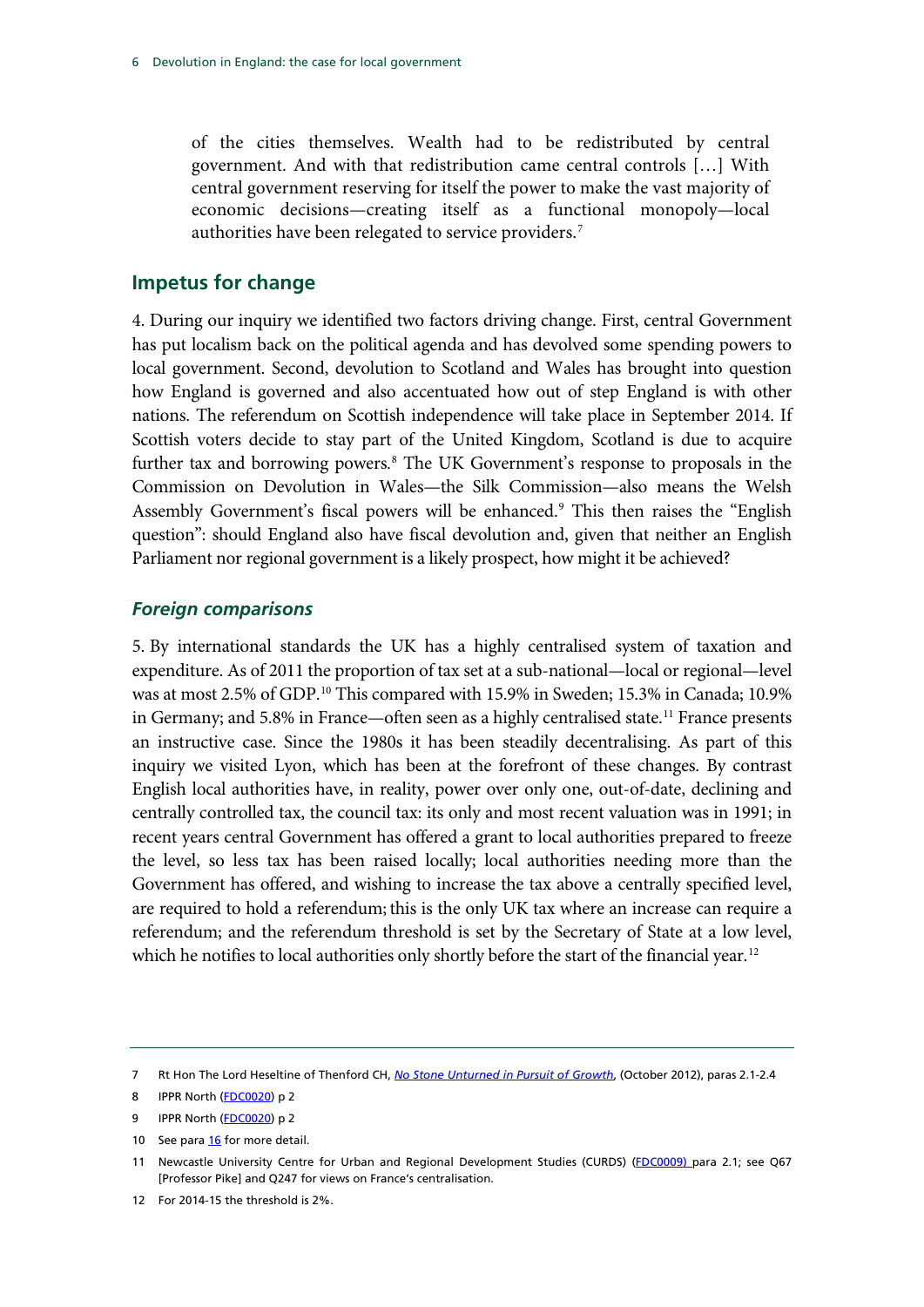> of the cities themselves. Wealth had to be redistributed by central government. And with that redistribution came central controls […] With central government reserving for itself the power to make the vast majority of economic decisions—creating itself as a functional monopoly—local authorities have been relegated to service providers.[7]

## Impetus for change

4. During our inquiry we identified two factors driving change. First, central Government has put localism back on the political agenda and has devolved some spending powers to local government. Second, devolution to Scotland and Wales has brought into question how England is governed and also accentuated how out of step England is with other nations. The referendum on Scottish independence will take place in September 2014. If Scottish voters decide to stay part of the United Kingdom, Scotland is due to acquire further tax and borrowing powers.[8] The UK Government's response to proposals in the Commission on Devolution in Wales—the Silk Commission—also means the Welsh Assembly Government's fiscal powers will be enhanced.[9] This then raises the "English question": should England also have fiscal devolution and, given that neither an English Parliament nor regional government is a likely prospect, how might it be achieved?

### *Foreign comparisons*

5. By international standards the UK has a highly centralised system of taxation and expenditure. As of 2011 the proportion of tax set at a sub-national—local or regional—level was at most 2.5% of GDP.[10] This compared with 15.9% in Sweden; 15.3% in Canada; 10.9% in Germany; and 5.8% in France—often seen as a highly centralised state.[11] France presents an instructive case. Since the 1980s it has been steadily decentralising. As part of this inquiry we visited Lyon, which has been at the forefront of these changes. By contrast English local authorities have, in reality, power over only one, out-of-date, declining and centrally controlled tax, the council tax: its only and most recent valuation was in 1991; in recent years central Government has offered a grant to local authorities prepared to freeze the level, so less tax has been raised locally; local authorities needing more than the Government has offered, and wishing to increase the tax above a centrally specified level, are required to hold a referendum; this is the only UK tax where an increase can require a referendum; and the referendum threshold is set by the Secretary of State at a low level, which he notifies to local authorities only shortly before the start of the financial year.[12]

---

7 Rt Hon The Lord Heseltine of Thenford CH, *No Stone Unturned in Pursuit of Growth*, (October 2012), paras 2.1-2.4

8 IPPR North (FDC0020) p 2

9 IPPR North (FDC0020) p 2

10 See para 16 for more detail.

11 Newcastle University Centre for Urban and Regional Development Studies (CURDS) (FDC0009) para 2.1; see Q67 [Professor Pike] and Q247 for views on France's centralisation.

12 For 2014-15 the threshold is 2%.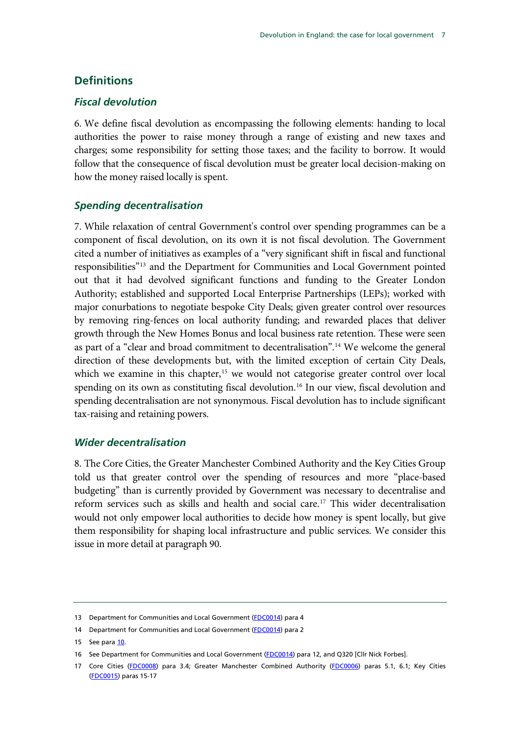## Definitions

### *Fiscal devolution*

6. We define fiscal devolution as encompassing the following elements: handing to local authorities the power to raise money through a range of existing and new taxes and charges; some responsibility for setting those taxes; and the facility to borrow. It would follow that the consequence of fiscal devolution must be greater local decision-making on how the money raised locally is spent.

### *Spending decentralisation*

7. While relaxation of central Government's control over spending programmes can be a component of fiscal devolution, on its own it is not fiscal devolution. The Government cited a number of initiatives as examples of a "very significant shift in fiscal and functional responsibilities"[13] and the Department for Communities and Local Government pointed out that it had devolved significant functions and funding to the Greater London Authority; established and supported Local Enterprise Partnerships (LEPs); worked with major conurbations to negotiate bespoke City Deals; given greater control over resources by removing ring-fences on local authority funding; and rewarded places that deliver growth through the New Homes Bonus and local business rate retention. These were seen as part of a "clear and broad commitment to decentralisation".[14] We welcome the general direction of these developments but, with the limited exception of certain City Deals, which we examine in this chapter,[15] we would not categorise greater control over local spending on its own as constituting fiscal devolution.[16] In our view, fiscal devolution and spending decentralisation are not synonymous. Fiscal devolution has to include significant tax-raising and retaining powers.

### *Wider decentralisation*

8. The Core Cities, the Greater Manchester Combined Authority and the Key Cities Group told us that greater control over the spending of resources and more "place-based budgeting" than is currently provided by Government was necessary to decentralise and reform services such as skills and health and social care.[17] This wider decentralisation would not only empower local authorities to decide how money is spent locally, but give them responsibility for shaping local infrastructure and public services. We consider this issue in more detail at paragraph 90.

---

13 Department for Communities and Local Government (FDC0014) para 4

14 Department for Communities and Local Government (FDC0014) para 2

15 See para 10.

16 See Department for Communities and Local Government (FDC0014) para 12, and Q320 [Cllr Nick Forbes].

17 Core Cities (FDC0008) para 3.4; Greater Manchester Combined Authority (FDC0006) paras 5.1, 6.1; Key Cities (FDC0015) paras 15-17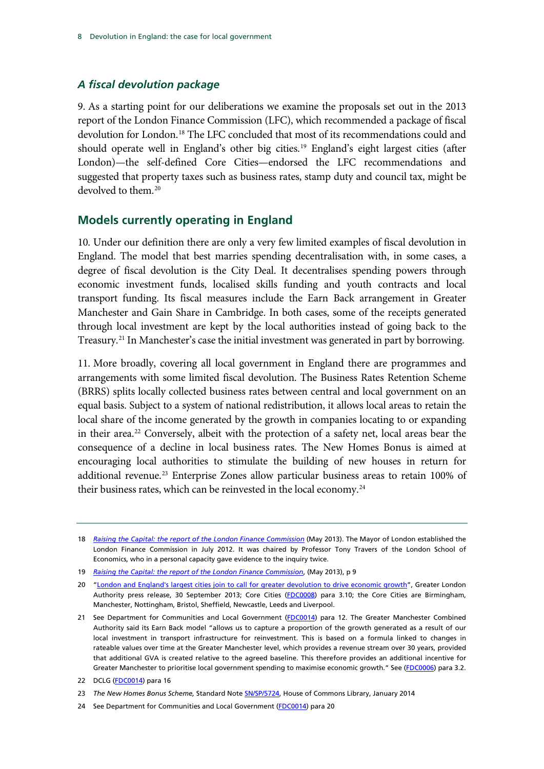### *A fiscal devolution package*

9. As a starting point for our deliberations we examine the proposals set out in the 2013 report of the London Finance Commission (LFC), which recommended a package of fiscal devolution for London.[18] The LFC concluded that most of its recommendations could and should operate well in England's other big cities.[19] England's eight largest cities (after London)—the self-defined Core Cities—endorsed the LFC recommendations and suggested that property taxes such as business rates, stamp duty and council tax, might be devolved to them.[20]

## Models currently operating in England

10. Under our definition there are only a very few limited examples of fiscal devolution in England. The model that best marries spending decentralisation with, in some cases, a degree of fiscal devolution is the City Deal. It decentralises spending powers through economic investment funds, localised skills funding and youth contracts and local transport funding. Its fiscal measures include the Earn Back arrangement in Greater Manchester and Gain Share in Cambridge. In both cases, some of the receipts generated through local investment are kept by the local authorities instead of going back to the Treasury.[21] In Manchester's case the initial investment was generated in part by borrowing.

11. More broadly, covering all local government in England there are programmes and arrangements with some limited fiscal devolution. The Business Rates Retention Scheme (BRRS) splits locally collected business rates between central and local government on an equal basis. Subject to a system of national redistribution, it allows local areas to retain the local share of the income generated by the growth in companies locating to or expanding in their area.[22] Conversely, albeit with the protection of a safety net, local areas bear the consequence of a decline in local business rates. The New Homes Bonus is aimed at encouraging local authorities to stimulate the building of new houses in return for additional revenue.[23] Enterprise Zones allow particular business areas to retain 100% of their business rates, which can be reinvested in the local economy.[24]

---

18 *Raising the Capital: the report of the London Finance Commission* (May 2013). The Mayor of London established the London Finance Commission in July 2012. It was chaired by Professor Tony Travers of the London School of Economics, who in a personal capacity gave evidence to the inquiry twice.

19 *Raising the Capital: the report of the London Finance Commission*, (May 2013), p 9

20 "London and England's largest cities join to call for greater devolution to drive economic growth", Greater London Authority press release, 30 September 2013; Core Cities (FDC0008) para 3.10; the Core Cities are Birmingham, Manchester, Nottingham, Bristol, Sheffield, Newcastle, Leeds and Liverpool.

21 See Department for Communities and Local Government (FDC0014) para 12. The Greater Manchester Combined Authority said its Earn Back model "allows us to capture a proportion of the growth generated as a result of our local investment in transport infrastructure for reinvestment. This is based on a formula linked to changes in rateable values over time at the Greater Manchester level, which provides a revenue stream over 30 years, provided that additional GVA is created relative to the agreed baseline. This therefore provides an additional incentive for Greater Manchester to prioritise local government spending to maximise economic growth." See (FDC0006) para 3.2.

22 DCLG (FDC0014) para 16

23 *The New Homes Bonus Scheme,* Standard Note SN/SP/5724, House of Commons Library, January 2014

24 See Department for Communities and Local Government (FDC0014) para 20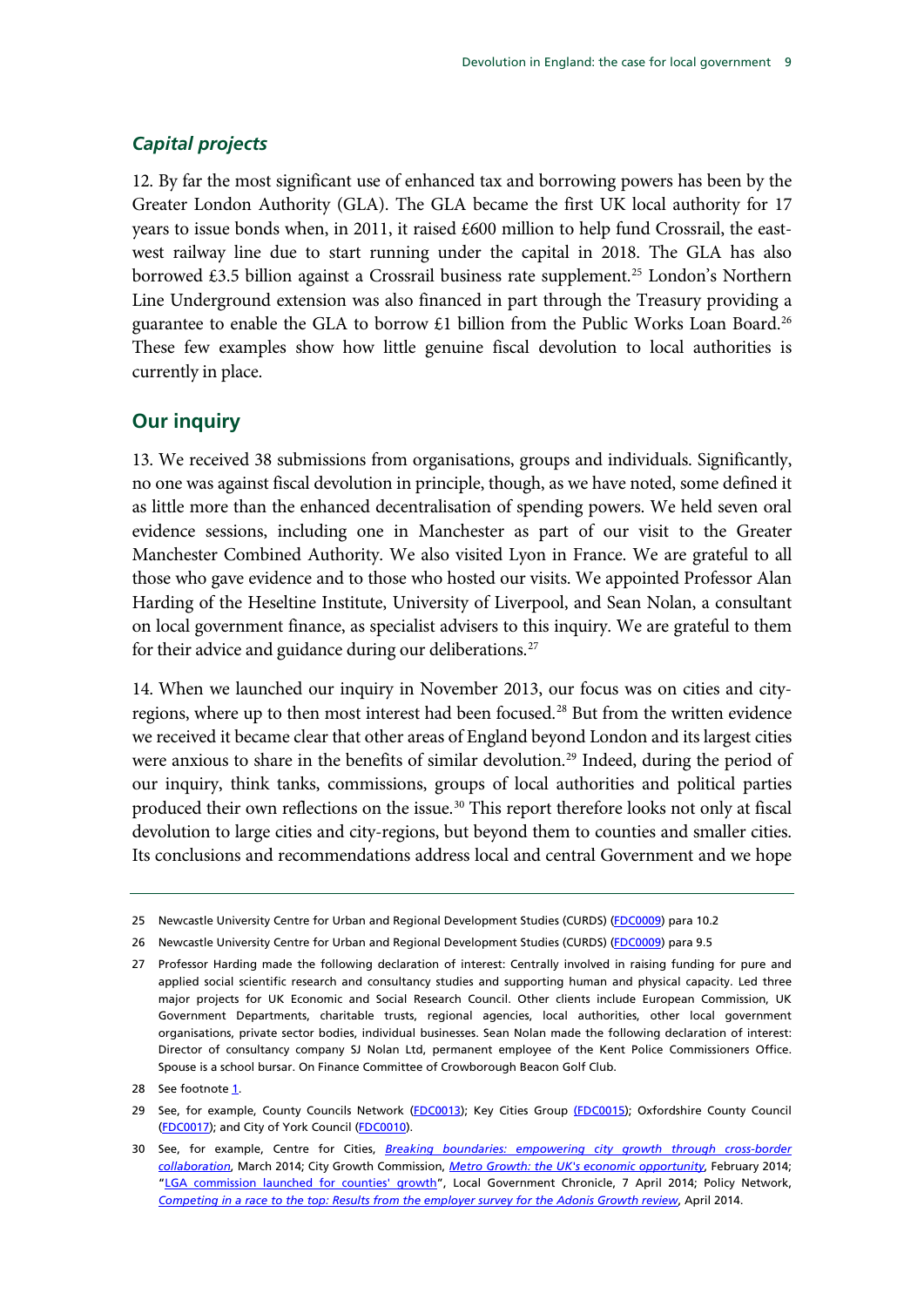### *Capital projects*

12. By far the most significant use of enhanced tax and borrowing powers has been by the Greater London Authority (GLA). The GLA became the first UK local authority for 17 years to issue bonds when, in 2011, it raised £600 million to help fund Crossrail, the east-west railway line due to start running under the capital in 2018. The GLA has also borrowed £3.5 billion against a Crossrail business rate supplement.[25] London's Northern Line Underground extension was also financed in part through the Treasury providing a guarantee to enable the GLA to borrow £1 billion from the Public Works Loan Board.[26] These few examples show how little genuine fiscal devolution to local authorities is currently in place.

## Our inquiry

13. We received 38 submissions from organisations, groups and individuals. Significantly, no one was against fiscal devolution in principle, though, as we have noted, some defined it as little more than the enhanced decentralisation of spending powers. We held seven oral evidence sessions, including one in Manchester as part of our visit to the Greater Manchester Combined Authority. We also visited Lyon in France. We are grateful to all those who gave evidence and to those who hosted our visits. We appointed Professor Alan Harding of the Heseltine Institute, University of Liverpool, and Sean Nolan, a consultant on local government finance, as specialist advisers to this inquiry. We are grateful to them for their advice and guidance during our deliberations.[27]

14. When we launched our inquiry in November 2013, our focus was on cities and city-regions, where up to then most interest had been focused.[28] But from the written evidence we received it became clear that other areas of England beyond London and its largest cities were anxious to share in the benefits of similar devolution.[29] Indeed, during the period of our inquiry, think tanks, commissions, groups of local authorities and political parties produced their own reflections on the issue.[30] This report therefore looks not only at fiscal devolution to large cities and city-regions, but beyond them to counties and smaller cities. Its conclusions and recommendations address local and central Government and we hope

---

25 Newcastle University Centre for Urban and Regional Development Studies (CURDS) (FDC0009) para 10.2

26 Newcastle University Centre for Urban and Regional Development Studies (CURDS) (FDC0009) para 9.5

27 Professor Harding made the following declaration of interest: Centrally involved in raising funding for pure and applied social scientific research and consultancy studies and supporting human and physical capacity. Led three major projects for UK Economic and Social Research Council. Other clients include European Commission, UK Government Departments, charitable trusts, regional agencies, local authorities, other local government organisations, private sector bodies, individual businesses. Sean Nolan made the following declaration of interest: Director of consultancy company SJ Nolan Ltd, permanent employee of the Kent Police Commissioners Office. Spouse is a school bursar. On Finance Committee of Crowborough Beacon Golf Club.

28 See footnote 1.

29 See, for example, County Councils Network (FDC0013); Key Cities Group (FDC0015); Oxfordshire County Council (FDC0017); and City of York Council (FDC0010).

30 See, for example, Centre for Cities, *Breaking boundaries: empowering city growth through cross-border collaboration*, March 2014; City Growth Commission, *Metro Growth: the UK's economic opportunity*, February 2014; "LGA commission launched for counties' growth", Local Government Chronicle, 7 April 2014; Policy Network, *Competing in a race to the top: Results from the employer survey for the Adonis Growth review*, April 2014.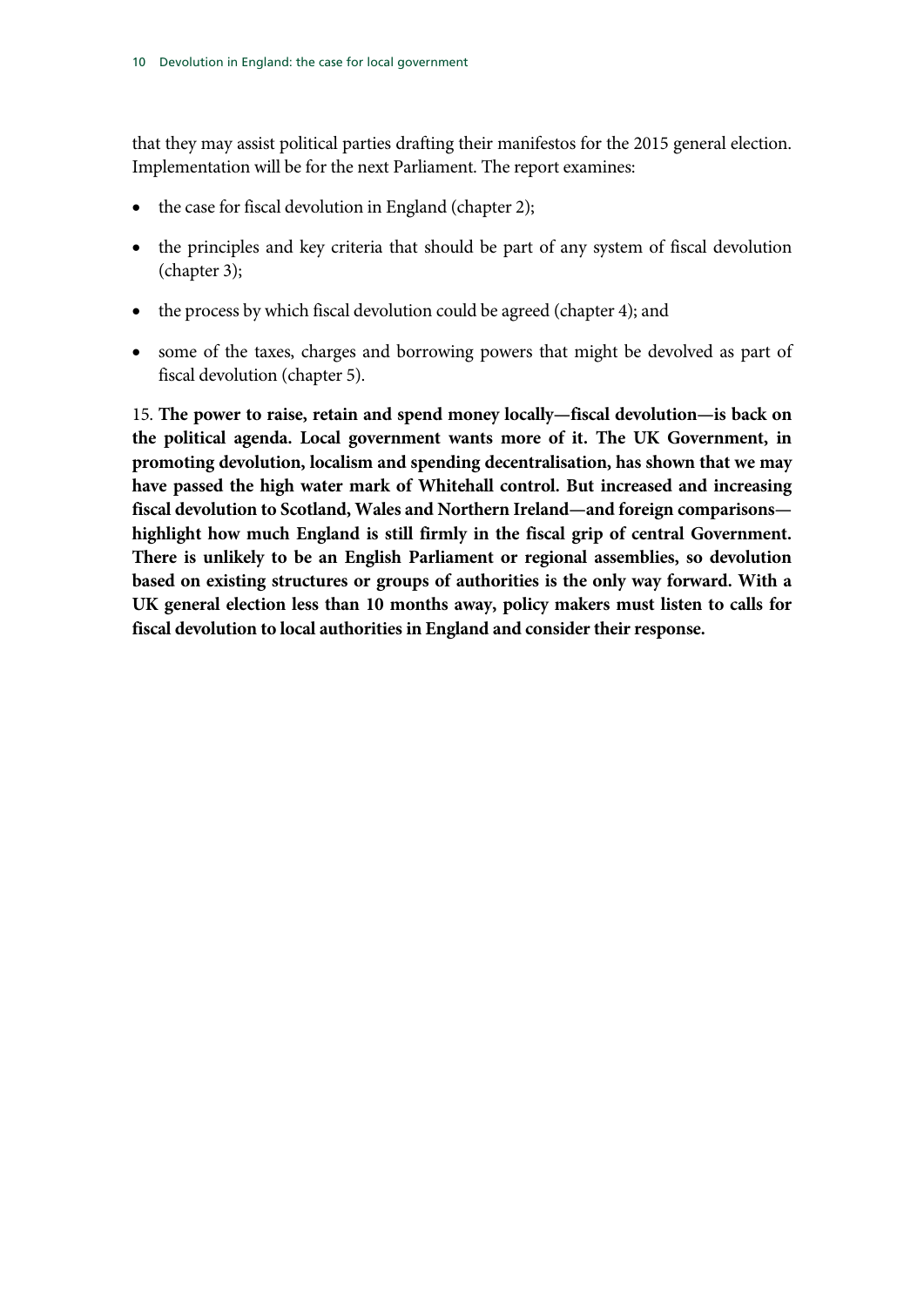that they may assist political parties drafting their manifestos for the 2015 general election. Implementation will be for the next Parliament. The report examines:

- the case for fiscal devolution in England (chapter 2);
- the principles and key criteria that should be part of any system of fiscal devolution (chapter 3);
- the process by which fiscal devolution could be agreed (chapter 4); and
- some of the taxes, charges and borrowing powers that might be devolved as part of fiscal devolution (chapter 5).

15. **The power to raise, retain and spend money locally—fiscal devolution—is back on the political agenda. Local government wants more of it. The UK Government, in promoting devolution, localism and spending decentralisation, has shown that we may have passed the high water mark of Whitehall control. But increased and increasing fiscal devolution to Scotland, Wales and Northern Ireland—and foreign comparisons—highlight how much England is still firmly in the fiscal grip of central Government. There is unlikely to be an English Parliament or regional assemblies, so devolution based on existing structures or groups of authorities is the only way forward. With a UK general election less than 10 months away, policy makers must listen to calls for fiscal devolution to local authorities in England and consider their response.**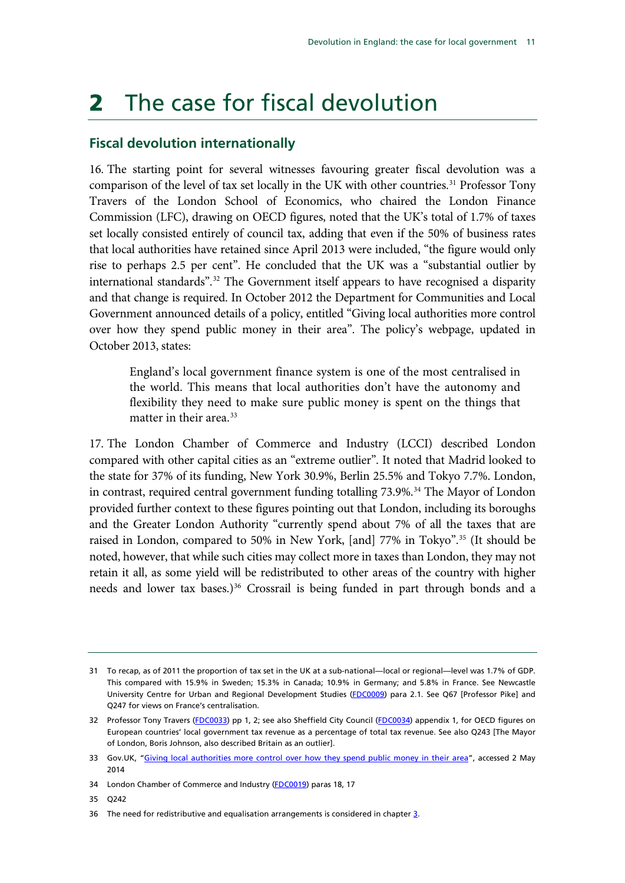# 2 The case for fiscal devolution

## Fiscal devolution internationally

16. The starting point for several witnesses favouring greater fiscal devolution was a comparison of the level of tax set locally in the UK with other countries.[31] Professor Tony Travers of the London School of Economics, who chaired the London Finance Commission (LFC), drawing on OECD figures, noted that the UK's total of 1.7% of taxes set locally consisted entirely of council tax, adding that even if the 50% of business rates that local authorities have retained since April 2013 were included, "the figure would only rise to perhaps 2.5 per cent". He concluded that the UK was a "substantial outlier by international standards".[32] The Government itself appears to have recognised a disparity and that change is required. In October 2012 the Department for Communities and Local Government announced details of a policy, entitled "Giving local authorities more control over how they spend public money in their area". The policy's webpage, updated in October 2013, states:

> England's local government finance system is one of the most centralised in the world. This means that local authorities don't have the autonomy and flexibility they need to make sure public money is spent on the things that matter in their area.[33]

17. The London Chamber of Commerce and Industry (LCCI) described London compared with other capital cities as an "extreme outlier". It noted that Madrid looked to the state for 37% of its funding, New York 30.9%, Berlin 25.5% and Tokyo 7.7%. London, in contrast, required central government funding totalling 73.9%.[34] The Mayor of London provided further context to these figures pointing out that London, including its boroughs and the Greater London Authority "currently spend about 7% of all the taxes that are raised in London, compared to 50% in New York, [and] 77% in Tokyo".[35] (It should be noted, however, that while such cities may collect more in taxes than London, they may not retain it all, as some yield will be redistributed to other areas of the country with higher needs and lower tax bases.)[36] Crossrail is being funded in part through bonds and a

---

31 To recap, as of 2011 the proportion of tax set in the UK at a sub-national—local or regional—level was 1.7% of GDP. This compared with 15.9% in Sweden; 15.3% in Canada; 10.9% in Germany; and 5.8% in France. See Newcastle University Centre for Urban and Regional Development Studies (FDC0009) para 2.1. See Q67 [Professor Pike] and Q247 for views on France's centralisation.

32 Professor Tony Travers (FDC0033) pp 1, 2; see also Sheffield City Council (FDC0034) appendix 1, for OECD figures on European countries' local government tax revenue as a percentage of total tax revenue. See also Q243 [The Mayor of London, Boris Johnson, also described Britain as an outlier].

33 Gov.UK, "Giving local authorities more control over how they spend public money in their area", accessed 2 May 2014

34 London Chamber of Commerce and Industry (FDC0019) paras 18, 17

35 Q242

36 The need for redistributive and equalisation arrangements is considered in chapter 3.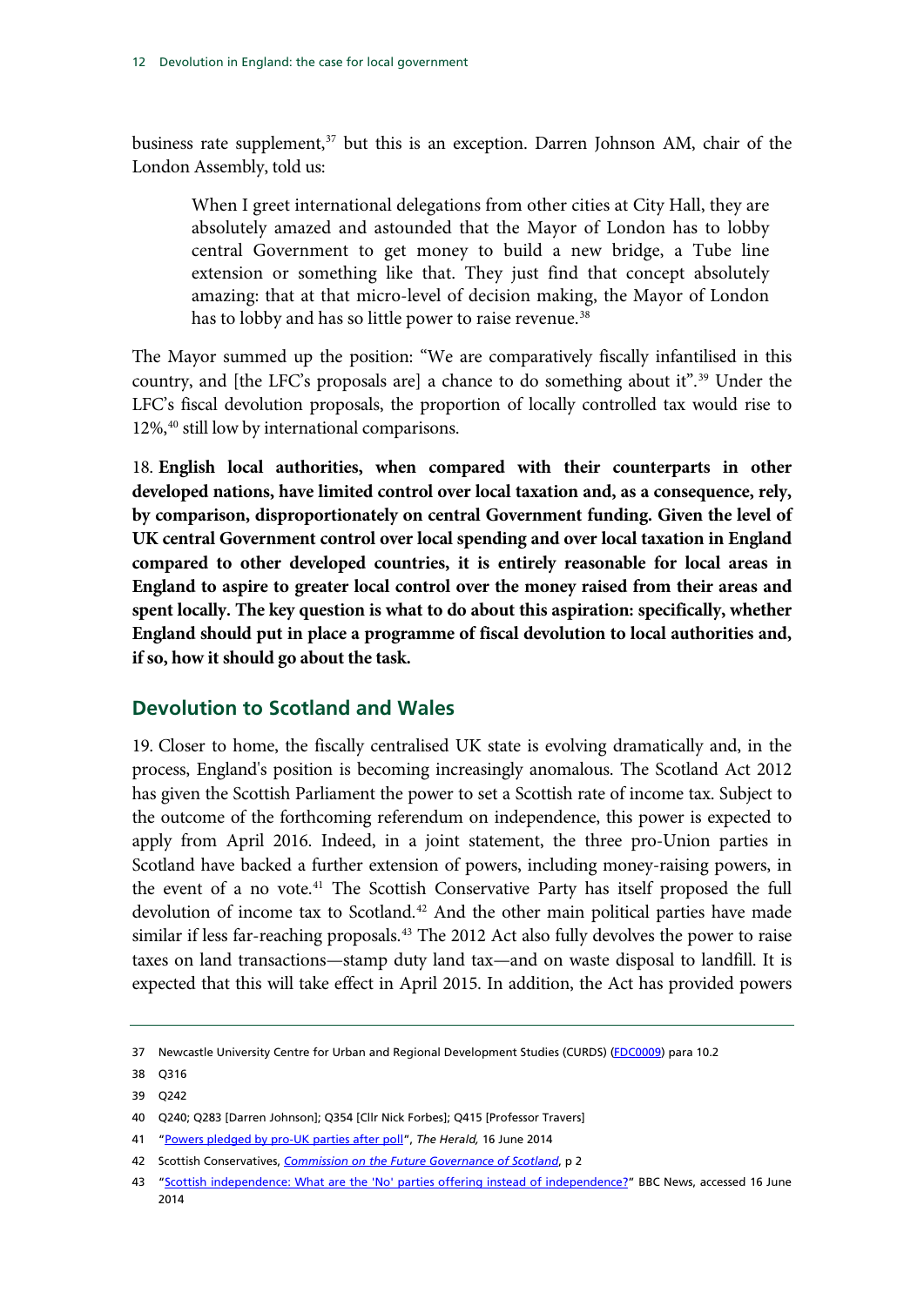business rate supplement,[37] but this is an exception. Darren Johnson AM, chair of the London Assembly, told us:

> When I greet international delegations from other cities at City Hall, they are absolutely amazed and astounded that the Mayor of London has to lobby central Government to get money to build a new bridge, a Tube line extension or something like that. They just find that concept absolutely amazing: that at that micro-level of decision making, the Mayor of London has to lobby and has so little power to raise revenue.[38]

The Mayor summed up the position: "We are comparatively fiscally infantilised in this country, and [the LFC's proposals are] a chance to do something about it".[39] Under the LFC's fiscal devolution proposals, the proportion of locally controlled tax would rise to 12%,[40] still low by international comparisons.

18. **English local authorities, when compared with their counterparts in other developed nations, have limited control over local taxation and, as a consequence, rely, by comparison, disproportionately on central Government funding. Given the level of UK central Government control over local spending and over local taxation in England compared to other developed countries, it is entirely reasonable for local areas in England to aspire to greater local control over the money raised from their areas and spent locally. The key question is what to do about this aspiration: specifically, whether England should put in place a programme of fiscal devolution to local authorities and, if so, how it should go about the task.**

## Devolution to Scotland and Wales

19. Closer to home, the fiscally centralised UK state is evolving dramatically and, in the process, England's position is becoming increasingly anomalous. The Scotland Act 2012 has given the Scottish Parliament the power to set a Scottish rate of income tax. Subject to the outcome of the forthcoming referendum on independence, this power is expected to apply from April 2016. Indeed, in a joint statement, the three pro-Union parties in Scotland have backed a further extension of powers, including money-raising powers, in the event of a no vote.[41] The Scottish Conservative Party has itself proposed the full devolution of income tax to Scotland.[42] And the other main political parties have made similar if less far-reaching proposals.[43] The 2012 Act also fully devolves the power to raise taxes on land transactions—stamp duty land tax—and on waste disposal to landfill. It is expected that this will take effect in April 2015. In addition, the Act has provided powers

---

37 Newcastle University Centre for Urban and Regional Development Studies (CURDS) (FDC0009) para 10.2

38 Q316

39 Q242

40 Q240; Q283 [Darren Johnson]; Q354 [Cllr Nick Forbes]; Q415 [Professor Travers]

41 "Powers pledged by pro-UK parties after poll", *The Herald,* 16 June 2014

42 Scottish Conservatives, *Commission on the Future Governance of Scotland*, p 2

43 "Scottish independence: What are the 'No' parties offering instead of independence?" BBC News, accessed 16 June 2014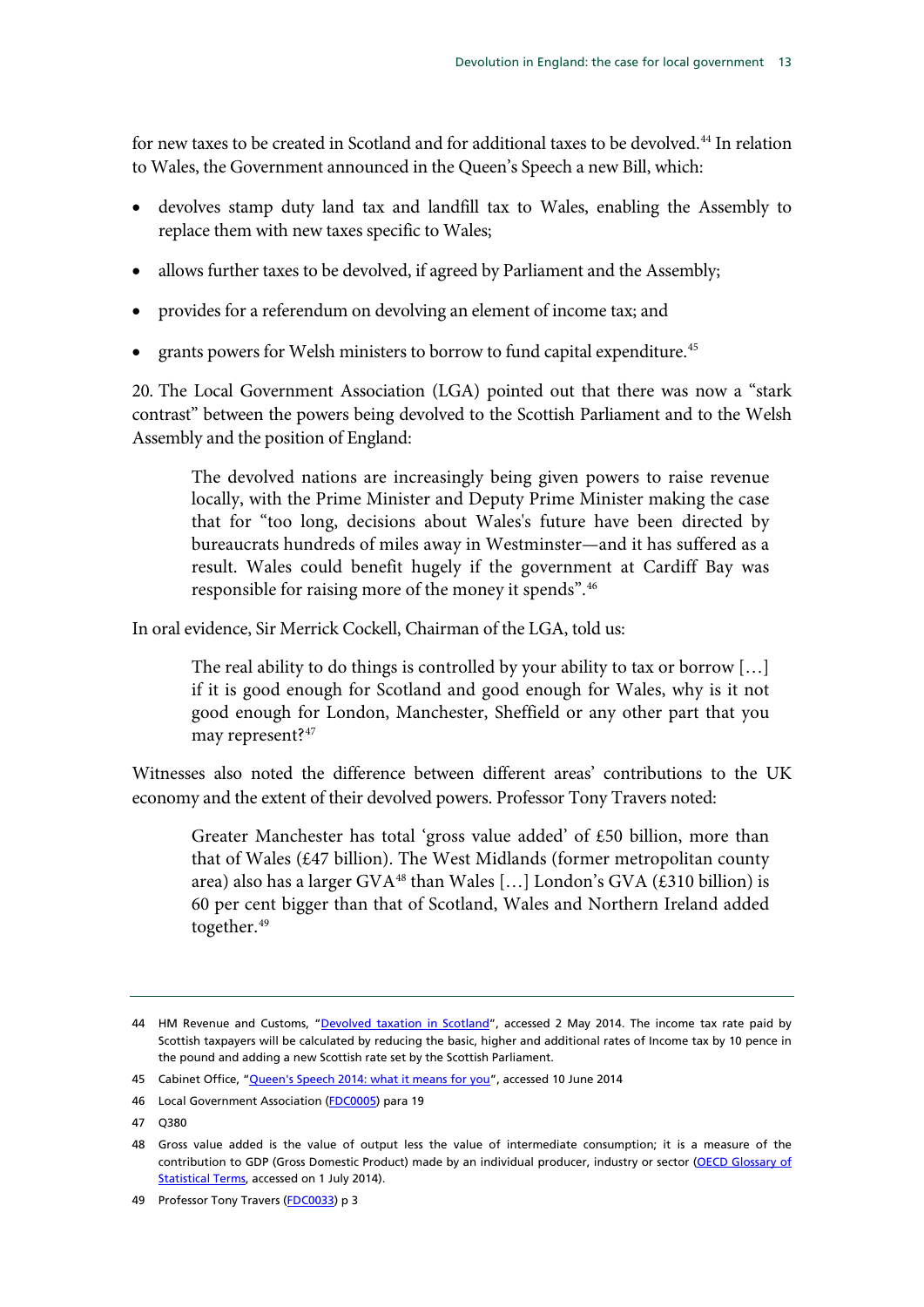for new taxes to be created in Scotland and for additional taxes to be devolved.[44] In relation to Wales, the Government announced in the Queen's Speech a new Bill, which:

- devolves stamp duty land tax and landfill tax to Wales, enabling the Assembly to replace them with new taxes specific to Wales;
- allows further taxes to be devolved, if agreed by Parliament and the Assembly;
- provides for a referendum on devolving an element of income tax; and
- grants powers for Welsh ministers to borrow to fund capital expenditure.[45]

20. The Local Government Association (LGA) pointed out that there was now a "stark contrast" between the powers being devolved to the Scottish Parliament and to the Welsh Assembly and the position of England:

> The devolved nations are increasingly being given powers to raise revenue locally, with the Prime Minister and Deputy Prime Minister making the case that for "too long, decisions about Wales's future have been directed by bureaucrats hundreds of miles away in Westminster—and it has suffered as a result. Wales could benefit hugely if the government at Cardiff Bay was responsible for raising more of the money it spends".[46]

In oral evidence, Sir Merrick Cockell, Chairman of the LGA, told us:

> The real ability to do things is controlled by your ability to tax or borrow […] if it is good enough for Scotland and good enough for Wales, why is it not good enough for London, Manchester, Sheffield or any other part that you may represent?[47]

Witnesses also noted the difference between different areas' contributions to the UK economy and the extent of their devolved powers. Professor Tony Travers noted:

> Greater Manchester has total 'gross value added' of £50 billion, more than that of Wales (£47 billion). The West Midlands (former metropolitan county area) also has a larger GVA[48] than Wales […] London's GVA (£310 billion) is 60 per cent bigger than that of Scotland, Wales and Northern Ireland added together.[49]

---

44 HM Revenue and Customs, "Devolved taxation in Scotland", accessed 2 May 2014. The income tax rate paid by Scottish taxpayers will be calculated by reducing the basic, higher and additional rates of Income tax by 10 pence in the pound and adding a new Scottish rate set by the Scottish Parliament.

45 Cabinet Office, "Queen's Speech 2014: what it means for you", accessed 10 June 2014

46 Local Government Association (FDC0005) para 19

47 Q380

48 Gross value added is the value of output less the value of intermediate consumption; it is a measure of the contribution to GDP (Gross Domestic Product) made by an individual producer, industry or sector (OECD Glossary of Statistical Terms, accessed on 1 July 2014).

49 Professor Tony Travers (FDC0033) p 3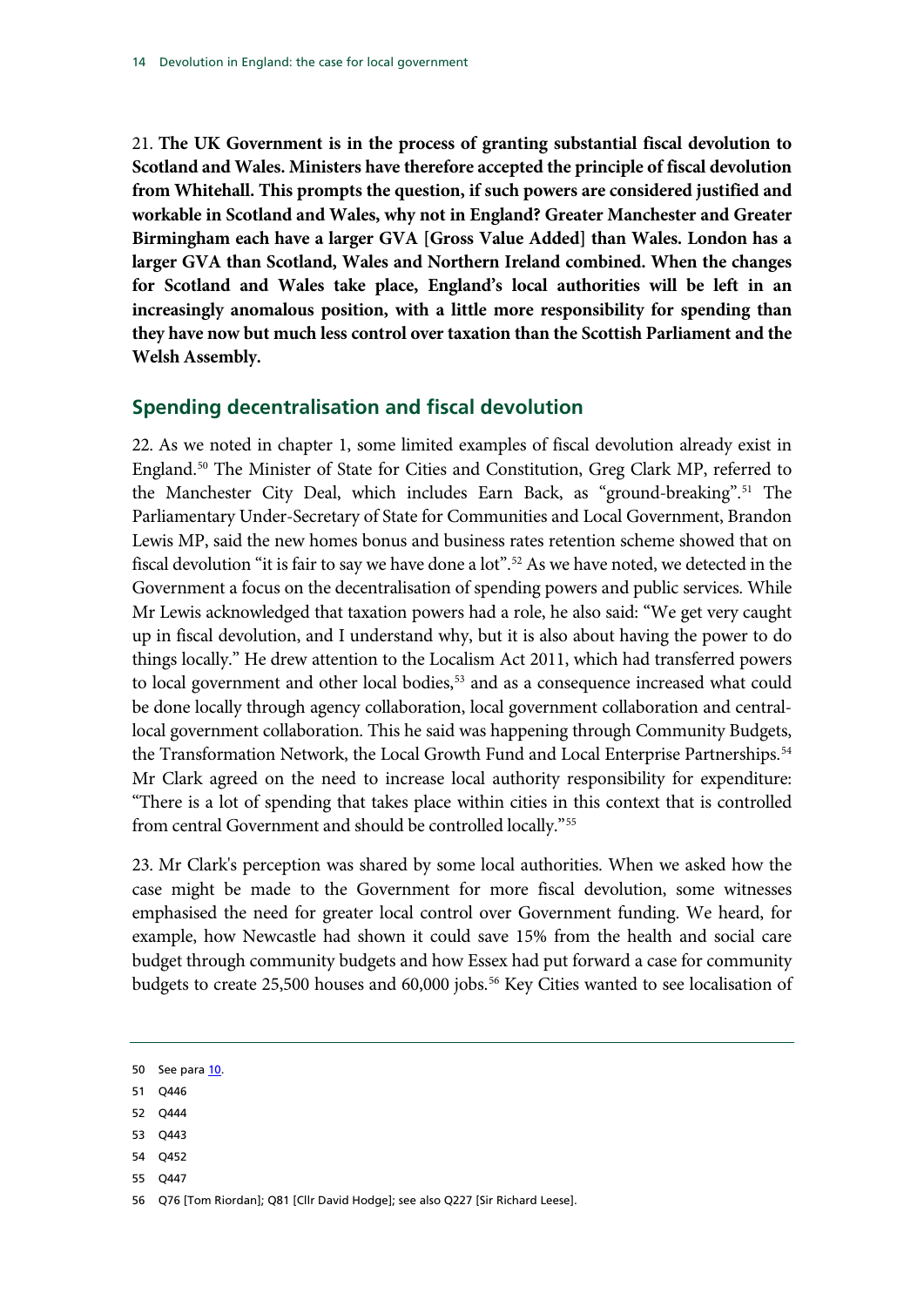21. **The UK Government is in the process of granting substantial fiscal devolution to Scotland and Wales. Ministers have therefore accepted the principle of fiscal devolution from Whitehall. This prompts the question, if such powers are considered justified and workable in Scotland and Wales, why not in England? Greater Manchester and Greater Birmingham each have a larger GVA [Gross Value Added] than Wales. London has a larger GVA than Scotland, Wales and Northern Ireland combined. When the changes for Scotland and Wales take place, England's local authorities will be left in an increasingly anomalous position, with a little more responsibility for spending than they have now but much less control over taxation than the Scottish Parliament and the Welsh Assembly.**

## Spending decentralisation and fiscal devolution

22. As we noted in chapter 1, some limited examples of fiscal devolution already exist in England.[50] The Minister of State for Cities and Constitution, Greg Clark MP, referred to the Manchester City Deal, which includes Earn Back, as "ground-breaking".[51] The Parliamentary Under-Secretary of State for Communities and Local Government, Brandon Lewis MP, said the new homes bonus and business rates retention scheme showed that on fiscal devolution "it is fair to say we have done a lot".[52] As we have noted, we detected in the Government a focus on the decentralisation of spending powers and public services. While Mr Lewis acknowledged that taxation powers had a role, he also said: "We get very caught up in fiscal devolution, and I understand why, but it is also about having the power to do things locally." He drew attention to the Localism Act 2011, which had transferred powers to local government and other local bodies,[53] and as a consequence increased what could be done locally through agency collaboration, local government collaboration and central-local government collaboration. This he said was happening through Community Budgets, the Transformation Network, the Local Growth Fund and Local Enterprise Partnerships.[54] Mr Clark agreed on the need to increase local authority responsibility for expenditure: "There is a lot of spending that takes place within cities in this context that is controlled from central Government and should be controlled locally."[55]

23. Mr Clark's perception was shared by some local authorities. When we asked how the case might be made to the Government for more fiscal devolution, some witnesses emphasised the need for greater local control over Government funding. We heard, for example, how Newcastle had shown it could save 15% from the health and social care budget through community budgets and how Essex had put forward a case for community budgets to create 25,500 houses and 60,000 jobs.[56] Key Cities wanted to see localisation of

50 See para 10.

51 Q446

52 Q444

53 Q443

54 Q452

55 Q447

56 Q76 [Tom Riordan]; Q81 [Cllr David Hodge]; see also Q227 [Sir Richard Leese].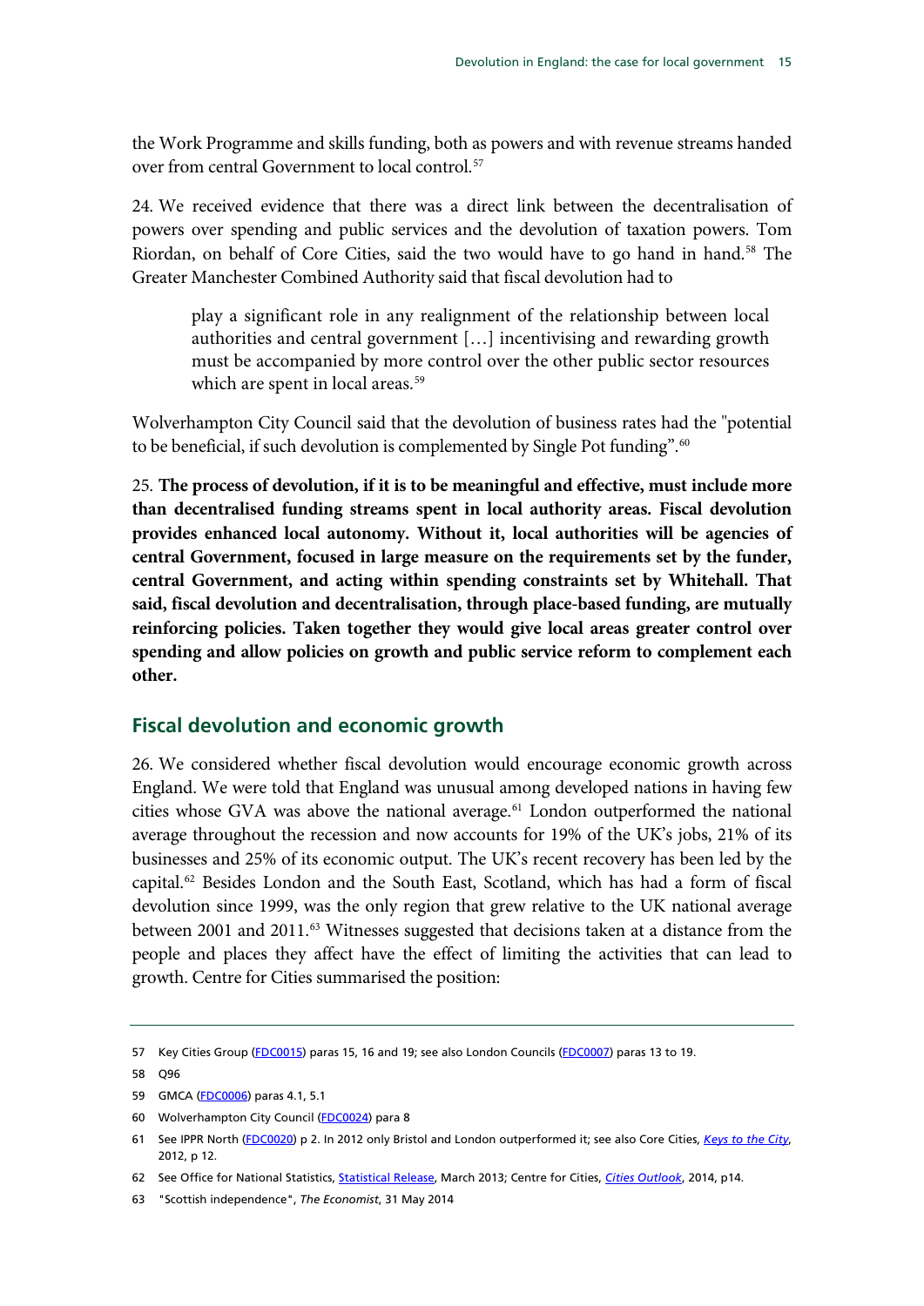the Work Programme and skills funding, both as powers and with revenue streams handed over from central Government to local control.[57]

24. We received evidence that there was a direct link between the decentralisation of powers over spending and public services and the devolution of taxation powers. Tom Riordan, on behalf of Core Cities, said the two would have to go hand in hand.[58] The Greater Manchester Combined Authority said that fiscal devolution had to

> play a significant role in any realignment of the relationship between local authorities and central government […] incentivising and rewarding growth must be accompanied by more control over the other public sector resources which are spent in local areas.[59]

Wolverhampton City Council said that the devolution of business rates had the "potential to be beneficial, if such devolution is complemented by Single Pot funding".[60]

25. **The process of devolution, if it is to be meaningful and effective, must include more than decentralised funding streams spent in local authority areas. Fiscal devolution provides enhanced local autonomy. Without it, local authorities will be agencies of central Government, focused in large measure on the requirements set by the funder, central Government, and acting within spending constraints set by Whitehall. That said, fiscal devolution and decentralisation, through place-based funding, are mutually reinforcing policies. Taken together they would give local areas greater control over spending and allow policies on growth and public service reform to complement each other.**

## Fiscal devolution and economic growth

26. We considered whether fiscal devolution would encourage economic growth across England. We were told that England was unusual among developed nations in having few cities whose GVA was above the national average.[61] London outperformed the national average throughout the recession and now accounts for 19% of the UK's jobs, 21% of its businesses and 25% of its economic output. The UK's recent recovery has been led by the capital.[62] Besides London and the South East, Scotland, which has had a form of fiscal devolution since 1999, was the only region that grew relative to the UK national average between 2001 and 2011.[63] Witnesses suggested that decisions taken at a distance from the people and places they affect have the effect of limiting the activities that can lead to growth. Centre for Cities summarised the position:

---

57 Key Cities Group (FDC0015) paras 15, 16 and 19; see also London Councils (FDC0007) paras 13 to 19.

58 Q96

59 GMCA (FDC0006) paras 4.1, 5.1

60 Wolverhampton City Council (FDC0024) para 8

61 See IPPR North (FDC0020) p 2. In 2012 only Bristol and London outperformed it; see also Core Cities, *Keys to the City*, 2012, p 12.

62 See Office for National Statistics, Statistical Release, March 2013; Centre for Cities, *Cities Outlook*, 2014, p14.

63 "Scottish independence", *The Economist*, 31 May 2014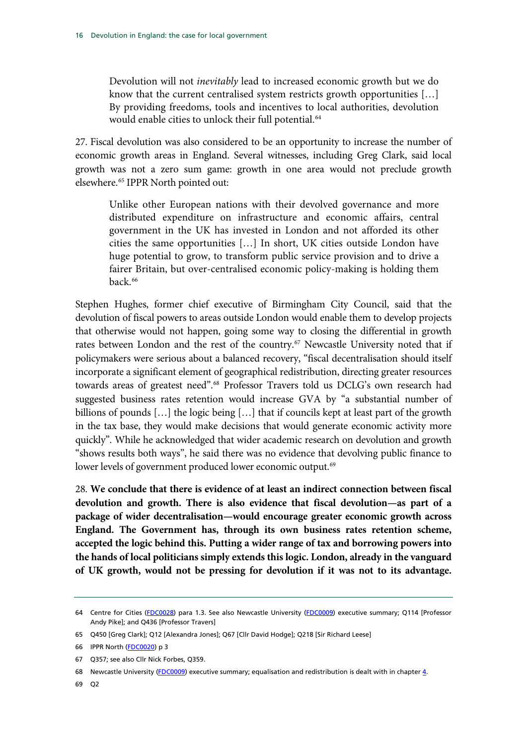> Devolution will not *inevitably* lead to increased economic growth but we do know that the current centralised system restricts growth opportunities […] By providing freedoms, tools and incentives to local authorities, devolution would enable cities to unlock their full potential.[64]

27. Fiscal devolution was also considered to be an opportunity to increase the number of economic growth areas in England. Several witnesses, including Greg Clark, said local growth was not a zero sum game: growth in one area would not preclude growth elsewhere.[65] IPPR North pointed out:

> Unlike other European nations with their devolved governance and more distributed expenditure on infrastructure and economic affairs, central government in the UK has invested in London and not afforded its other cities the same opportunities […] In short, UK cities outside London have huge potential to grow, to transform public service provision and to drive a fairer Britain, but over-centralised economic policy-making is holding them back.[66]

Stephen Hughes, former chief executive of Birmingham City Council, said that the devolution of fiscal powers to areas outside London would enable them to develop projects that otherwise would not happen, going some way to closing the differential in growth rates between London and the rest of the country.[67] Newcastle University noted that if policymakers were serious about a balanced recovery, "fiscal decentralisation should itself incorporate a significant element of geographical redistribution, directing greater resources towards areas of greatest need".[68] Professor Travers told us DCLG's own research had suggested business rates retention would increase GVA by "a substantial number of billions of pounds […] the logic being […] that if councils kept at least part of the growth in the tax base, they would make decisions that would generate economic activity more quickly". While he acknowledged that wider academic research on devolution and growth "shows results both ways", he said there was no evidence that devolving public finance to lower levels of government produced lower economic output.[69]

28. **We conclude that there is evidence of at least an indirect connection between fiscal devolution and growth. There is also evidence that fiscal devolution—as part of a package of wider decentralisation—would encourage greater economic growth across England. The Government has, through its own business rates retention scheme, accepted the logic behind this. Putting a wider range of tax and borrowing powers into the hands of local politicians simply extends this logic. London, already in the vanguard of UK growth, would not be pressing for devolution if it was not to its advantage.**

---

64 Centre for Cities (FDC0028) para 1.3. See also Newcastle University (FDC0009) executive summary; Q114 [Professor Andy Pike]; and Q436 [Professor Travers]

65 Q450 [Greg Clark]; Q12 [Alexandra Jones]; Q67 [Cllr David Hodge]; Q218 [Sir Richard Leese]

66 IPPR North (FDC0020) p 3

67 Q357; see also Cllr Nick Forbes, Q359.

68 Newcastle University (FDC0009) executive summary; equalisation and redistribution is dealt with in chapter 4.

69 Q2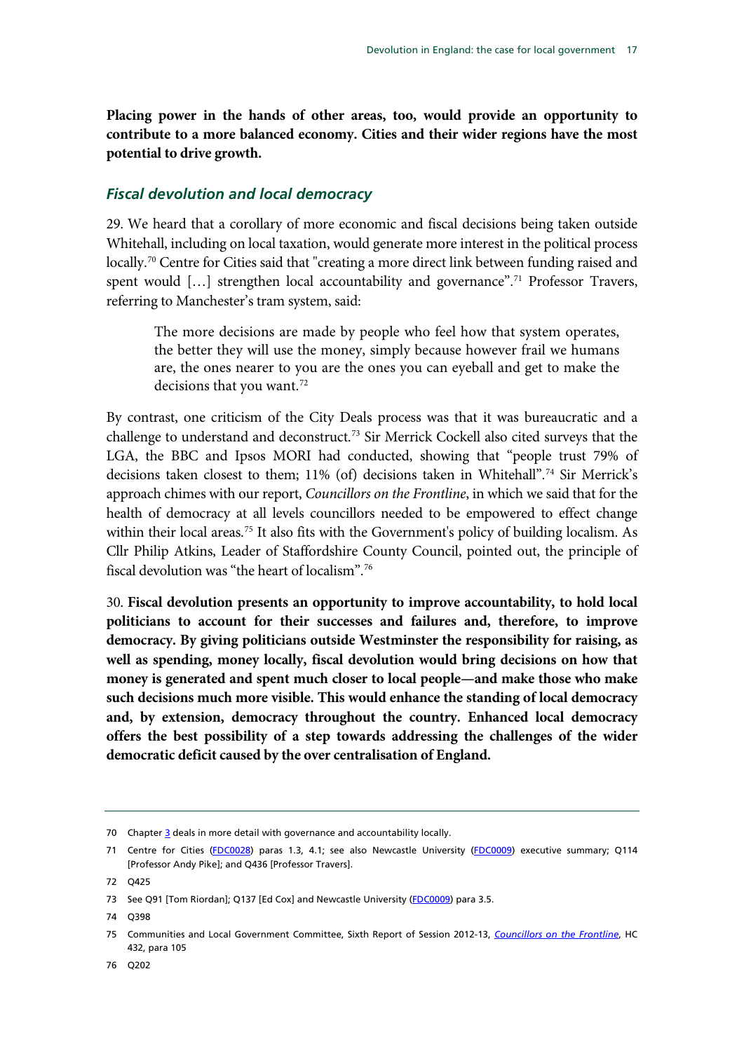**Placing power in the hands of other areas, too, would provide an opportunity to contribute to a more balanced economy. Cities and their wider regions have the most potential to drive growth.**

### *Fiscal devolution and local democracy*

29. We heard that a corollary of more economic and fiscal decisions being taken outside Whitehall, including on local taxation, would generate more interest in the political process locally.[70] Centre for Cities said that "creating a more direct link between funding raised and spent would […] strengthen local accountability and governance".[71] Professor Travers, referring to Manchester's tram system, said:

> The more decisions are made by people who feel how that system operates, the better they will use the money, simply because however frail we humans are, the ones nearer to you are the ones you can eyeball and get to make the decisions that you want.[72]

By contrast, one criticism of the City Deals process was that it was bureaucratic and a challenge to understand and deconstruct.[73] Sir Merrick Cockell also cited surveys that the LGA, the BBC and Ipsos MORI had conducted, showing that "people trust 79% of decisions taken closest to them; 11% (of) decisions taken in Whitehall".[74] Sir Merrick's approach chimes with our report, *Councillors on the Frontline*, in which we said that for the health of democracy at all levels councillors needed to be empowered to effect change within their local areas.[75] It also fits with the Government's policy of building localism. As Cllr Philip Atkins, Leader of Staffordshire County Council, pointed out, the principle of fiscal devolution was "the heart of localism".[76]

30. **Fiscal devolution presents an opportunity to improve accountability, to hold local politicians to account for their successes and failures and, therefore, to improve democracy. By giving politicians outside Westminster the responsibility for raising, as well as spending, money locally, fiscal devolution would bring decisions on how that money is generated and spent much closer to local people—and make those who make such decisions much more visible. This would enhance the standing of local democracy and, by extension, democracy throughout the country. Enhanced local democracy offers the best possibility of a step towards addressing the challenges of the wider democratic deficit caused by the over centralisation of England.**

---

70 Chapter 3 deals in more detail with governance and accountability locally.

71 Centre for Cities (FDC0028) paras 1.3, 4.1; see also Newcastle University (FDC0009) executive summary; Q114 [Professor Andy Pike]; and Q436 [Professor Travers].

72 Q425

73 See Q91 [Tom Riordan]; Q137 [Ed Cox] and Newcastle University (FDC0009) para 3.5.

74 Q398

75 Communities and Local Government Committee, Sixth Report of Session 2012-13, *Councillors on the Frontline*, HC 432, para 105

76 Q202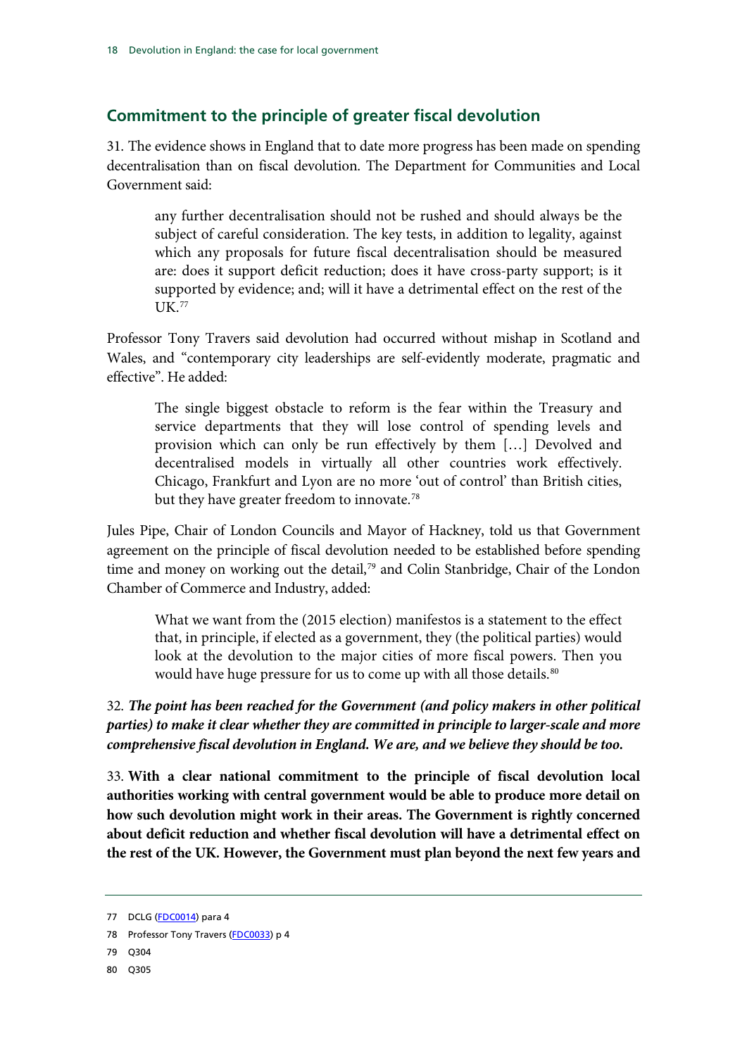## Commitment to the principle of greater fiscal devolution

31. The evidence shows in England that to date more progress has been made on spending decentralisation than on fiscal devolution. The Department for Communities and Local Government said:

> any further decentralisation should not be rushed and should always be the subject of careful consideration. The key tests, in addition to legality, against which any proposals for future fiscal decentralisation should be measured are: does it support deficit reduction; does it have cross-party support; is it supported by evidence; and; will it have a detrimental effect on the rest of the UK.[77]

Professor Tony Travers said devolution had occurred without mishap in Scotland and Wales, and "contemporary city leaderships are self-evidently moderate, pragmatic and effective". He added:

> The single biggest obstacle to reform is the fear within the Treasury and service departments that they will lose control of spending levels and provision which can only be run effectively by them […] Devolved and decentralised models in virtually all other countries work effectively. Chicago, Frankfurt and Lyon are no more 'out of control' than British cities, but they have greater freedom to innovate.[78]

Jules Pipe, Chair of London Councils and Mayor of Hackney, told us that Government agreement on the principle of fiscal devolution needed to be established before spending time and money on working out the detail,[79] and Colin Stanbridge, Chair of the London Chamber of Commerce and Industry, added:

> What we want from the (2015 election) manifestos is a statement to the effect that, in principle, if elected as a government, they (the political parties) would look at the devolution to the major cities of more fiscal powers. Then you would have huge pressure for us to come up with all those details.[80]

32. ***The point has been reached for the Government (and policy makers in other political parties) to make it clear whether they are committed in principle to larger-scale and more comprehensive fiscal devolution in England. We are, and we believe they should be too.***

33. **With a clear national commitment to the principle of fiscal devolution local authorities working with central government would be able to produce more detail on how such devolution might work in their areas. The Government is rightly concerned about deficit reduction and whether fiscal devolution will have a detrimental effect on the rest of the UK. However, the Government must plan beyond the next few years and**

77 DCLG (FDC0014) para 4

78 Professor Tony Travers (FDC0033) p 4

79 Q304

80 Q305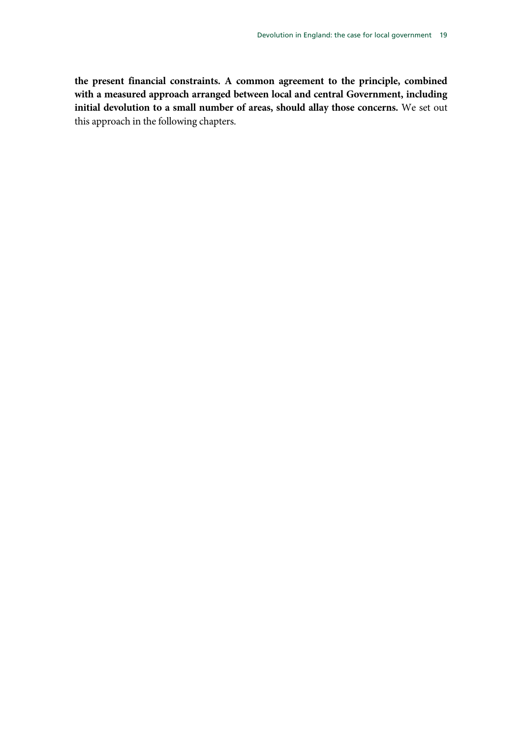**the present financial constraints. A common agreement to the principle, combined with a measured approach arranged between local and central Government, including initial devolution to a small number of areas, should allay those concerns.** We set out this approach in the following chapters.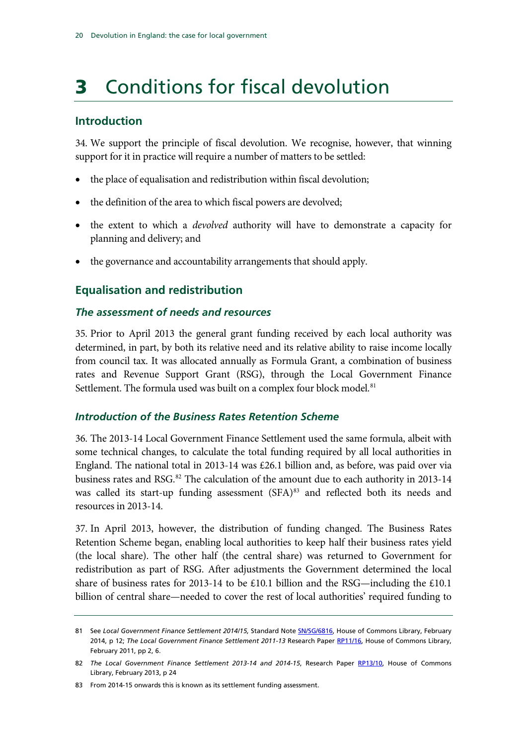# 3 Conditions for fiscal devolution

## Introduction

34. We support the principle of fiscal devolution. We recognise, however, that winning support for it in practice will require a number of matters to be settled:

- the place of equalisation and redistribution within fiscal devolution;
- the definition of the area to which fiscal powers are devolved;
- the extent to which a *devolved* authority will have to demonstrate a capacity for planning and delivery; and
- the governance and accountability arrangements that should apply.

## Equalisation and redistribution

### *The assessment of needs and resources*

35. Prior to April 2013 the general grant funding received by each local authority was determined, in part, by both its relative need and its relative ability to raise income locally from council tax. It was allocated annually as Formula Grant, a combination of business rates and Revenue Support Grant (RSG), through the Local Government Finance Settlement. The formula used was built on a complex four block model.[81]

### *Introduction of the Business Rates Retention Scheme*

36. The 2013-14 Local Government Finance Settlement used the same formula, albeit with some technical changes, to calculate the total funding required by all local authorities in England. The national total in 2013-14 was £26.1 billion and, as before, was paid over via business rates and RSG.[82] The calculation of the amount due to each authority in 2013-14 was called its start-up funding assessment (SFA)[83] and reflected both its needs and resources in 2013-14.

37. In April 2013, however, the distribution of funding changed. The Business Rates Retention Scheme began, enabling local authorities to keep half their business rates yield (the local share). The other half (the central share) was returned to Government for redistribution as part of RSG. After adjustments the Government determined the local share of business rates for 2013-14 to be £10.1 billion and the RSG—including the £10.1 billion of central share—needed to cover the rest of local authorities' required funding to

---

81 See *Local Government Finance Settlement 2014/15,* Standard Note SN/SG/6816, House of Commons Library, February 2014, p 12; *The Local Government Finance Settlement 2011-13* Research Paper RP11/16, House of Commons Library, February 2011, pp 2, 6.

82 *The Local Government Finance Settlement 2013-14 and 2014-15*, Research Paper RP13/10, House of Commons Library, February 2013, p 24

83 From 2014-15 onwards this is known as its settlement funding assessment.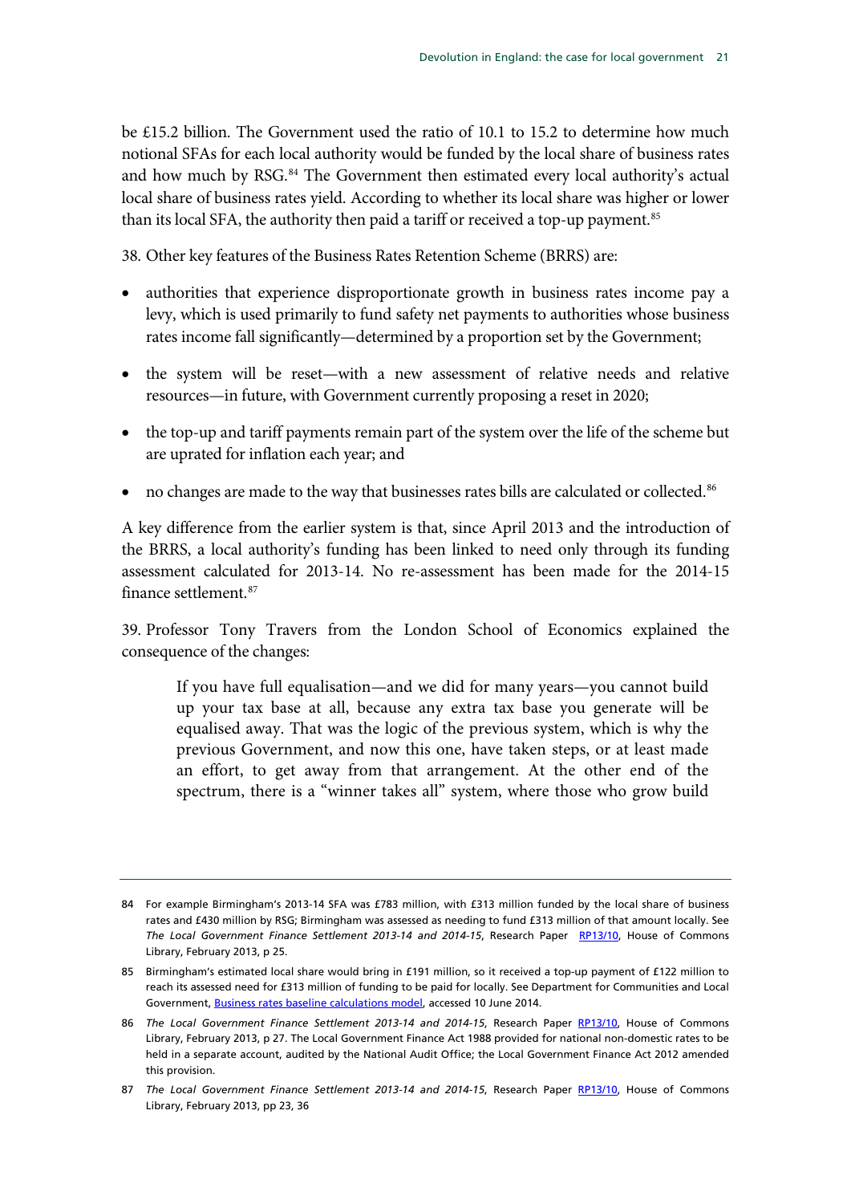be £15.2 billion. The Government used the ratio of 10.1 to 15.2 to determine how much notional SFAs for each local authority would be funded by the local share of business rates and how much by RSG.[84] The Government then estimated every local authority's actual local share of business rates yield. According to whether its local share was higher or lower than its local SFA, the authority then paid a tariff or received a top-up payment.[85]

38. Other key features of the Business Rates Retention Scheme (BRRS) are:

- authorities that experience disproportionate growth in business rates income pay a levy, which is used primarily to fund safety net payments to authorities whose business rates income fall significantly—determined by a proportion set by the Government;
- the system will be reset—with a new assessment of relative needs and relative resources—in future, with Government currently proposing a reset in 2020;
- the top-up and tariff payments remain part of the system over the life of the scheme but are uprated for inflation each year; and
- no changes are made to the way that businesses rates bills are calculated or collected.[86]

A key difference from the earlier system is that, since April 2013 and the introduction of the BRRS, a local authority's funding has been linked to need only through its funding assessment calculated for 2013-14. No re-assessment has been made for the 2014-15 finance settlement.[87]

39. Professor Tony Travers from the London School of Economics explained the consequence of the changes:

> If you have full equalisation—and we did for many years—you cannot build up your tax base at all, because any extra tax base you generate will be equalised away. That was the logic of the previous system, which is why the previous Government, and now this one, have taken steps, or at least made an effort, to get away from that arrangement. At the other end of the spectrum, there is a "winner takes all" system, where those who grow build

---

84 For example Birmingham's 2013-14 SFA was £783 million, with £313 million funded by the local share of business rates and £430 million by RSG; Birmingham was assessed as needing to fund £313 million of that amount locally. See *The Local Government Finance Settlement 2013-14 and 2014-15*, Research Paper RP13/10, House of Commons Library, February 2013, p 25.

85 Birmingham's estimated local share would bring in £191 million, so it received a top-up payment of £122 million to reach its assessed need for £313 million of funding to be paid for locally. See Department for Communities and Local Government, Business rates baseline calculations model, accessed 10 June 2014.

86 *The Local Government Finance Settlement 2013-14 and 2014-15*, Research Paper RP13/10, House of Commons Library, February 2013, p 27. The Local Government Finance Act 1988 provided for national non-domestic rates to be held in a separate account, audited by the National Audit Office; the Local Government Finance Act 2012 amended this provision.

87 *The Local Government Finance Settlement 2013-14 and 2014-15*, Research Paper RP13/10, House of Commons Library, February 2013, pp 23, 36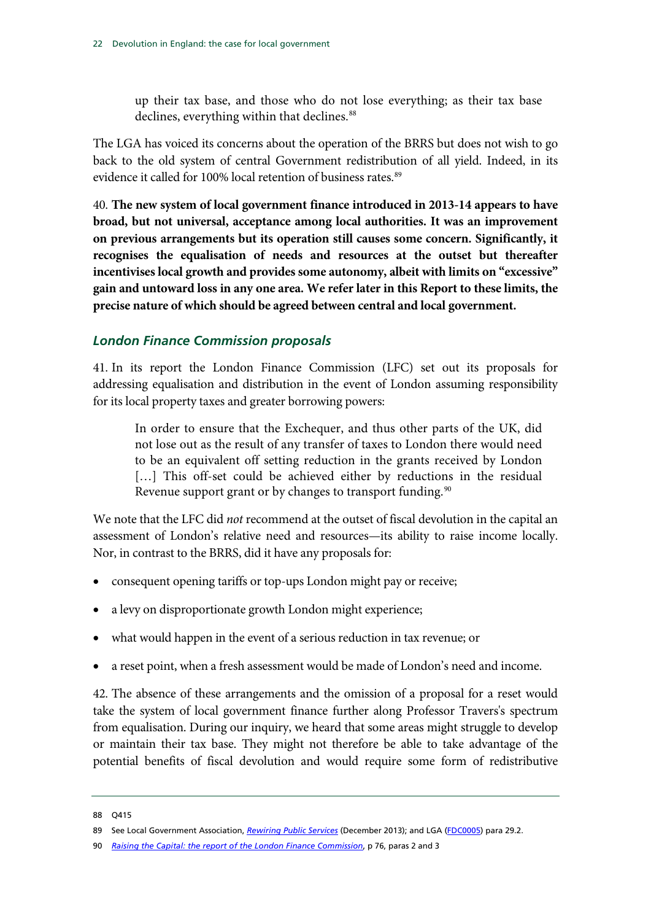> up their tax base, and those who do not lose everything; as their tax base declines, everything within that declines.[88]

The LGA has voiced its concerns about the operation of the BRRS but does not wish to go back to the old system of central Government redistribution of all yield. Indeed, in its evidence it called for 100% local retention of business rates.[89]

40. **The new system of local government finance introduced in 2013-14 appears to have broad, but not universal, acceptance among local authorities. It was an improvement on previous arrangements but its operation still causes some concern. Significantly, it recognises the equalisation of needs and resources at the outset but thereafter incentivises local growth and provides some autonomy, albeit with limits on "excessive" gain and untoward loss in any one area. We refer later in this Report to these limits, the precise nature of which should be agreed between central and local government.**

### *London Finance Commission proposals*

41. In its report the London Finance Commission (LFC) set out its proposals for addressing equalisation and distribution in the event of London assuming responsibility for its local property taxes and greater borrowing powers:

> In order to ensure that the Exchequer, and thus other parts of the UK, did not lose out as the result of any transfer of taxes to London there would need to be an equivalent off setting reduction in the grants received by London [...] This off-set could be achieved either by reductions in the residual Revenue support grant or by changes to transport funding.[90]

We note that the LFC did *not* recommend at the outset of fiscal devolution in the capital an assessment of London's relative need and resources—its ability to raise income locally. Nor, in contrast to the BRRS, did it have any proposals for:

- consequent opening tariffs or top-ups London might pay or receive;
- a levy on disproportionate growth London might experience;
- what would happen in the event of a serious reduction in tax revenue; or
- a reset point, when a fresh assessment would be made of London's need and income.

42. The absence of these arrangements and the omission of a proposal for a reset would take the system of local government finance further along Professor Travers's spectrum from equalisation. During our inquiry, we heard that some areas might struggle to develop or maintain their tax base. They might not therefore be able to take advantage of the potential benefits of fiscal devolution and would require some form of redistributive

---

88 Q415

89 See Local Government Association, *Rewiring Public Services* (December 2013); and LGA (FDC0005) para 29.2.

90 *Raising the Capital: the report of the London Finance Commission*, p 76, paras 2 and 3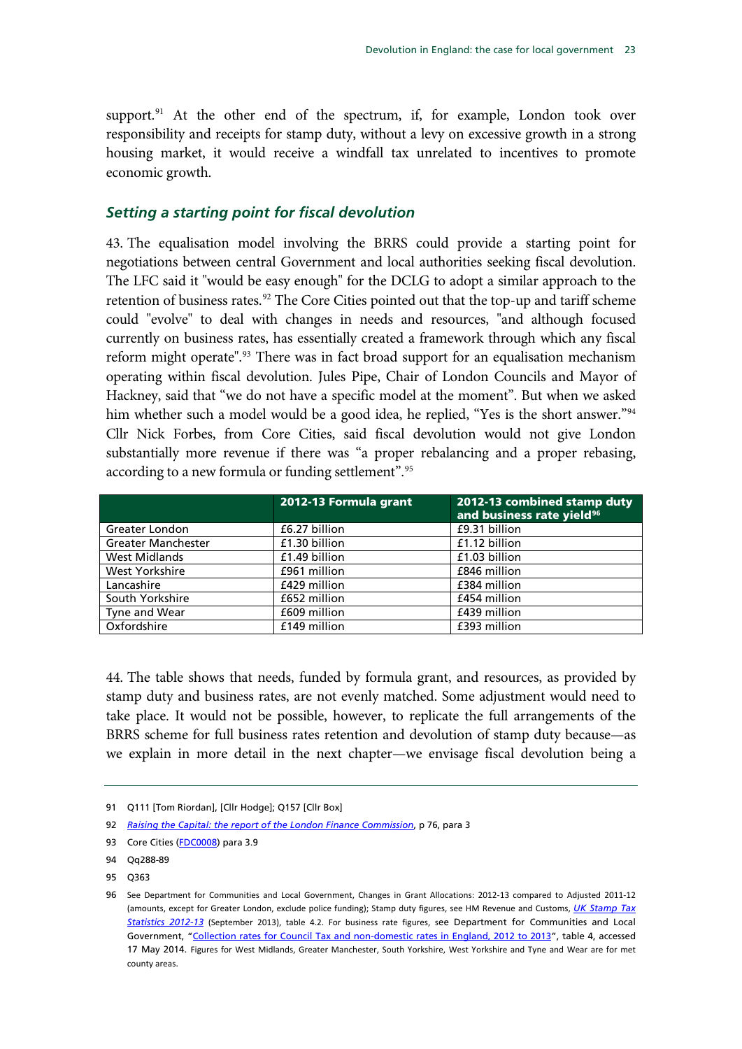support.[91] At the other end of the spectrum, if, for example, London took over responsibility and receipts for stamp duty, without a levy on excessive growth in a strong housing market, it would receive a windfall tax unrelated to incentives to promote economic growth.

### *Setting a starting point for fiscal devolution*

43. The equalisation model involving the BRRS could provide a starting point for negotiations between central Government and local authorities seeking fiscal devolution. The LFC said it "would be easy enough" for the DCLG to adopt a similar approach to the retention of business rates.[92] The Core Cities pointed out that the top-up and tariff scheme could "evolve" to deal with changes in needs and resources, "and although focused currently on business rates, has essentially created a framework through which any fiscal reform might operate".[93] There was in fact broad support for an equalisation mechanism operating within fiscal devolution. Jules Pipe, Chair of London Councils and Mayor of Hackney, said that "we do not have a specific model at the moment". But when we asked him whether such a model would be a good idea, he replied, "Yes is the short answer."[94] Cllr Nick Forbes, from Core Cities, said fiscal devolution would not give London substantially more revenue if there was "a proper rebalancing and a proper rebasing, according to a new formula or funding settlement".[95]

| | 2012-13 Formula grant | 2012-13 combined stamp duty and business rate yield[96] |
|---|---|---|
| Greater London | £6.27 billion | £9.31 billion |
| Greater Manchester | £1.30 billion | £1.12 billion |
| West Midlands | £1.49 billion | £1.03 billion |
| West Yorkshire | £961 million | £846 million |
| Lancashire | £429 million | £384 million |
| South Yorkshire | £652 million | £454 million |
| Tyne and Wear | £609 million | £439 million |
| Oxfordshire | £149 million | £393 million |

44. The table shows that needs, funded by formula grant, and resources, as provided by stamp duty and business rates, are not evenly matched. Some adjustment would need to take place. It would not be possible, however, to replicate the full arrangements of the BRRS scheme for full business rates retention and devolution of stamp duty because—as we explain in more detail in the next chapter—we envisage fiscal devolution being a

91 Q111 [Tom Riordan], [Cllr Hodge]; Q157 [Cllr Box]

92 *Raising the Capital: the report of the London Finance Commission*, p 76, para 3

93 Core Cities (FDC0008) para 3.9

94 Qq288-89

95 Q363

96 See Department for Communities and Local Government, Changes in Grant Allocations: 2012-13 compared to Adjusted 2011-12 (amounts, except for Greater London, exclude police funding); Stamp duty figures, see HM Revenue and Customs, *UK Stamp Tax Statistics 2012-13* (September 2013), table 4.2. For business rate figures, see Department for Communities and Local Government, "Collection rates for Council Tax and non-domestic rates in England, 2012 to 2013", table 4, accessed 17 May 2014. Figures for West Midlands, Greater Manchester, South Yorkshire, West Yorkshire and Tyne and Wear are for met county areas.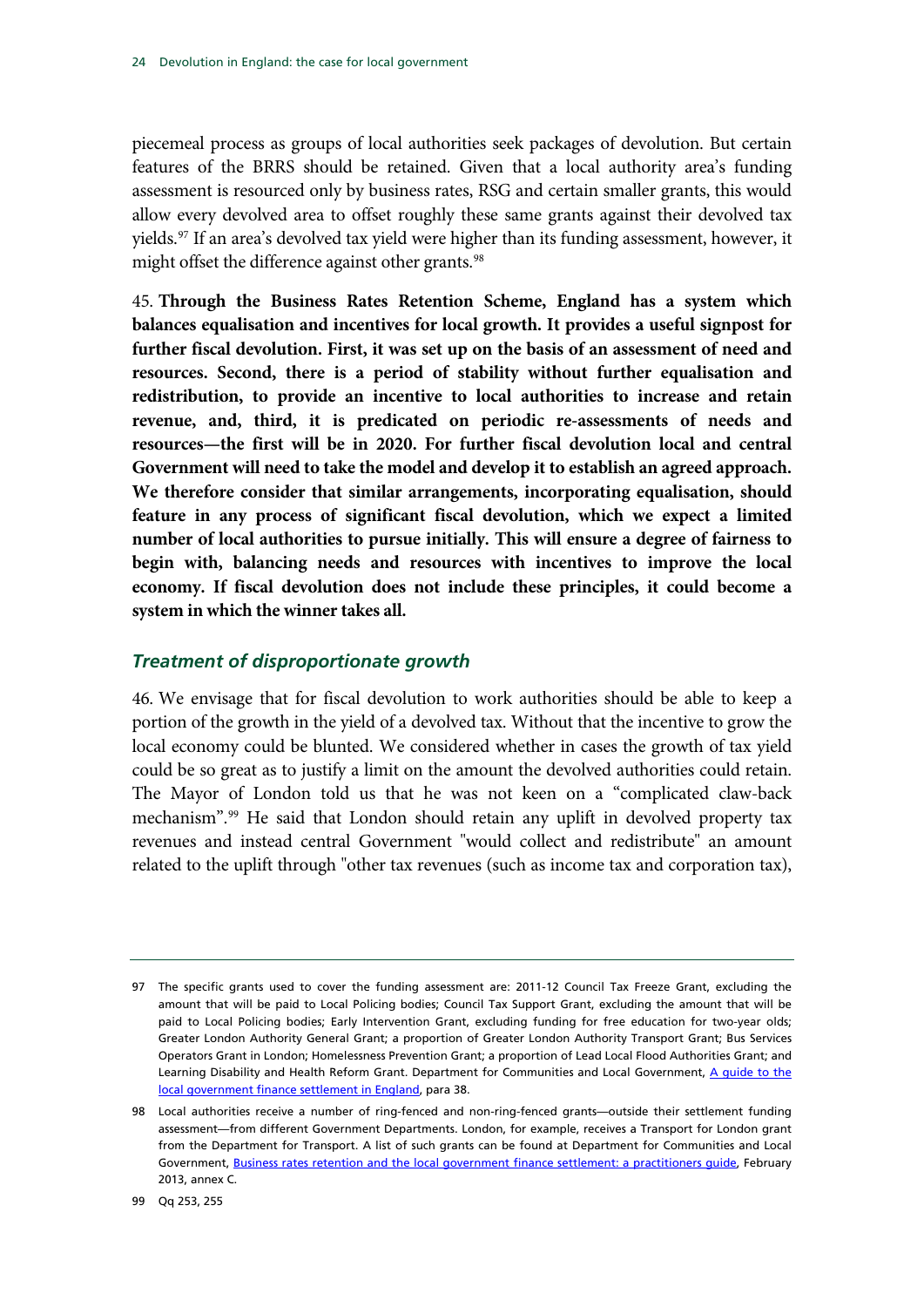piecemeal process as groups of local authorities seek packages of devolution. But certain features of the BRRS should be retained. Given that a local authority area's funding assessment is resourced only by business rates, RSG and certain smaller grants, this would allow every devolved area to offset roughly these same grants against their devolved tax yields.[97] If an area's devolved tax yield were higher than its funding assessment, however, it might offset the difference against other grants.[98]

45. **Through the Business Rates Retention Scheme, England has a system which balances equalisation and incentives for local growth. It provides a useful signpost for further fiscal devolution. First, it was set up on the basis of an assessment of need and resources. Second, there is a period of stability without further equalisation and redistribution, to provide an incentive to local authorities to increase and retain revenue, and, third, it is predicated on periodic re-assessments of needs and resources—the first will be in 2020. For further fiscal devolution local and central Government will need to take the model and develop it to establish an agreed approach. We therefore consider that similar arrangements, incorporating equalisation, should feature in any process of significant fiscal devolution, which we expect a limited number of local authorities to pursue initially. This will ensure a degree of fairness to begin with, balancing needs and resources with incentives to improve the local economy. If fiscal devolution does not include these principles, it could become a system in which the winner takes all.**

### *Treatment of disproportionate growth*

46. We envisage that for fiscal devolution to work authorities should be able to keep a portion of the growth in the yield of a devolved tax. Without that the incentive to grow the local economy could be blunted. We considered whether in cases the growth of tax yield could be so great as to justify a limit on the amount the devolved authorities could retain. The Mayor of London told us that he was not keen on a "complicated claw-back mechanism".[99] He said that London should retain any uplift in devolved property tax revenues and instead central Government "would collect and redistribute" an amount related to the uplift through "other tax revenues (such as income tax and corporation tax),

---

97 The specific grants used to cover the funding assessment are: 2011-12 Council Tax Freeze Grant, excluding the amount that will be paid to Local Policing bodies; Council Tax Support Grant, excluding the amount that will be paid to Local Policing bodies; Early Intervention Grant, excluding funding for free education for two-year olds; Greater London Authority General Grant; a proportion of Greater London Authority Transport Grant; Bus Services Operators Grant in London; Homelessness Prevention Grant; a proportion of Lead Local Flood Authorities Grant; and Learning Disability and Health Reform Grant. Department for Communities and Local Government, A guide to the local government finance settlement in England, para 38.

98 Local authorities receive a number of ring-fenced and non-ring-fenced grants—outside their settlement funding assessment—from different Government Departments. London, for example, receives a Transport for London grant from the Department for Transport. A list of such grants can be found at Department for Communities and Local Government, Business rates retention and the local government finance settlement: a practitioners guide, February 2013, annex C.

99 Qq 253, 255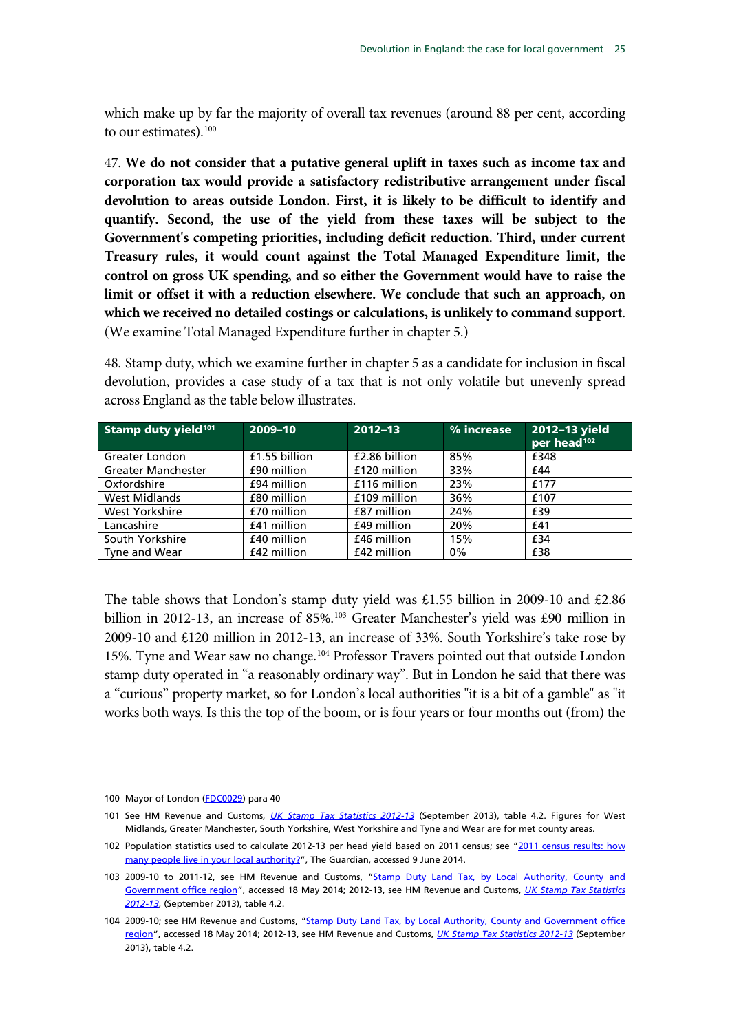which make up by far the majority of overall tax revenues (around 88 per cent, according to our estimates).[100]

47. **We do not consider that a putative general uplift in taxes such as income tax and corporation tax would provide a satisfactory redistributive arrangement under fiscal devolution to areas outside London. First, it is likely to be difficult to identify and quantify. Second, the use of the yield from these taxes will be subject to the Government's competing priorities, including deficit reduction. Third, under current Treasury rules, it would count against the Total Managed Expenditure limit, the control on gross UK spending, and so either the Government would have to raise the limit or offset it with a reduction elsewhere. We conclude that such an approach, on which we received no detailed costings or calculations, is unlikely to command support**. (We examine Total Managed Expenditure further in chapter 5.)

48. Stamp duty, which we examine further in chapter 5 as a candidate for inclusion in fiscal devolution, provides a case study of a tax that is not only volatile but unevenly spread across England as the table below illustrates.

| Stamp duty yield[101] | 2009–10 | 2012–13 | % increase | 2012–13 yield per head[102] |
|---|---|---|---|---|
| Greater London | £1.55 billion | £2.86 billion | 85% | £348 |
| Greater Manchester | £90 million | £120 million | 33% | £44 |
| Oxfordshire | £94 million | £116 million | 23% | £177 |
| West Midlands | £80 million | £109 million | 36% | £107 |
| West Yorkshire | £70 million | £87 million | 24% | £39 |
| Lancashire | £41 million | £49 million | 20% | £41 |
| South Yorkshire | £40 million | £46 million | 15% | £34 |
| Tyne and Wear | £42 million | £42 million | 0% | £38 |

The table shows that London's stamp duty yield was £1.55 billion in 2009-10 and £2.86 billion in 2012-13, an increase of 85%.[103] Greater Manchester's yield was £90 million in 2009-10 and £120 million in 2012-13, an increase of 33%. South Yorkshire's take rose by 15%. Tyne and Wear saw no change.[104] Professor Travers pointed out that outside London stamp duty operated in "a reasonably ordinary way". But in London he said that there was a "curious" property market, so for London's local authorities "it is a bit of a gamble" as "it works both ways. Is this the top of the boom, or is four years or four months out (from) the

100 Mayor of London (FDC0029) para 40

101 See HM Revenue and Customs, *UK Stamp Tax Statistics 2012-13* (September 2013), table 4.2. Figures for West Midlands, Greater Manchester, South Yorkshire, West Yorkshire and Tyne and Wear are for met county areas.

102 Population statistics used to calculate 2012-13 per head yield based on 2011 census; see "2011 census results: how many people live in your local authority?", The Guardian, accessed 9 June 2014.

103 2009-10 to 2011-12, see HM Revenue and Customs, "Stamp Duty Land Tax, by Local Authority, County and Government office region", accessed 18 May 2014; 2012-13, see HM Revenue and Customs, *UK Stamp Tax Statistics 2012-13*, (September 2013), table 4.2.

104 2009-10; see HM Revenue and Customs, "Stamp Duty Land Tax, by Local Authority, County and Government office region", accessed 18 May 2014; 2012-13, see HM Revenue and Customs, *UK Stamp Tax Statistics 2012-13* (September 2013), table 4.2.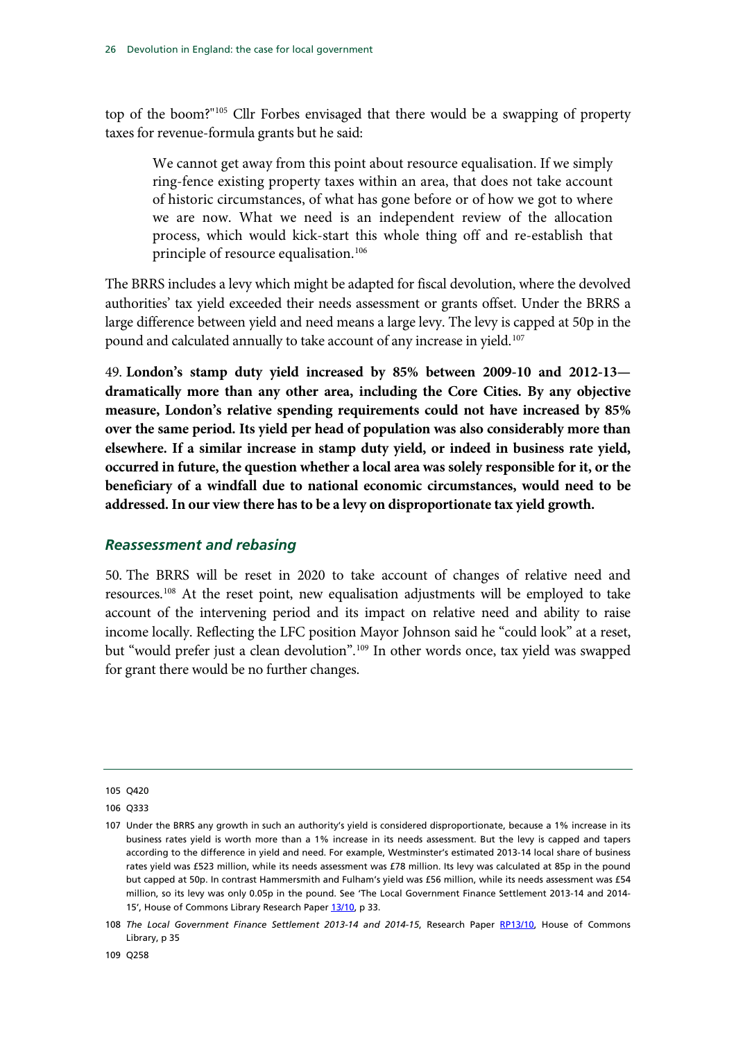top of the boom?"[105] Cllr Forbes envisaged that there would be a swapping of property taxes for revenue-formula grants but he said:

> We cannot get away from this point about resource equalisation. If we simply ring-fence existing property taxes within an area, that does not take account of historic circumstances, of what has gone before or of how we got to where we are now. What we need is an independent review of the allocation process, which would kick-start this whole thing off and re-establish that principle of resource equalisation.[106]

The BRRS includes a levy which might be adapted for fiscal devolution, where the devolved authorities' tax yield exceeded their needs assessment or grants offset. Under the BRRS a large difference between yield and need means a large levy. The levy is capped at 50p in the pound and calculated annually to take account of any increase in yield.[107]

49. **London's stamp duty yield increased by 85% between 2009-10 and 2012-13—dramatically more than any other area, including the Core Cities. By any objective measure, London's relative spending requirements could not have increased by 85% over the same period. Its yield per head of population was also considerably more than elsewhere. If a similar increase in stamp duty yield, or indeed in business rate yield, occurred in future, the question whether a local area was solely responsible for it, or the beneficiary of a windfall due to national economic circumstances, would need to be addressed. In our view there has to be a levy on disproportionate tax yield growth.**

### *Reassessment and rebasing*

50. The BRRS will be reset in 2020 to take account of changes of relative need and resources.[108] At the reset point, new equalisation adjustments will be employed to take account of the intervening period and its impact on relative need and ability to raise income locally. Reflecting the LFC position Mayor Johnson said he "could look" at a reset, but "would prefer just a clean devolution".[109] In other words once, tax yield was swapped for grant there would be no further changes.

---

105 Q420

106 Q333

107 Under the BRRS any growth in such an authority's yield is considered disproportionate, because a 1% increase in its business rates yield is worth more than a 1% increase in its needs assessment. But the levy is capped and tapers according to the difference in yield and need. For example, Westminster's estimated 2013-14 local share of business rates yield was £523 million, while its needs assessment was £78 million. Its levy was calculated at 85p in the pound but capped at 50p. In contrast Hammersmith and Fulham's yield was £56 million, while its needs assessment was £54 million, so its levy was only 0.05p in the pound. See 'The Local Government Finance Settlement 2013-14 and 2014-15', House of Commons Library Research Paper 13/10, p 33.

108 *The Local Government Finance Settlement 2013-14 and 2014-15*, Research Paper RP13/10, House of Commons Library, p 35

109 Q258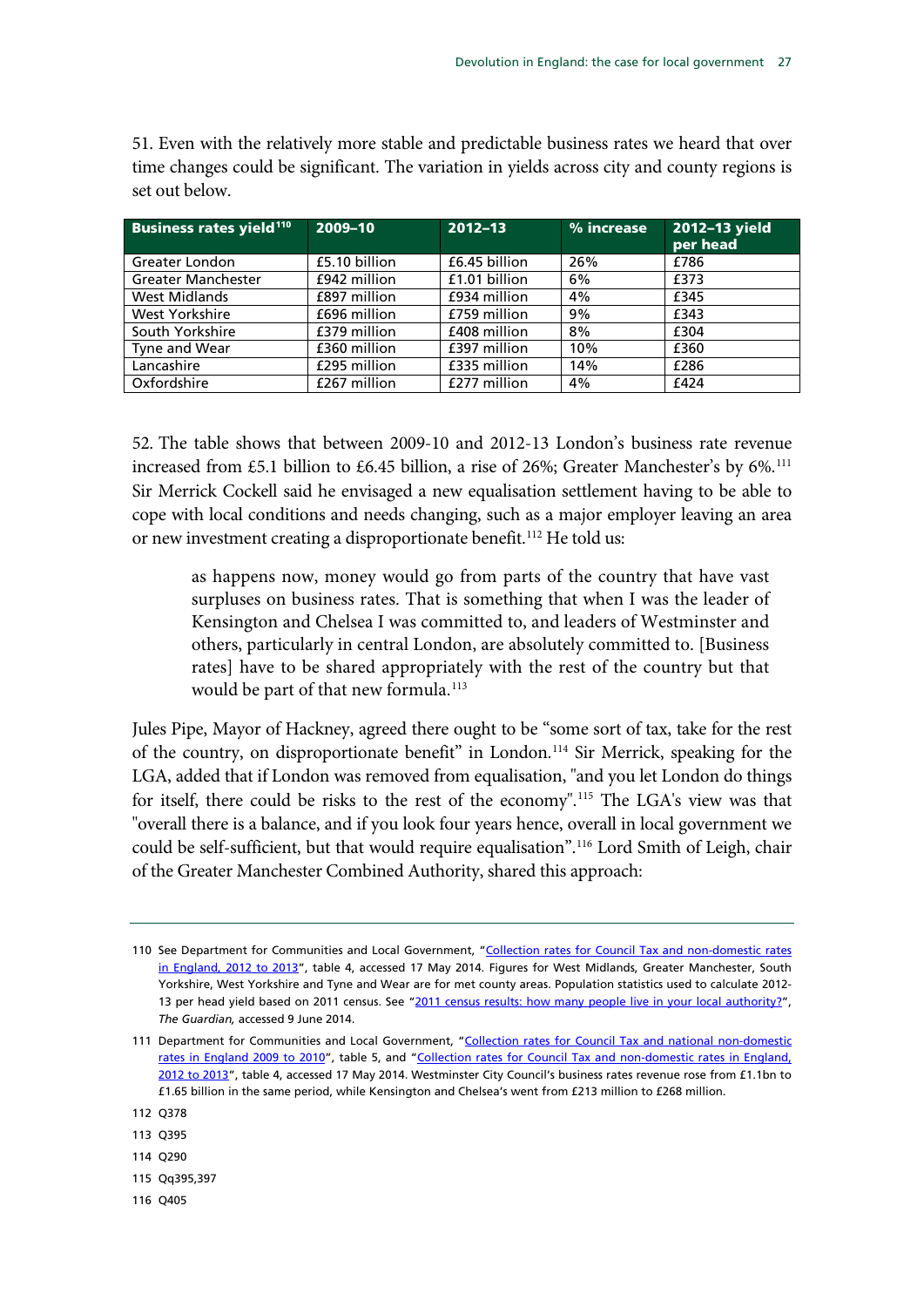51. Even with the relatively more stable and predictable business rates we heard that over time changes could be significant. The variation in yields across city and county regions is set out below.

| Business rates yield[110] | 2009–10 | 2012–13 | % increase | 2012–13 yield per head |
|---|---|---|---|---|
| Greater London | £5.10 billion | £6.45 billion | 26% | £786 |
| Greater Manchester | £942 million | £1.01 billion | 6% | £373 |
| West Midlands | £897 million | £934 million | 4% | £345 |
| West Yorkshire | £696 million | £759 million | 9% | £343 |
| South Yorkshire | £379 million | £408 million | 8% | £304 |
| Tyne and Wear | £360 million | £397 million | 10% | £360 |
| Lancashire | £295 million | £335 million | 14% | £286 |
| Oxfordshire | £267 million | £277 million | 4% | £424 |

52. The table shows that between 2009-10 and 2012-13 London's business rate revenue increased from £5.1 billion to £6.45 billion, a rise of 26%; Greater Manchester's by 6%.[111] Sir Merrick Cockell said he envisaged a new equalisation settlement having to be able to cope with local conditions and needs changing, such as a major employer leaving an area or new investment creating a disproportionate benefit.[112] He told us:

> as happens now, money would go from parts of the country that have vast surpluses on business rates. That is something that when I was the leader of Kensington and Chelsea I was committed to, and leaders of Westminster and others, particularly in central London, are absolutely committed to. [Business rates] have to be shared appropriately with the rest of the country but that would be part of that new formula.[113]

Jules Pipe, Mayor of Hackney, agreed there ought to be "some sort of tax, take for the rest of the country, on disproportionate benefit" in London.[114] Sir Merrick, speaking for the LGA, added that if London was removed from equalisation, "and you let London do things for itself, there could be risks to the rest of the economy".[115] The LGA's view was that "overall there is a balance, and if you look four years hence, overall in local government we could be self-sufficient, but that would require equalisation".[116] Lord Smith of Leigh, chair of the Greater Manchester Combined Authority, shared this approach:

---

110 See Department for Communities and Local Government, "Collection rates for Council Tax and non-domestic rates in England, 2012 to 2013", table 4, accessed 17 May 2014. Figures for West Midlands, Greater Manchester, South Yorkshire, West Yorkshire and Tyne and Wear are for met county areas. Population statistics used to calculate 2012-13 per head yield based on 2011 census. See "2011 census results: how many people live in your local authority?", *The Guardian*, accessed 9 June 2014.

111 Department for Communities and Local Government, "Collection rates for Council Tax and national non-domestic rates in England 2009 to 2010", table 5, and "Collection rates for Council Tax and non-domestic rates in England, 2012 to 2013", table 4, accessed 17 May 2014. Westminster City Council's business rates revenue rose from £1.1bn to £1.65 billion in the same period, while Kensington and Chelsea's went from £213 million to £268 million.

112 Q378

113 Q395

114 Q290

115 Qq395,397

116 Q405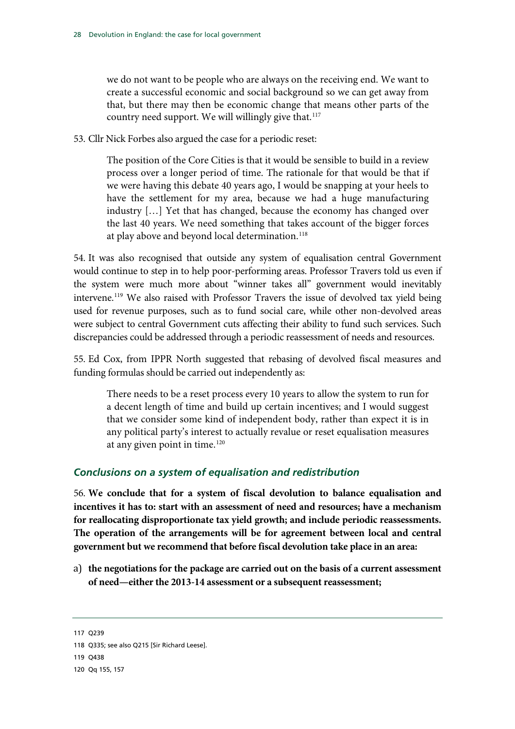> we do not want to be people who are always on the receiving end. We want to create a successful economic and social background so we can get away from that, but there may then be economic change that means other parts of the country need support. We will willingly give that.[117]

53. Cllr Nick Forbes also argued the case for a periodic reset:

> The position of the Core Cities is that it would be sensible to build in a review process over a longer period of time. The rationale for that would be that if we were having this debate 40 years ago, I would be snapping at your heels to have the settlement for my area, because we had a huge manufacturing industry […] Yet that has changed, because the economy has changed over the last 40 years. We need something that takes account of the bigger forces at play above and beyond local determination.[118]

54. It was also recognised that outside any system of equalisation central Government would continue to step in to help poor-performing areas. Professor Travers told us even if the system were much more about "winner takes all" government would inevitably intervene.[119] We also raised with Professor Travers the issue of devolved tax yield being used for revenue purposes, such as to fund social care, while other non-devolved areas were subject to central Government cuts affecting their ability to fund such services. Such discrepancies could be addressed through a periodic reassessment of needs and resources.

55. Ed Cox, from IPPR North suggested that rebasing of devolved fiscal measures and funding formulas should be carried out independently as:

> There needs to be a reset process every 10 years to allow the system to run for a decent length of time and build up certain incentives; and I would suggest that we consider some kind of independent body, rather than expect it is in any political party's interest to actually revalue or reset equalisation measures at any given point in time.[120]

### *Conclusions on a system of equalisation and redistribution*

56. **We conclude that for a system of fiscal devolution to balance equalisation and incentives it has to: start with an assessment of need and resources; have a mechanism for reallocating disproportionate tax yield growth; and include periodic reassessments. The operation of the arrangements will be for agreement between local and central government but we recommend that before fiscal devolution take place in an area:**

a) **the negotiations for the package are carried out on the basis of a current assessment of need—either the 2013-14 assessment or a subsequent reassessment;**

---

117 Q239

118 Q335; see also Q215 [Sir Richard Leese].

119 Q438

120 Qq 155, 157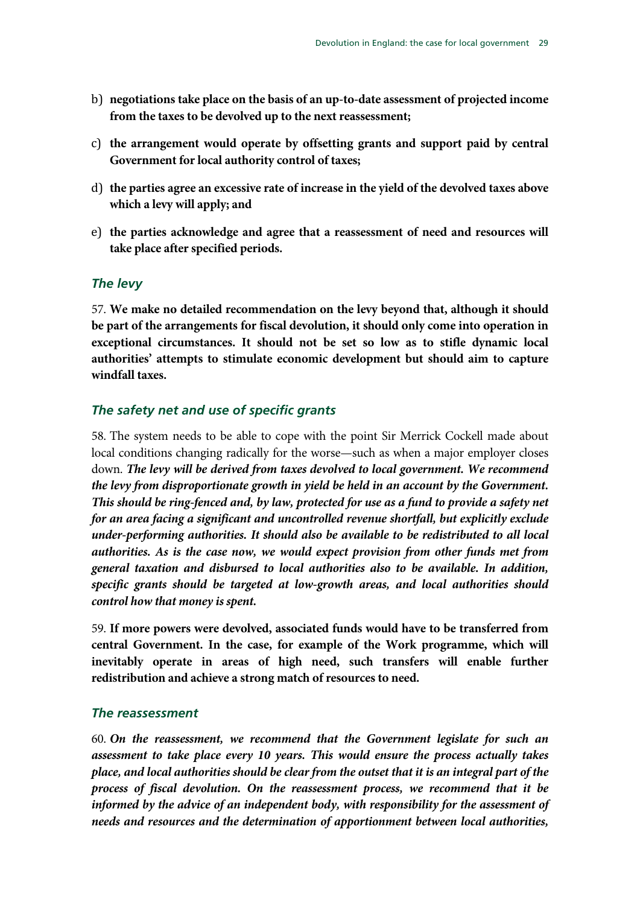b) **negotiations take place on the basis of an up-to-date assessment of projected income from the taxes to be devolved up to the next reassessment;**

c) **the arrangement would operate by offsetting grants and support paid by central Government for local authority control of taxes;**

d) **the parties agree an excessive rate of increase in the yield of the devolved taxes above which a levy will apply; and**

e) **the parties acknowledge and agree that a reassessment of need and resources will take place after specified periods.**

### *The levy*

57. **We make no detailed recommendation on the levy beyond that, although it should be part of the arrangements for fiscal devolution, it should only come into operation in exceptional circumstances. It should not be set so low as to stifle dynamic local authorities' attempts to stimulate economic development but should aim to capture windfall taxes.**

### *The safety net and use of specific grants*

58. The system needs to be able to cope with the point Sir Merrick Cockell made about local conditions changing radically for the worse—such as when a major employer closes down. ***The levy will be derived from taxes devolved to local government. We recommend the levy from disproportionate growth in yield be held in an account by the Government. This should be ring-fenced and, by law, protected for use as a fund to provide a safety net for an area facing a significant and uncontrolled revenue shortfall, but explicitly exclude under-performing authorities. It should also be available to be redistributed to all local authorities. As is the case now, we would expect provision from other funds met from general taxation and disbursed to local authorities also to be available. In addition, specific grants should be targeted at low-growth areas, and local authorities should control how that money is spent.***

59. **If more powers were devolved, associated funds would have to be transferred from central Government. In the case, for example of the Work programme, which will inevitably operate in areas of high need, such transfers will enable further redistribution and achieve a strong match of resources to need.**

### *The reassessment*

60. ***On the reassessment, we recommend that the Government legislate for such an assessment to take place every 10 years. This would ensure the process actually takes place, and local authorities should be clear from the outset that it is an integral part of the process of fiscal devolution. On the reassessment process, we recommend that it be informed by the advice of an independent body, with responsibility for the assessment of needs and resources and the determination of apportionment between local authorities,***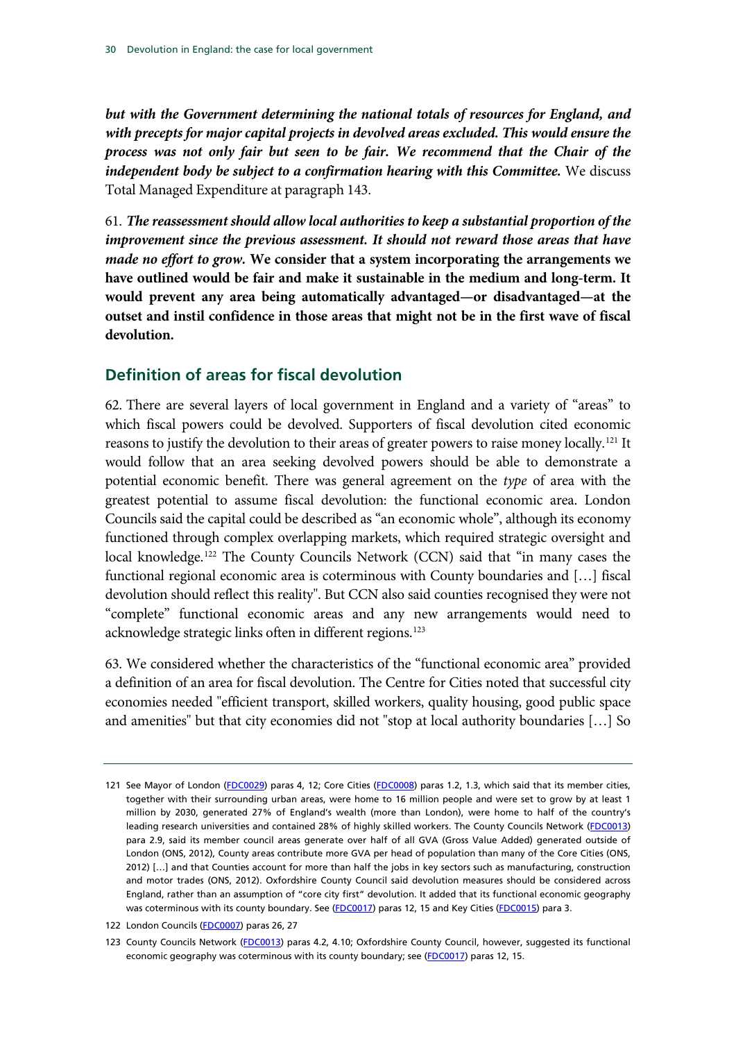***but with the Government determining the national totals of resources for England, and with precepts for major capital projects in devolved areas excluded. This would ensure the process was not only fair but seen to be fair. We recommend that the Chair of the independent body be subject to a confirmation hearing with this Committee.*** We discuss Total Managed Expenditure at paragraph 143.

61. ***The reassessment should allow local authorities to keep a substantial proportion of the improvement since the previous assessment. It should not reward those areas that have made no effort to grow.*** **We consider that a system incorporating the arrangements we have outlined would be fair and make it sustainable in the medium and long-term. It would prevent any area being automatically advantaged—or disadvantaged—at the outset and instil confidence in those areas that might not be in the first wave of fiscal devolution.**

## Definition of areas for fiscal devolution

62. There are several layers of local government in England and a variety of "areas" to which fiscal powers could be devolved. Supporters of fiscal devolution cited economic reasons to justify the devolution to their areas of greater powers to raise money locally.[121] It would follow that an area seeking devolved powers should be able to demonstrate a potential economic benefit. There was general agreement on the *type* of area with the greatest potential to assume fiscal devolution: the functional economic area. London Councils said the capital could be described as "an economic whole", although its economy functioned through complex overlapping markets, which required strategic oversight and local knowledge.[122] The County Councils Network (CCN) said that "in many cases the functional regional economic area is coterminous with County boundaries and […] fiscal devolution should reflect this reality". But CCN also said counties recognised they were not "complete" functional economic areas and any new arrangements would need to acknowledge strategic links often in different regions.[123]

63. We considered whether the characteristics of the "functional economic area" provided a definition of an area for fiscal devolution. The Centre for Cities noted that successful city economies needed "efficient transport, skilled workers, quality housing, good public space and amenities" but that city economies did not "stop at local authority boundaries […] So

121 See Mayor of London (FDC0029) paras 4, 12; Core Cities (FDC0008) paras 1.2, 1.3, which said that its member cities, together with their surrounding urban areas, were home to 16 million people and were set to grow by at least 1 million by 2030, generated 27% of England's wealth (more than London), were home to half of the country's leading research universities and contained 28% of highly skilled workers. The County Councils Network (FDC0013) para 2.9, said its member council areas generate over half of all GVA (Gross Value Added) generated outside of London (ONS, 2012), County areas contribute more GVA per head of population than many of the Core Cities (ONS, 2012) […] and that Counties account for more than half the jobs in key sectors such as manufacturing, construction and motor trades (ONS, 2012). Oxfordshire County Council said devolution measures should be considered across England, rather than an assumption of "core city first" devolution. It added that its functional economic geography was coterminous with its county boundary. See (FDC0017) paras 12, 15 and Key Cities (FDC0015) para 3.

122 London Councils (FDC0007) paras 26, 27

123 County Councils Network (FDC0013) paras 4.2, 4.10; Oxfordshire County Council, however, suggested its functional economic geography was coterminous with its county boundary; see (FDC0017) paras 12, 15.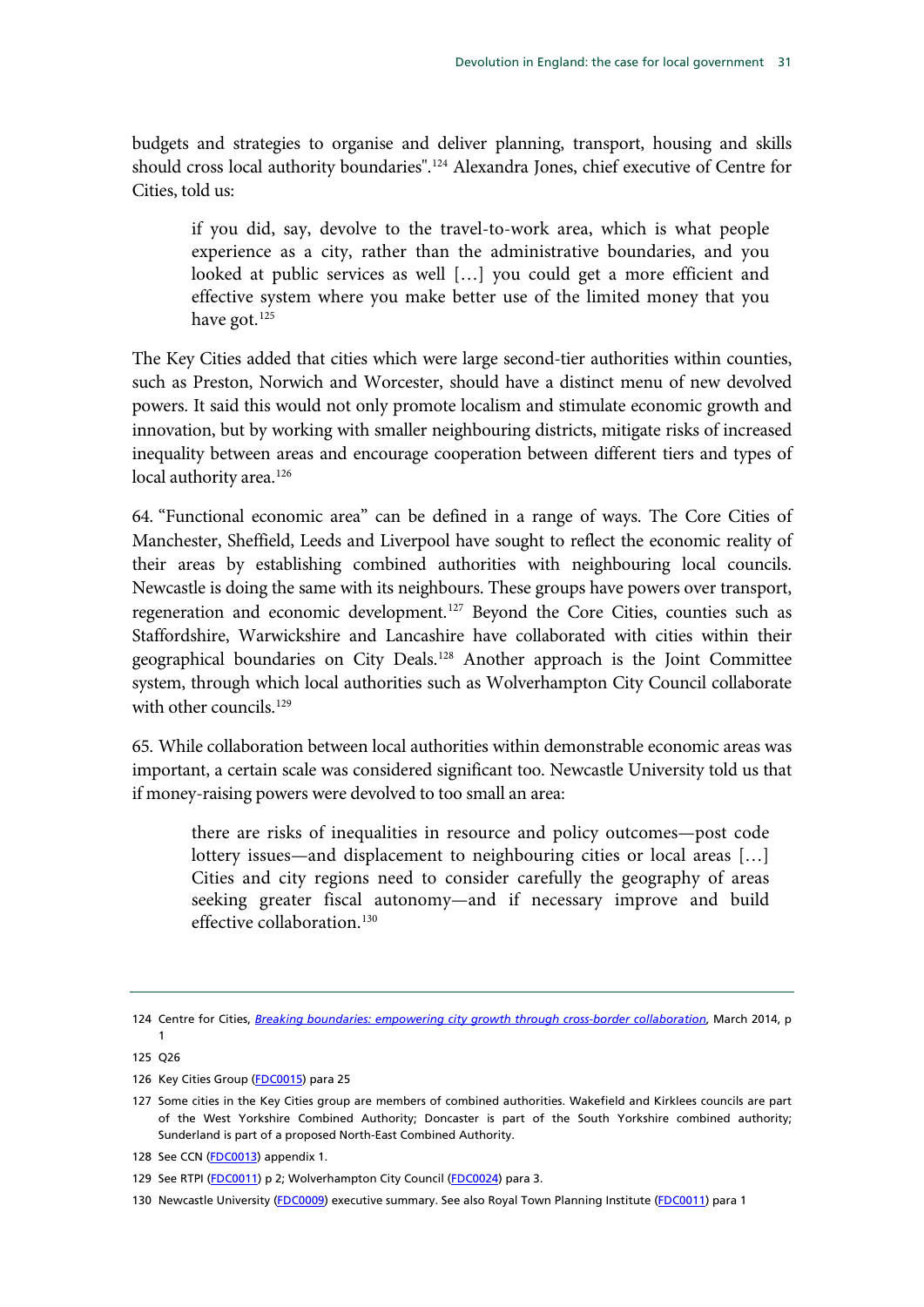budgets and strategies to organise and deliver planning, transport, housing and skills should cross local authority boundaries".[124] Alexandra Jones, chief executive of Centre for Cities, told us:

> if you did, say, devolve to the travel-to-work area, which is what people experience as a city, rather than the administrative boundaries, and you looked at public services as well […] you could get a more efficient and effective system where you make better use of the limited money that you have got.[125]

The Key Cities added that cities which were large second-tier authorities within counties, such as Preston, Norwich and Worcester, should have a distinct menu of new devolved powers. It said this would not only promote localism and stimulate economic growth and innovation, but by working with smaller neighbouring districts, mitigate risks of increased inequality between areas and encourage cooperation between different tiers and types of local authority area.[126]

64. "Functional economic area" can be defined in a range of ways. The Core Cities of Manchester, Sheffield, Leeds and Liverpool have sought to reflect the economic reality of their areas by establishing combined authorities with neighbouring local councils. Newcastle is doing the same with its neighbours. These groups have powers over transport, regeneration and economic development.[127] Beyond the Core Cities, counties such as Staffordshire, Warwickshire and Lancashire have collaborated with cities within their geographical boundaries on City Deals.[128] Another approach is the Joint Committee system, through which local authorities such as Wolverhampton City Council collaborate with other councils.[129]

65. While collaboration between local authorities within demonstrable economic areas was important, a certain scale was considered significant too. Newcastle University told us that if money-raising powers were devolved to too small an area:

> there are risks of inequalities in resource and policy outcomes—post code lottery issues—and displacement to neighbouring cities or local areas […] Cities and city regions need to consider carefully the geography of areas seeking greater fiscal autonomy—and if necessary improve and build effective collaboration.[130]

---

124 Centre for Cities, *Breaking boundaries: empowering city growth through cross-border collaboration*, March 2014, p 1

125 Q26

126 Key Cities Group (FDC0015) para 25

127 Some cities in the Key Cities group are members of combined authorities. Wakefield and Kirklees councils are part of the West Yorkshire Combined Authority; Doncaster is part of the South Yorkshire combined authority; Sunderland is part of a proposed North-East Combined Authority.

128 See CCN (FDC0013) appendix 1.

129 See RTPI (FDC0011) p 2; Wolverhampton City Council (FDC0024) para 3.

130 Newcastle University (FDC0009) executive summary. See also Royal Town Planning Institute (FDC0011) para 1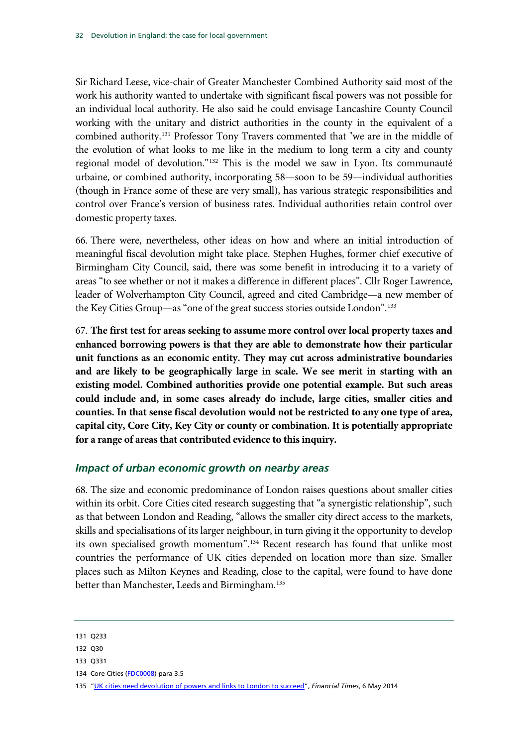Sir Richard Leese, vice-chair of Greater Manchester Combined Authority said most of the work his authority wanted to undertake with significant fiscal powers was not possible for an individual local authority. He also said he could envisage Lancashire County Council working with the unitary and district authorities in the county in the equivalent of a combined authority.[131] Professor Tony Travers commented that "we are in the middle of the evolution of what looks to me like in the medium to long term a city and county regional model of devolution."[132] This is the model we saw in Lyon. Its communauté urbaine, or combined authority, incorporating 58—soon to be 59—individual authorities (though in France some of these are very small), has various strategic responsibilities and control over France's version of business rates. Individual authorities retain control over domestic property taxes.

66. There were, nevertheless, other ideas on how and where an initial introduction of meaningful fiscal devolution might take place. Stephen Hughes, former chief executive of Birmingham City Council, said, there was some benefit in introducing it to a variety of areas "to see whether or not it makes a difference in different places". Cllr Roger Lawrence, leader of Wolverhampton City Council, agreed and cited Cambridge—a new member of the Key Cities Group—as "one of the great success stories outside London".[133]

67. **The first test for areas seeking to assume more control over local property taxes and enhanced borrowing powers is that they are able to demonstrate how their particular unit functions as an economic entity. They may cut across administrative boundaries and are likely to be geographically large in scale. We see merit in starting with an existing model. Combined authorities provide one potential example. But such areas could include and, in some cases already do include, large cities, smaller cities and counties. In that sense fiscal devolution would not be restricted to any one type of area, capital city, Core City, Key City or county or combination. It is potentially appropriate for a range of areas that contributed evidence to this inquiry.**

### *Impact of urban economic growth on nearby areas*

68. The size and economic predominance of London raises questions about smaller cities within its orbit. Core Cities cited research suggesting that "a synergistic relationship", such as that between London and Reading, "allows the smaller city direct access to the markets, skills and specialisations of its larger neighbour, in turn giving it the opportunity to develop its own specialised growth momentum".[134] Recent research has found that unlike most countries the performance of UK cities depended on location more than size. Smaller places such as Milton Keynes and Reading, close to the capital, were found to have done better than Manchester, Leeds and Birmingham.[135]

---

131 Q233

132 Q30

133 Q331

134 Core Cities (FDC0008) para 3.5

135 "UK cities need devolution of powers and links to London to succeed", *Financial Times*, 6 May 2014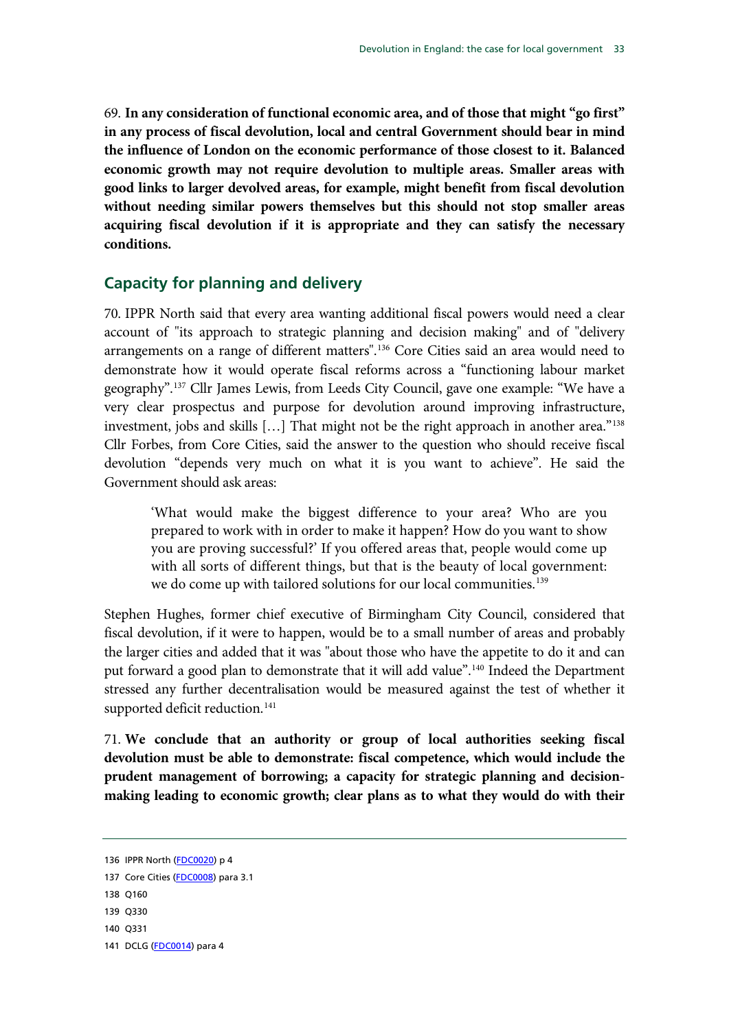69. **In any consideration of functional economic area, and of those that might "go first" in any process of fiscal devolution, local and central Government should bear in mind the influence of London on the economic performance of those closest to it. Balanced economic growth may not require devolution to multiple areas. Smaller areas with good links to larger devolved areas, for example, might benefit from fiscal devolution without needing similar powers themselves but this should not stop smaller areas acquiring fiscal devolution if it is appropriate and they can satisfy the necessary conditions.**

## Capacity for planning and delivery

70. IPPR North said that every area wanting additional fiscal powers would need a clear account of "its approach to strategic planning and decision making" and of "delivery arrangements on a range of different matters".[136] Core Cities said an area would need to demonstrate how it would operate fiscal reforms across a "functioning labour market geography".[137] Cllr James Lewis, from Leeds City Council, gave one example: "We have a very clear prospectus and purpose for devolution around improving infrastructure, investment, jobs and skills […] That might not be the right approach in another area."[138] Cllr Forbes, from Core Cities, said the answer to the question who should receive fiscal devolution "depends very much on what it is you want to achieve". He said the Government should ask areas:

> 'What would make the biggest difference to your area? Who are you prepared to work with in order to make it happen? How do you want to show you are proving successful?' If you offered areas that, people would come up with all sorts of different things, but that is the beauty of local government: we do come up with tailored solutions for our local communities.[139]

Stephen Hughes, former chief executive of Birmingham City Council, considered that fiscal devolution, if it were to happen, would be to a small number of areas and probably the larger cities and added that it was "about those who have the appetite to do it and can put forward a good plan to demonstrate that it will add value".[140] Indeed the Department stressed any further decentralisation would be measured against the test of whether it supported deficit reduction.[141]

71. **We conclude that an authority or group of local authorities seeking fiscal devolution must be able to demonstrate: fiscal competence, which would include the prudent management of borrowing; a capacity for strategic planning and decision-making leading to economic growth; clear plans as to what they would do with their**

---

136 IPPR North (FDC0020) p 4

137 Core Cities (FDC0008) para 3.1

138 Q160

139 Q330

140 Q331

141 DCLG (FDC0014) para 4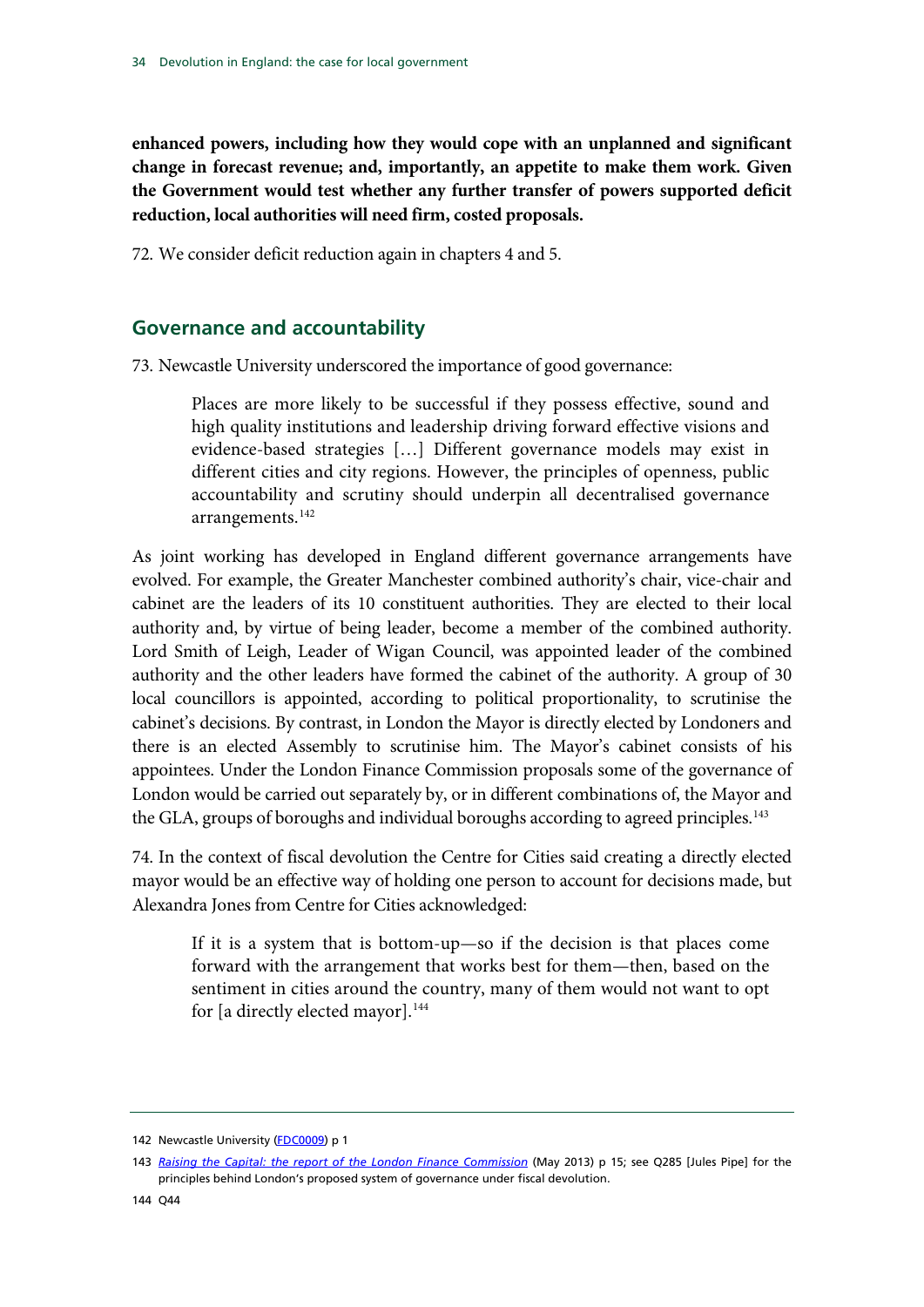**enhanced powers, including how they would cope with an unplanned and significant change in forecast revenue; and, importantly, an appetite to make them work. Given the Government would test whether any further transfer of powers supported deficit reduction, local authorities will need firm, costed proposals.**

72. We consider deficit reduction again in chapters 4 and 5.

## Governance and accountability

73. Newcastle University underscored the importance of good governance:

> Places are more likely to be successful if they possess effective, sound and high quality institutions and leadership driving forward effective visions and evidence-based strategies […] Different governance models may exist in different cities and city regions. However, the principles of openness, public accountability and scrutiny should underpin all decentralised governance arrangements.[142]

As joint working has developed in England different governance arrangements have evolved. For example, the Greater Manchester combined authority's chair, vice-chair and cabinet are the leaders of its 10 constituent authorities. They are elected to their local authority and, by virtue of being leader, become a member of the combined authority. Lord Smith of Leigh, Leader of Wigan Council, was appointed leader of the combined authority and the other leaders have formed the cabinet of the authority. A group of 30 local councillors is appointed, according to political proportionality, to scrutinise the cabinet's decisions. By contrast, in London the Mayor is directly elected by Londoners and there is an elected Assembly to scrutinise him. The Mayor's cabinet consists of his appointees. Under the London Finance Commission proposals some of the governance of London would be carried out separately by, or in different combinations of, the Mayor and the GLA, groups of boroughs and individual boroughs according to agreed principles.[143]

74. In the context of fiscal devolution the Centre for Cities said creating a directly elected mayor would be an effective way of holding one person to account for decisions made, but Alexandra Jones from Centre for Cities acknowledged:

> If it is a system that is bottom-up—so if the decision is that places come forward with the arrangement that works best for them—then, based on the sentiment in cities around the country, many of them would not want to opt for [a directly elected mayor].[144]

---

142 Newcastle University (FDC0009) p 1

143 *Raising the Capital: the report of the London Finance Commission* (May 2013) p 15; see Q285 [Jules Pipe] for the principles behind London's proposed system of governance under fiscal devolution.

144 Q44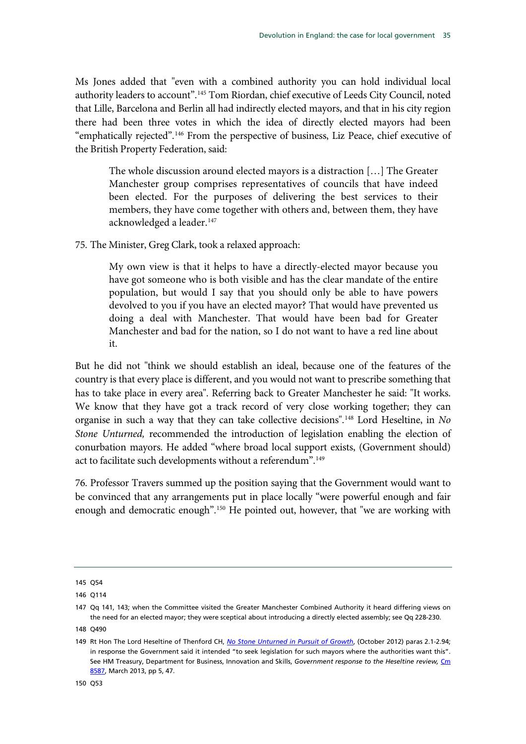Ms Jones added that "even with a combined authority you can hold individual local authority leaders to account".[145] Tom Riordan, chief executive of Leeds City Council, noted that Lille, Barcelona and Berlin all had indirectly elected mayors, and that in his city region there had been three votes in which the idea of directly elected mayors had been "emphatically rejected".[146] From the perspective of business, Liz Peace, chief executive of the British Property Federation, said:

> The whole discussion around elected mayors is a distraction […] The Greater Manchester group comprises representatives of councils that have indeed been elected. For the purposes of delivering the best services to their members, they have come together with others and, between them, they have acknowledged a leader.[147]

75. The Minister, Greg Clark, took a relaxed approach:

> My own view is that it helps to have a directly-elected mayor because you have got someone who is both visible and has the clear mandate of the entire population, but would I say that you should only be able to have powers devolved to you if you have an elected mayor? That would have prevented us doing a deal with Manchester. That would have been bad for Greater Manchester and bad for the nation, so I do not want to have a red line about it.

But he did not "think we should establish an ideal, because one of the features of the country is that every place is different, and you would not want to prescribe something that has to take place in every area". Referring back to Greater Manchester he said: "It works. We know that they have got a track record of very close working together; they can organise in such a way that they can take collective decisions".[148] Lord Heseltine, in *No Stone Unturned,* recommended the introduction of legislation enabling the election of conurbation mayors. He added "where broad local support exists, (Government should) act to facilitate such developments without a referendum".[149]

76. Professor Travers summed up the position saying that the Government would want to be convinced that any arrangements put in place locally "were powerful enough and fair enough and democratic enough".[150] He pointed out, however, that "we are working with

---

145 Q54

146 Q114

147 Qq 141, 143; when the Committee visited the Greater Manchester Combined Authority it heard differing views on the need for an elected mayor; they were sceptical about introducing a directly elected assembly; see Qq 228-230.

148 Q490

149 Rt Hon The Lord Heseltine of Thenford CH, *No Stone Unturned in Pursuit of Growth*, (October 2012) paras 2.1-2.94; in response the Government said it intended "to seek legislation for such mayors where the authorities want this". See HM Treasury, Department for Business, Innovation and Skills, *Government response to the Heseltine review,* Cm 8587, March 2013, pp 5, 47.

150 Q53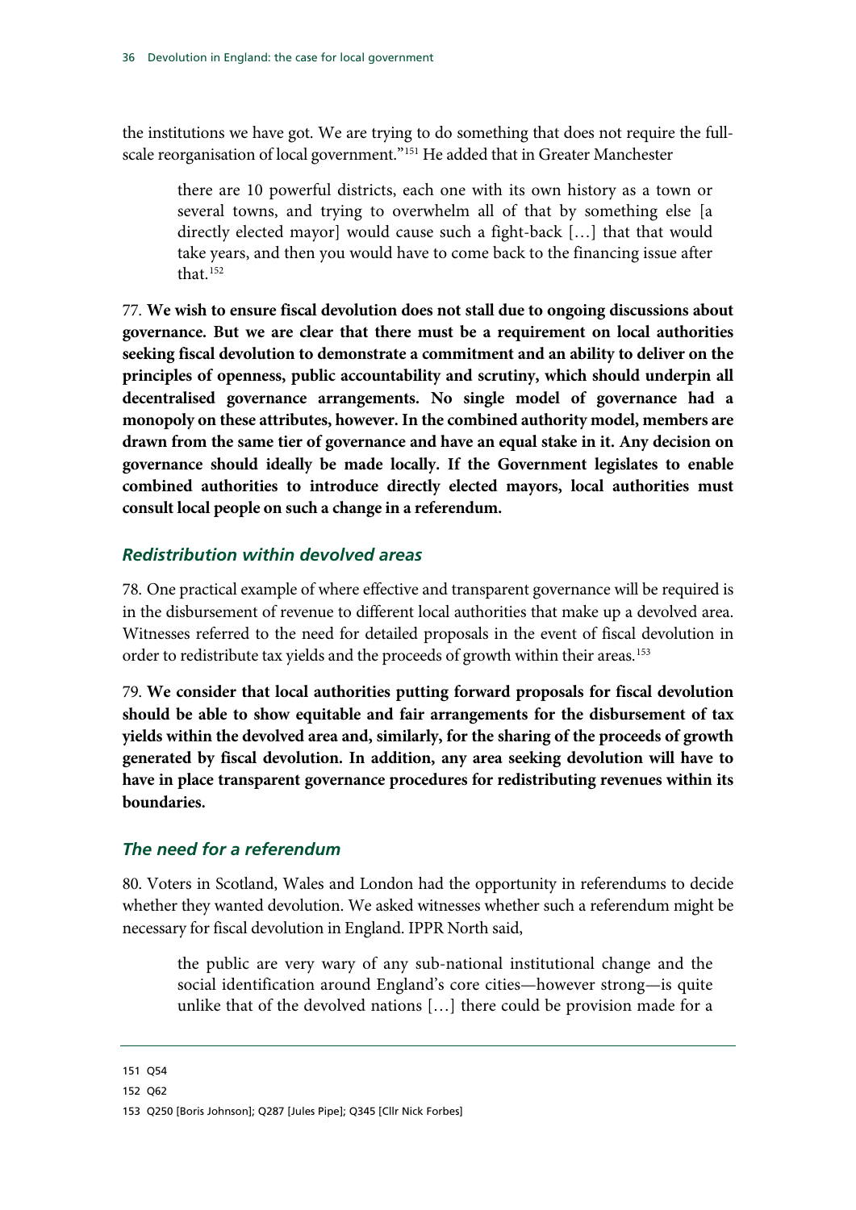the institutions we have got. We are trying to do something that does not require the full-scale reorganisation of local government."[151] He added that in Greater Manchester

> there are 10 powerful districts, each one with its own history as a town or several towns, and trying to overwhelm all of that by something else [a directly elected mayor] would cause such a fight-back […] that that would take years, and then you would have to come back to the financing issue after that.[152]

77. **We wish to ensure fiscal devolution does not stall due to ongoing discussions about governance. But we are clear that there must be a requirement on local authorities seeking fiscal devolution to demonstrate a commitment and an ability to deliver on the principles of openness, public accountability and scrutiny, which should underpin all decentralised governance arrangements. No single model of governance had a monopoly on these attributes, however. In the combined authority model, members are drawn from the same tier of governance and have an equal stake in it. Any decision on governance should ideally be made locally. If the Government legislates to enable combined authorities to introduce directly elected mayors, local authorities must consult local people on such a change in a referendum.**

### *Redistribution within devolved areas*

78. One practical example of where effective and transparent governance will be required is in the disbursement of revenue to different local authorities that make up a devolved area. Witnesses referred to the need for detailed proposals in the event of fiscal devolution in order to redistribute tax yields and the proceeds of growth within their areas.[153]

79. **We consider that local authorities putting forward proposals for fiscal devolution should be able to show equitable and fair arrangements for the disbursement of tax yields within the devolved area and, similarly, for the sharing of the proceeds of growth generated by fiscal devolution. In addition, any area seeking devolution will have to have in place transparent governance procedures for redistributing revenues within its boundaries.**

### *The need for a referendum*

80. Voters in Scotland, Wales and London had the opportunity in referendums to decide whether they wanted devolution. We asked witnesses whether such a referendum might be necessary for fiscal devolution in England. IPPR North said,

> the public are very wary of any sub-national institutional change and the social identification around England's core cities—however strong—is quite unlike that of the devolved nations […] there could be provision made for a

---

151 Q54

152 Q62

153 Q250 [Boris Johnson]; Q287 [Jules Pipe]; Q345 [Cllr Nick Forbes]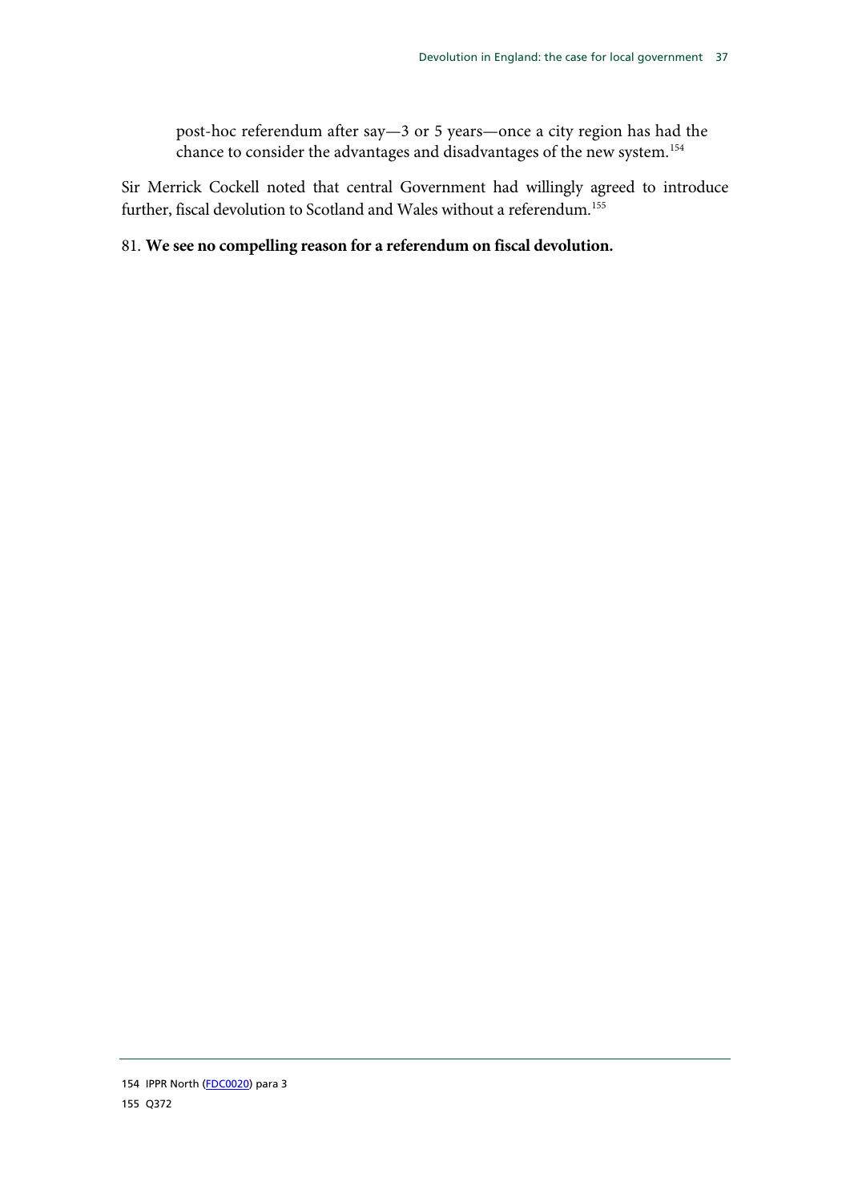> post-hoc referendum after say—3 or 5 years—once a city region has had the chance to consider the advantages and disadvantages of the new system.[154]

Sir Merrick Cockell noted that central Government had willingly agreed to introduce further, fiscal devolution to Scotland and Wales without a referendum.[155]

81. **We see no compelling reason for a referendum on fiscal devolution.**

---

154 IPPR North (FDC0020) para 3

155 Q372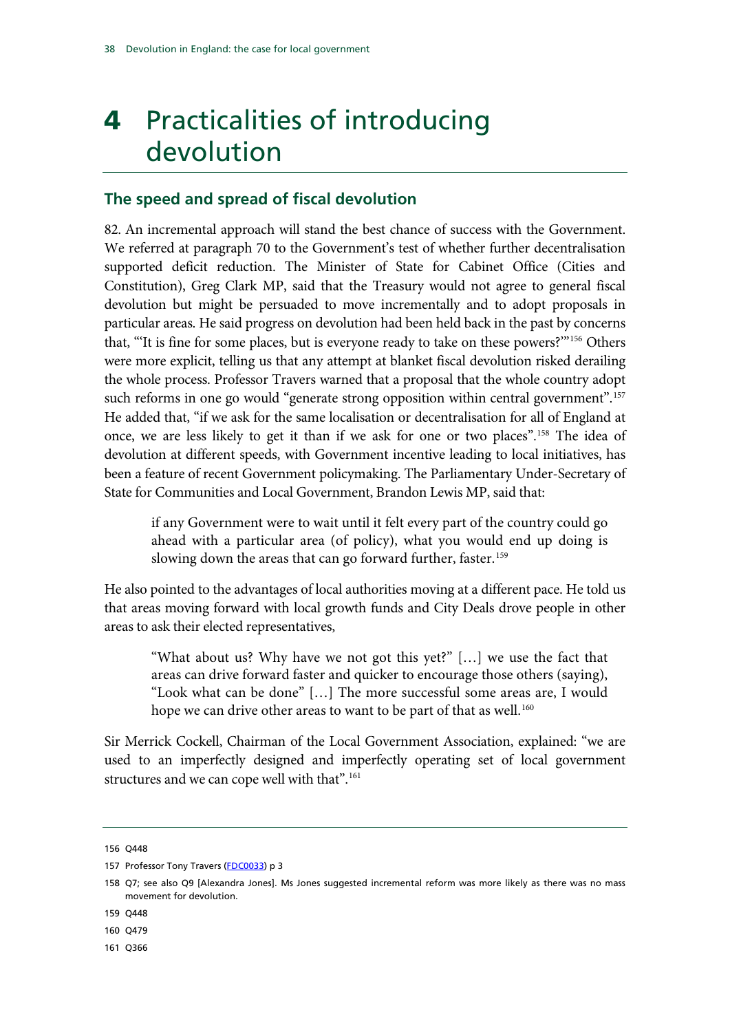# 4 Practicalities of introducing devolution

## The speed and spread of fiscal devolution

82. An incremental approach will stand the best chance of success with the Government. We referred at paragraph 70 to the Government's test of whether further decentralisation supported deficit reduction. The Minister of State for Cabinet Office (Cities and Constitution), Greg Clark MP, said that the Treasury would not agree to general fiscal devolution but might be persuaded to move incrementally and to adopt proposals in particular areas. He said progress on devolution had been held back in the past by concerns that, "'It is fine for some places, but is everyone ready to take on these powers?'"[156] Others were more explicit, telling us that any attempt at blanket fiscal devolution risked derailing the whole process. Professor Travers warned that a proposal that the whole country adopt such reforms in one go would "generate strong opposition within central government".[157] He added that, "if we ask for the same localisation or decentralisation for all of England at once, we are less likely to get it than if we ask for one or two places".[158] The idea of devolution at different speeds, with Government incentive leading to local initiatives, has been a feature of recent Government policymaking. The Parliamentary Under-Secretary of State for Communities and Local Government, Brandon Lewis MP, said that:

> if any Government were to wait until it felt every part of the country could go ahead with a particular area (of policy), what you would end up doing is slowing down the areas that can go forward further, faster.[159]

He also pointed to the advantages of local authorities moving at a different pace. He told us that areas moving forward with local growth funds and City Deals drove people in other areas to ask their elected representatives,

> "What about us? Why have we not got this yet?" […] we use the fact that areas can drive forward faster and quicker to encourage those others (saying), "Look what can be done" […] The more successful some areas are, I would hope we can drive other areas to want to be part of that as well.[160]

Sir Merrick Cockell, Chairman of the Local Government Association, explained: "we are used to an imperfectly designed and imperfectly operating set of local government structures and we can cope well with that".[161]

---

156 Q448

157 Professor Tony Travers (FDC0033) p 3

158 Q7; see also Q9 [Alexandra Jones]. Ms Jones suggested incremental reform was more likely as there was no mass movement for devolution.

159 Q448

160 Q479

161 Q366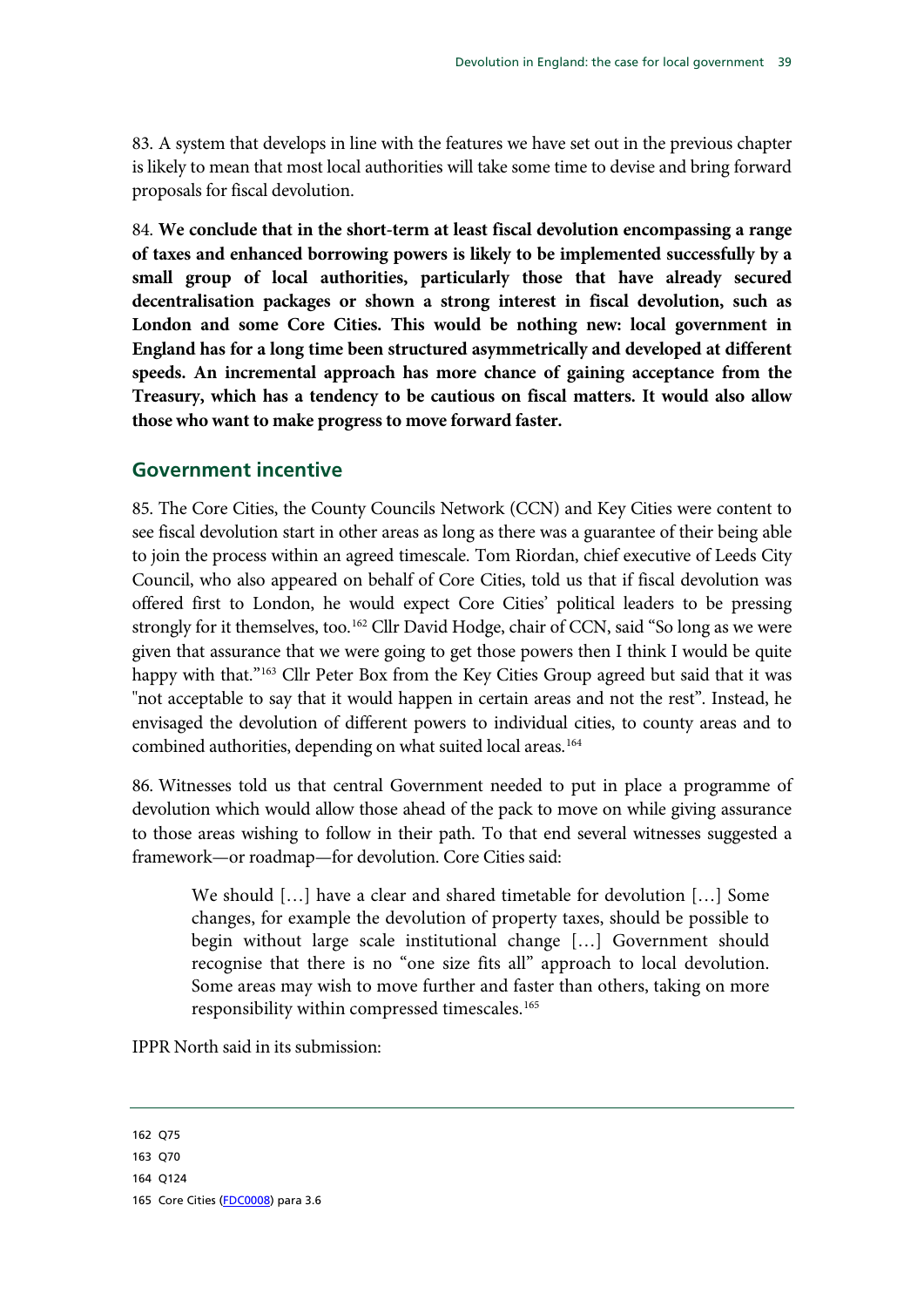83. A system that develops in line with the features we have set out in the previous chapter is likely to mean that most local authorities will take some time to devise and bring forward proposals for fiscal devolution.

84. **We conclude that in the short-term at least fiscal devolution encompassing a range of taxes and enhanced borrowing powers is likely to be implemented successfully by a small group of local authorities, particularly those that have already secured decentralisation packages or shown a strong interest in fiscal devolution, such as London and some Core Cities. This would be nothing new: local government in England has for a long time been structured asymmetrically and developed at different speeds. An incremental approach has more chance of gaining acceptance from the Treasury, which has a tendency to be cautious on fiscal matters. It would also allow those who want to make progress to move forward faster.**

## Government incentive

85. The Core Cities, the County Councils Network (CCN) and Key Cities were content to see fiscal devolution start in other areas as long as there was a guarantee of their being able to join the process within an agreed timescale. Tom Riordan, chief executive of Leeds City Council, who also appeared on behalf of Core Cities, told us that if fiscal devolution was offered first to London, he would expect Core Cities' political leaders to be pressing strongly for it themselves, too.[162] Cllr David Hodge, chair of CCN, said "So long as we were given that assurance that we were going to get those powers then I think I would be quite happy with that."[163] Cllr Peter Box from the Key Cities Group agreed but said that it was "not acceptable to say that it would happen in certain areas and not the rest". Instead, he envisaged the devolution of different powers to individual cities, to county areas and to combined authorities, depending on what suited local areas.[164]

86. Witnesses told us that central Government needed to put in place a programme of devolution which would allow those ahead of the pack to move on while giving assurance to those areas wishing to follow in their path. To that end several witnesses suggested a framework—or roadmap—for devolution. Core Cities said:

> We should […] have a clear and shared timetable for devolution […] Some changes, for example the devolution of property taxes, should be possible to begin without large scale institutional change […] Government should recognise that there is no "one size fits all" approach to local devolution. Some areas may wish to move further and faster than others, taking on more responsibility within compressed timescales.[165]

IPPR North said in its submission:

---

162 Q75

163 Q70

164 Q124

165 Core Cities (FDC0008) para 3.6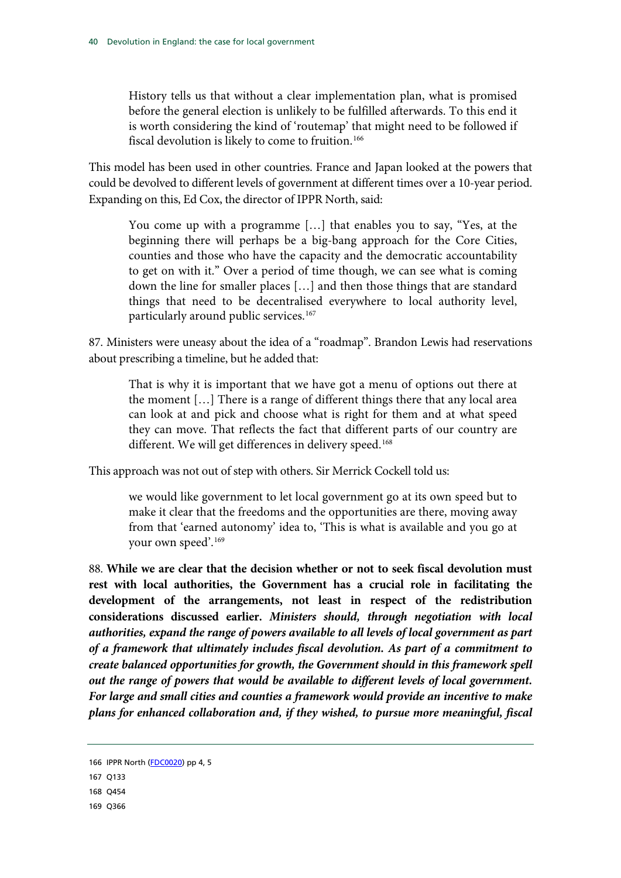> History tells us that without a clear implementation plan, what is promised before the general election is unlikely to be fulfilled afterwards. To this end it is worth considering the kind of 'routemap' that might need to be followed if fiscal devolution is likely to come to fruition.[166]

This model has been used in other countries. France and Japan looked at the powers that could be devolved to different levels of government at different times over a 10-year period. Expanding on this, Ed Cox, the director of IPPR North, said:

> You come up with a programme […] that enables you to say, "Yes, at the beginning there will perhaps be a big-bang approach for the Core Cities, counties and those who have the capacity and the democratic accountability to get on with it." Over a period of time though, we can see what is coming down the line for smaller places […] and then those things that are standard things that need to be decentralised everywhere to local authority level, particularly around public services.[167]

87. Ministers were uneasy about the idea of a "roadmap". Brandon Lewis had reservations about prescribing a timeline, but he added that:

> That is why it is important that we have got a menu of options out there at the moment […] There is a range of different things there that any local area can look at and pick and choose what is right for them and at what speed they can move. That reflects the fact that different parts of our country are different. We will get differences in delivery speed.[168]

This approach was not out of step with others. Sir Merrick Cockell told us:

> we would like government to let local government go at its own speed but to make it clear that the freedoms and the opportunities are there, moving away from that 'earned autonomy' idea to, 'This is what is available and you go at your own speed'.[169]

88. **While we are clear that the decision whether or not to seek fiscal devolution must rest with local authorities, the Government has a crucial role in facilitating the development of the arrangements, not least in respect of the redistribution considerations discussed earlier.** ***Ministers should, through negotiation with local authorities, expand the range of powers available to all levels of local government as part of a framework that ultimately includes fiscal devolution. As part of a commitment to create balanced opportunities for growth, the Government should in this framework spell out the range of powers that would be available to different levels of local government. For large and small cities and counties a framework would provide an incentive to make plans for enhanced collaboration and, if they wished, to pursue more meaningful, fiscal***

---

166 IPPR North (FDC0020) pp 4, 5

167 Q133

168 Q454

169 Q366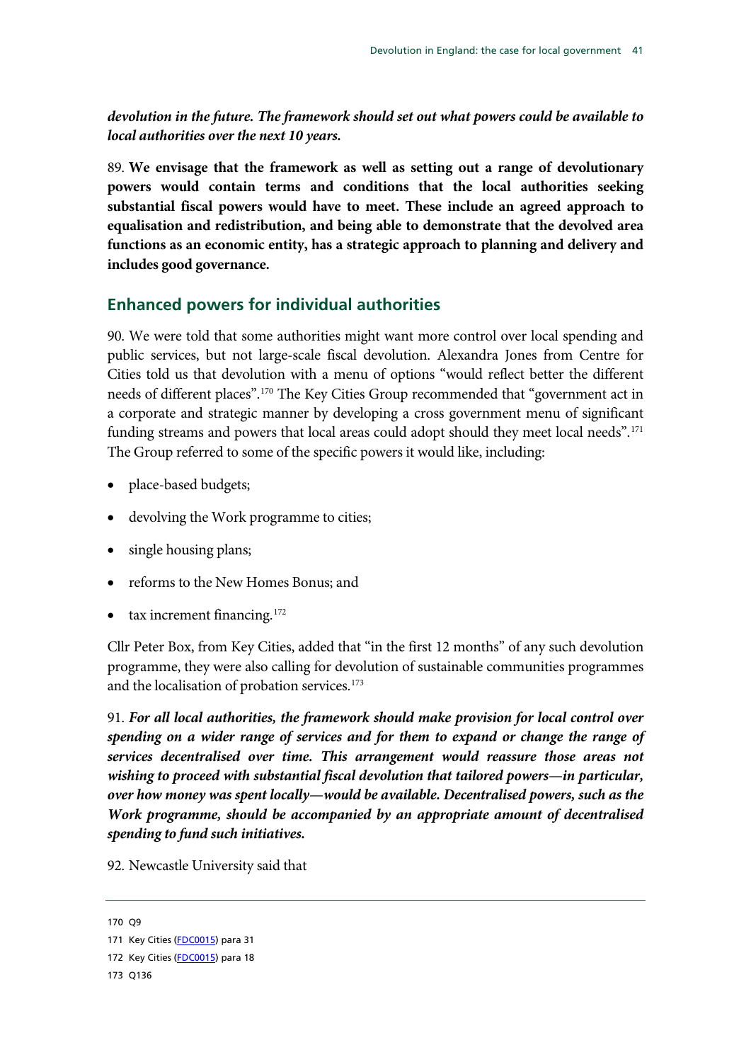***devolution in the future. The framework should set out what powers could be available to local authorities over the next 10 years.***

89. **We envisage that the framework as well as setting out a range of devolutionary powers would contain terms and conditions that the local authorities seeking substantial fiscal powers would have to meet. These include an agreed approach to equalisation and redistribution, and being able to demonstrate that the devolved area functions as an economic entity, has a strategic approach to planning and delivery and includes good governance.**

## Enhanced powers for individual authorities

90. We were told that some authorities might want more control over local spending and public services, but not large-scale fiscal devolution. Alexandra Jones from Centre for Cities told us that devolution with a menu of options "would reflect better the different needs of different places".[170] The Key Cities Group recommended that "government act in a corporate and strategic manner by developing a cross government menu of significant funding streams and powers that local areas could adopt should they meet local needs".[171] The Group referred to some of the specific powers it would like, including:

- place-based budgets;
- devolving the Work programme to cities;
- single housing plans;
- reforms to the New Homes Bonus; and
- tax increment financing.[172]

Cllr Peter Box, from Key Cities, added that "in the first 12 months" of any such devolution programme, they were also calling for devolution of sustainable communities programmes and the localisation of probation services.[173]

91. ***For all local authorities, the framework should make provision for local control over spending on a wider range of services and for them to expand or change the range of services decentralised over time. This arrangement would reassure those areas not wishing to proceed with substantial fiscal devolution that tailored powers—in particular, over how money was spent locally—would be available. Decentralised powers, such as the Work programme, should be accompanied by an appropriate amount of decentralised spending to fund such initiatives.***

92. Newcastle University said that

170 Q9

171 Key Cities (FDC0015) para 31

172 Key Cities (FDC0015) para 18

173 Q136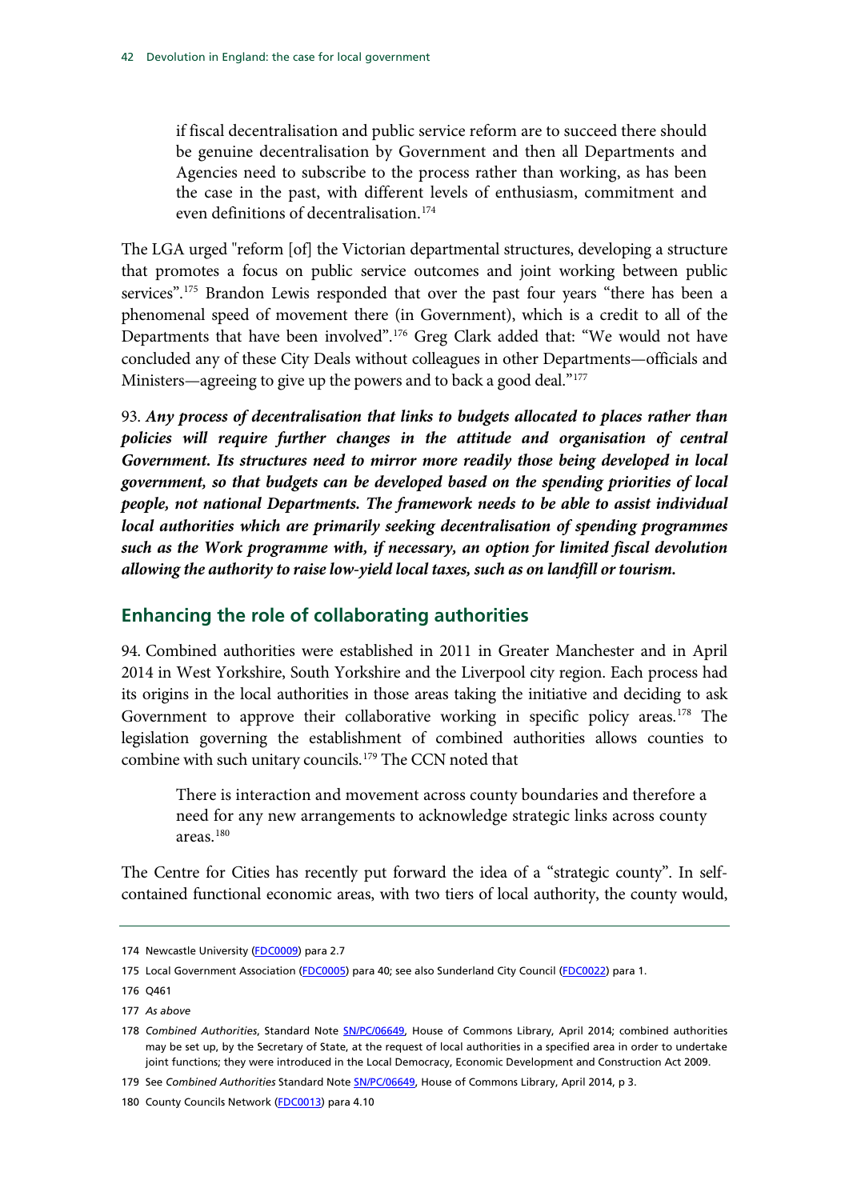> if fiscal decentralisation and public service reform are to succeed there should be genuine decentralisation by Government and then all Departments and Agencies need to subscribe to the process rather than working, as has been the case in the past, with different levels of enthusiasm, commitment and even definitions of decentralisation.[174]

The LGA urged "reform [of] the Victorian departmental structures, developing a structure that promotes a focus on public service outcomes and joint working between public services".[175] Brandon Lewis responded that over the past four years "there has been a phenomenal speed of movement there (in Government), which is a credit to all of the Departments that have been involved".[176] Greg Clark added that: "We would not have concluded any of these City Deals without colleagues in other Departments—officials and Ministers—agreeing to give up the powers and to back a good deal."[177]

93. ***Any process of decentralisation that links to budgets allocated to places rather than policies will require further changes in the attitude and organisation of central Government. Its structures need to mirror more readily those being developed in local government, so that budgets can be developed based on the spending priorities of local people, not national Departments. The framework needs to be able to assist individual local authorities which are primarily seeking decentralisation of spending programmes such as the Work programme with, if necessary, an option for limited fiscal devolution allowing the authority to raise low-yield local taxes, such as on landfill or tourism.***

## Enhancing the role of collaborating authorities

94. Combined authorities were established in 2011 in Greater Manchester and in April 2014 in West Yorkshire, South Yorkshire and the Liverpool city region. Each process had its origins in the local authorities in those areas taking the initiative and deciding to ask Government to approve their collaborative working in specific policy areas.[178] The legislation governing the establishment of combined authorities allows counties to combine with such unitary councils.[179] The CCN noted that

> There is interaction and movement across county boundaries and therefore a need for any new arrangements to acknowledge strategic links across county areas.[180]

The Centre for Cities has recently put forward the idea of a "strategic county". In self-contained functional economic areas, with two tiers of local authority, the county would,

---

174 Newcastle University (FDC0009) para 2.7

175 Local Government Association (FDC0005) para 40; see also Sunderland City Council (FDC0022) para 1.

176 Q461

177 *As above*

178 *Combined Authorities*, Standard Note SN/PC/06649, House of Commons Library, April 2014; combined authorities may be set up, by the Secretary of State, at the request of local authorities in a specified area in order to undertake joint functions; they were introduced in the Local Democracy, Economic Development and Construction Act 2009.

179 See *Combined Authorities* Standard Note SN/PC/06649, House of Commons Library, April 2014, p 3.

180 County Councils Network (FDC0013) para 4.10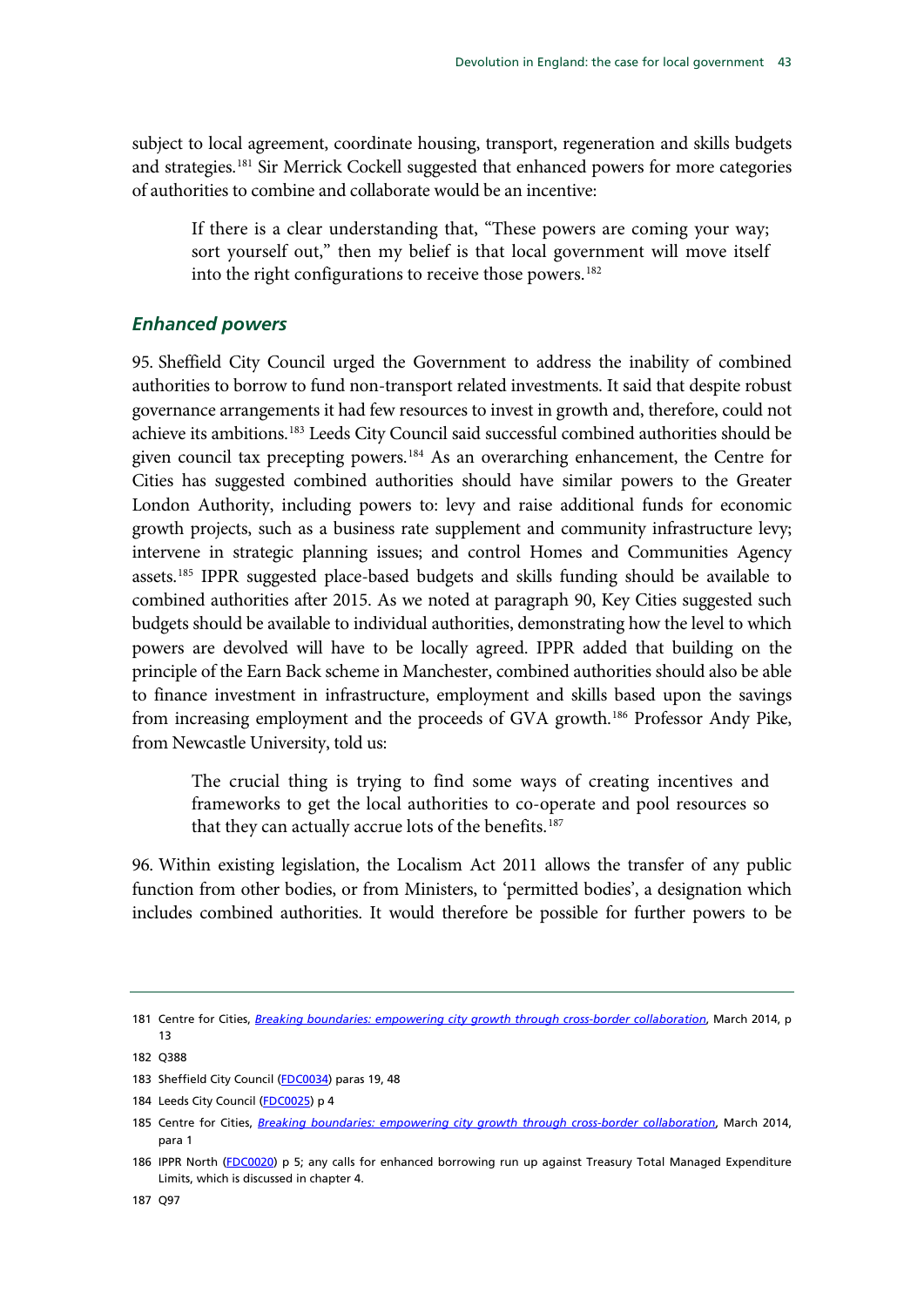subject to local agreement, coordinate housing, transport, regeneration and skills budgets and strategies.[181] Sir Merrick Cockell suggested that enhanced powers for more categories of authorities to combine and collaborate would be an incentive:

> If there is a clear understanding that, "These powers are coming your way; sort yourself out," then my belief is that local government will move itself into the right configurations to receive those powers.[182]

### *Enhanced powers*

95. Sheffield City Council urged the Government to address the inability of combined authorities to borrow to fund non-transport related investments. It said that despite robust governance arrangements it had few resources to invest in growth and, therefore, could not achieve its ambitions.[183] Leeds City Council said successful combined authorities should be given council tax precepting powers.[184] As an overarching enhancement, the Centre for Cities has suggested combined authorities should have similar powers to the Greater London Authority, including powers to: levy and raise additional funds for economic growth projects, such as a business rate supplement and community infrastructure levy; intervene in strategic planning issues; and control Homes and Communities Agency assets.[185] IPPR suggested place-based budgets and skills funding should be available to combined authorities after 2015. As we noted at paragraph 90, Key Cities suggested such budgets should be available to individual authorities, demonstrating how the level to which powers are devolved will have to be locally agreed. IPPR added that building on the principle of the Earn Back scheme in Manchester, combined authorities should also be able to finance investment in infrastructure, employment and skills based upon the savings from increasing employment and the proceeds of GVA growth.[186] Professor Andy Pike, from Newcastle University, told us:

> The crucial thing is trying to find some ways of creating incentives and frameworks to get the local authorities to co-operate and pool resources so that they can actually accrue lots of the benefits.[187]

96. Within existing legislation, the Localism Act 2011 allows the transfer of any public function from other bodies, or from Ministers, to 'permitted bodies', a designation which includes combined authorities. It would therefore be possible for further powers to be

---

181 Centre for Cities, *Breaking boundaries: empowering city growth through cross-border collaboration*, March 2014, p 13

182 Q388

183 Sheffield City Council (FDC0034) paras 19, 48

184 Leeds City Council (FDC0025) p 4

185 Centre for Cities, *Breaking boundaries: empowering city growth through cross-border collaboration*, March 2014, para 1

186 IPPR North (FDC0020) p 5; any calls for enhanced borrowing run up against Treasury Total Managed Expenditure Limits, which is discussed in chapter 4.

187 Q97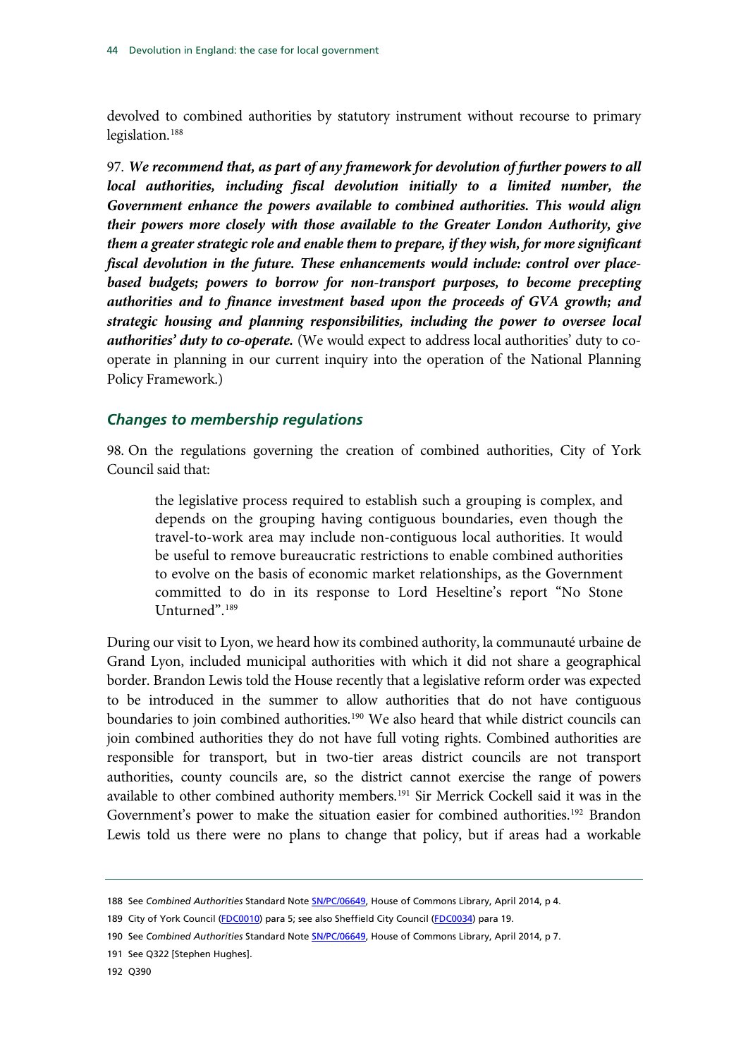devolved to combined authorities by statutory instrument without recourse to primary legislation.[188]

97. ***We recommend that, as part of any framework for devolution of further powers to all local authorities, including fiscal devolution initially to a limited number, the Government enhance the powers available to combined authorities. This would align their powers more closely with those available to the Greater London Authority, give them a greater strategic role and enable them to prepare, if they wish, for more significant fiscal devolution in the future. These enhancements would include: control over place-based budgets; powers to borrow for non-transport purposes, to become precepting authorities and to finance investment based upon the proceeds of GVA growth; and strategic housing and planning responsibilities, including the power to oversee local authorities' duty to co-operate.*** (We would expect to address local authorities' duty to co-operate in planning in our current inquiry into the operation of the National Planning Policy Framework.)

### *Changes to membership regulations*

98. On the regulations governing the creation of combined authorities, City of York Council said that:

> the legislative process required to establish such a grouping is complex, and depends on the grouping having contiguous boundaries, even though the travel-to-work area may include non-contiguous local authorities. It would be useful to remove bureaucratic restrictions to enable combined authorities to evolve on the basis of economic market relationships, as the Government committed to do in its response to Lord Heseltine's report "No Stone Unturned".[189]

During our visit to Lyon, we heard how its combined authority, la communauté urbaine de Grand Lyon, included municipal authorities with which it did not share a geographical border. Brandon Lewis told the House recently that a legislative reform order was expected to be introduced in the summer to allow authorities that do not have contiguous boundaries to join combined authorities.[190] We also heard that while district councils can join combined authorities they do not have full voting rights. Combined authorities are responsible for transport, but in two-tier areas district councils are not transport authorities, county councils are, so the district cannot exercise the range of powers available to other combined authority members.[191] Sir Merrick Cockell said it was in the Government's power to make the situation easier for combined authorities.[192] Brandon Lewis told us there were no plans to change that policy, but if areas had a workable

---

188 See *Combined Authorities* Standard Note SN/PC/06649, House of Commons Library, April 2014, p 4.

189 City of York Council (FDC0010) para 5; see also Sheffield City Council (FDC0034) para 19.

190 See *Combined Authorities* Standard Note SN/PC/06649, House of Commons Library, April 2014, p 7.

191 See Q322 [Stephen Hughes].

192 Q390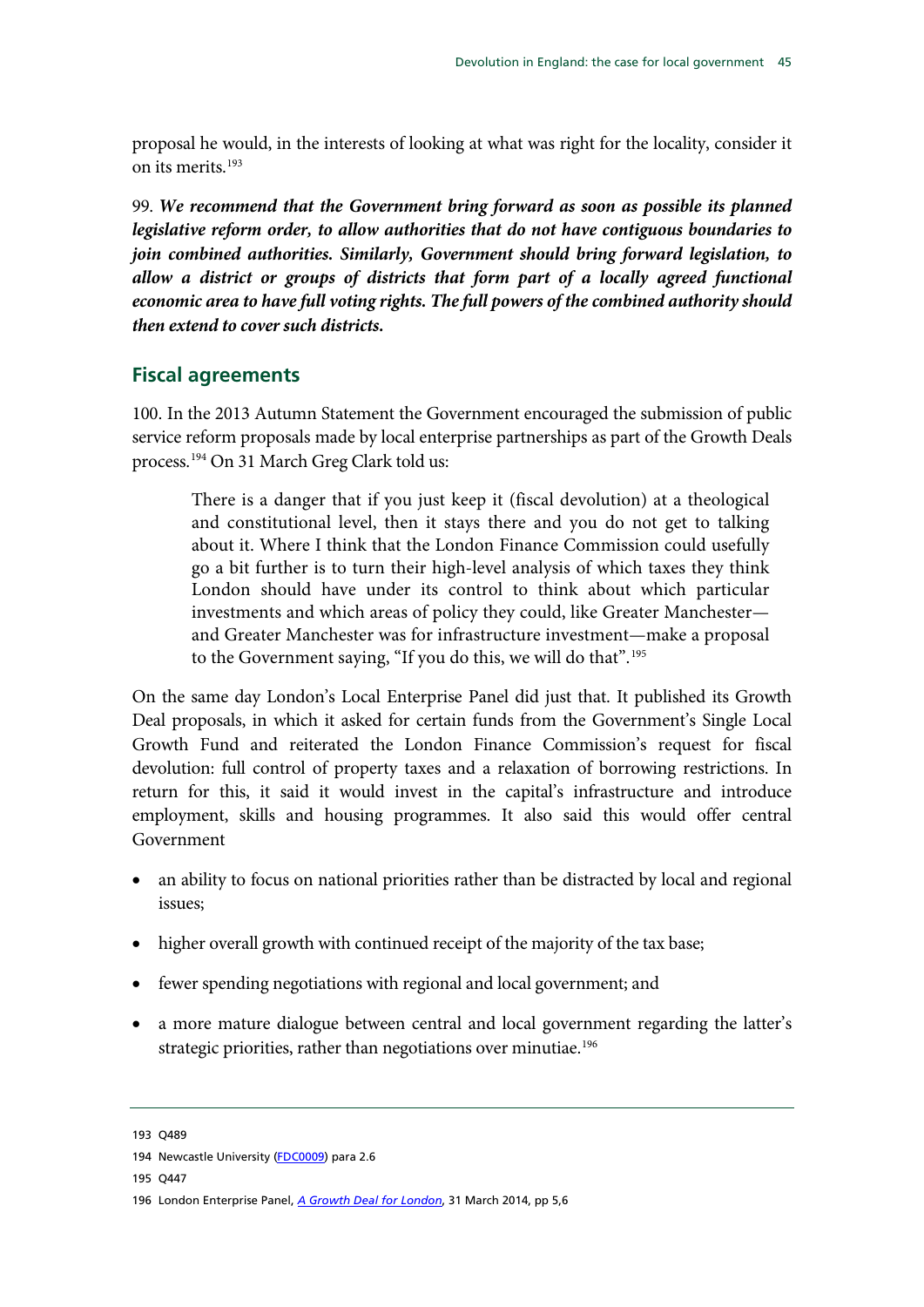proposal he would, in the interests of looking at what was right for the locality, consider it on its merits.[193]

99. ***We recommend that the Government bring forward as soon as possible its planned legislative reform order, to allow authorities that do not have contiguous boundaries to join combined authorities. Similarly, Government should bring forward legislation, to allow a district or groups of districts that form part of a locally agreed functional economic area to have full voting rights. The full powers of the combined authority should then extend to cover such districts.***

## Fiscal agreements

100. In the 2013 Autumn Statement the Government encouraged the submission of public service reform proposals made by local enterprise partnerships as part of the Growth Deals process.[194] On 31 March Greg Clark told us:

> There is a danger that if you just keep it (fiscal devolution) at a theological and constitutional level, then it stays there and you do not get to talking about it. Where I think that the London Finance Commission could usefully go a bit further is to turn their high-level analysis of which taxes they think London should have under its control to think about which particular investments and which areas of policy they could, like Greater Manchester—and Greater Manchester was for infrastructure investment—make a proposal to the Government saying, "If you do this, we will do that".[195]

On the same day London's Local Enterprise Panel did just that. It published its Growth Deal proposals, in which it asked for certain funds from the Government's Single Local Growth Fund and reiterated the London Finance Commission's request for fiscal devolution: full control of property taxes and a relaxation of borrowing restrictions. In return for this, it said it would invest in the capital's infrastructure and introduce employment, skills and housing programmes. It also said this would offer central Government

- an ability to focus on national priorities rather than be distracted by local and regional issues;
- higher overall growth with continued receipt of the majority of the tax base;
- fewer spending negotiations with regional and local government; and
- a more mature dialogue between central and local government regarding the latter's strategic priorities, rather than negotiations over minutiae.[196]

---

193 Q489

194 Newcastle University (FDC0009) para 2.6

195 Q447

196 London Enterprise Panel, *A Growth Deal for London*, 31 March 2014, pp 5,6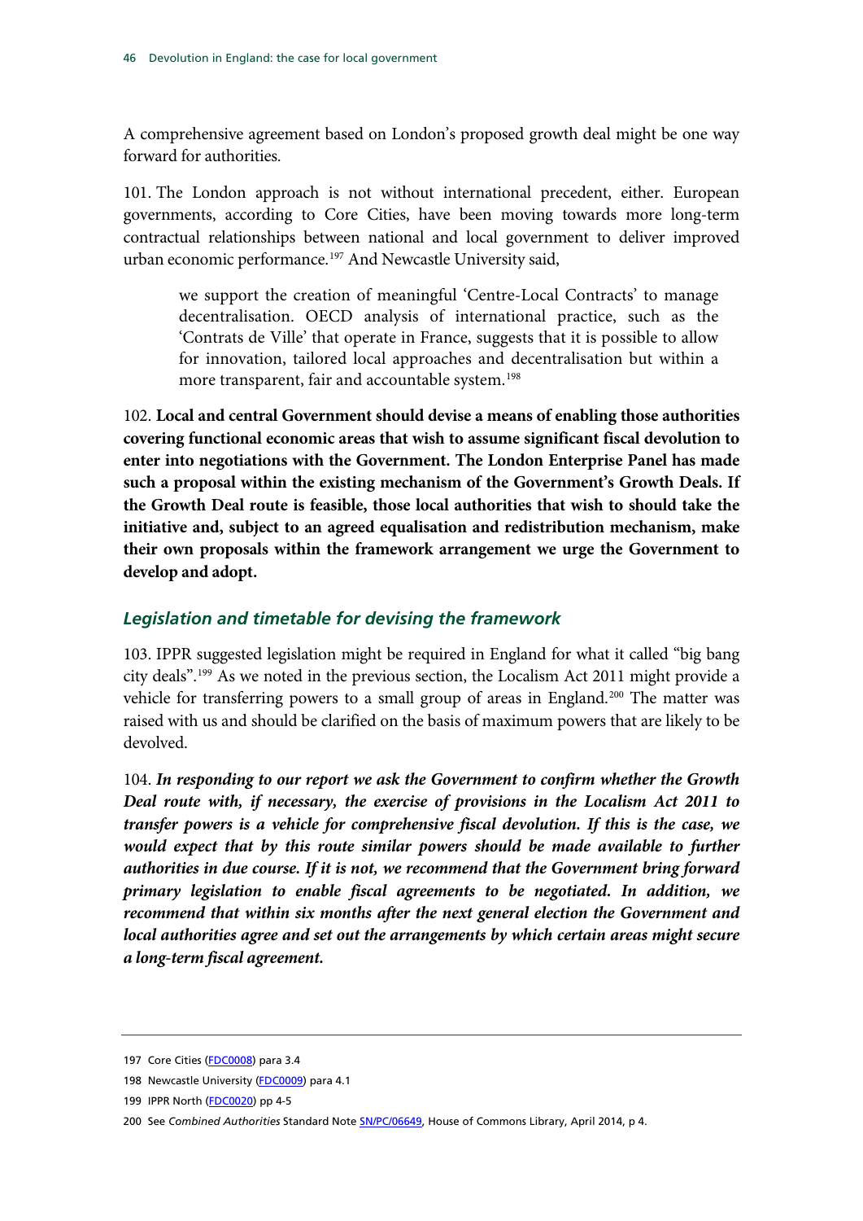A comprehensive agreement based on London's proposed growth deal might be one way forward for authorities.

101. The London approach is not without international precedent, either. European governments, according to Core Cities, have been moving towards more long-term contractual relationships between national and local government to deliver improved urban economic performance.[197] And Newcastle University said,

> we support the creation of meaningful 'Centre-Local Contracts' to manage decentralisation. OECD analysis of international practice, such as the 'Contrats de Ville' that operate in France, suggests that it is possible to allow for innovation, tailored local approaches and decentralisation but within a more transparent, fair and accountable system.[198]

102. **Local and central Government should devise a means of enabling those authorities covering functional economic areas that wish to assume significant fiscal devolution to enter into negotiations with the Government. The London Enterprise Panel has made such a proposal within the existing mechanism of the Government's Growth Deals. If the Growth Deal route is feasible, those local authorities that wish to should take the initiative and, subject to an agreed equalisation and redistribution mechanism, make their own proposals within the framework arrangement we urge the Government to develop and adopt.**

### *Legislation and timetable for devising the framework*

103. IPPR suggested legislation might be required in England for what it called "big bang city deals".[199] As we noted in the previous section, the Localism Act 2011 might provide a vehicle for transferring powers to a small group of areas in England.[200] The matter was raised with us and should be clarified on the basis of maximum powers that are likely to be devolved.

104. ***In responding to our report we ask the Government to confirm whether the Growth Deal route with, if necessary, the exercise of provisions in the Localism Act 2011 to transfer powers is a vehicle for comprehensive fiscal devolution. If this is the case, we would expect that by this route similar powers should be made available to further authorities in due course. If it is not, we recommend that the Government bring forward primary legislation to enable fiscal agreements to be negotiated. In addition, we recommend that within six months after the next general election the Government and local authorities agree and set out the arrangements by which certain areas might secure a long-term fiscal agreement.***

---

197 Core Cities (FDC0008) para 3.4

198 Newcastle University (FDC0009) para 4.1

199 IPPR North (FDC0020) pp 4-5

200 See *Combined Authorities* Standard Note SN/PC/06649, House of Commons Library, April 2014, p 4.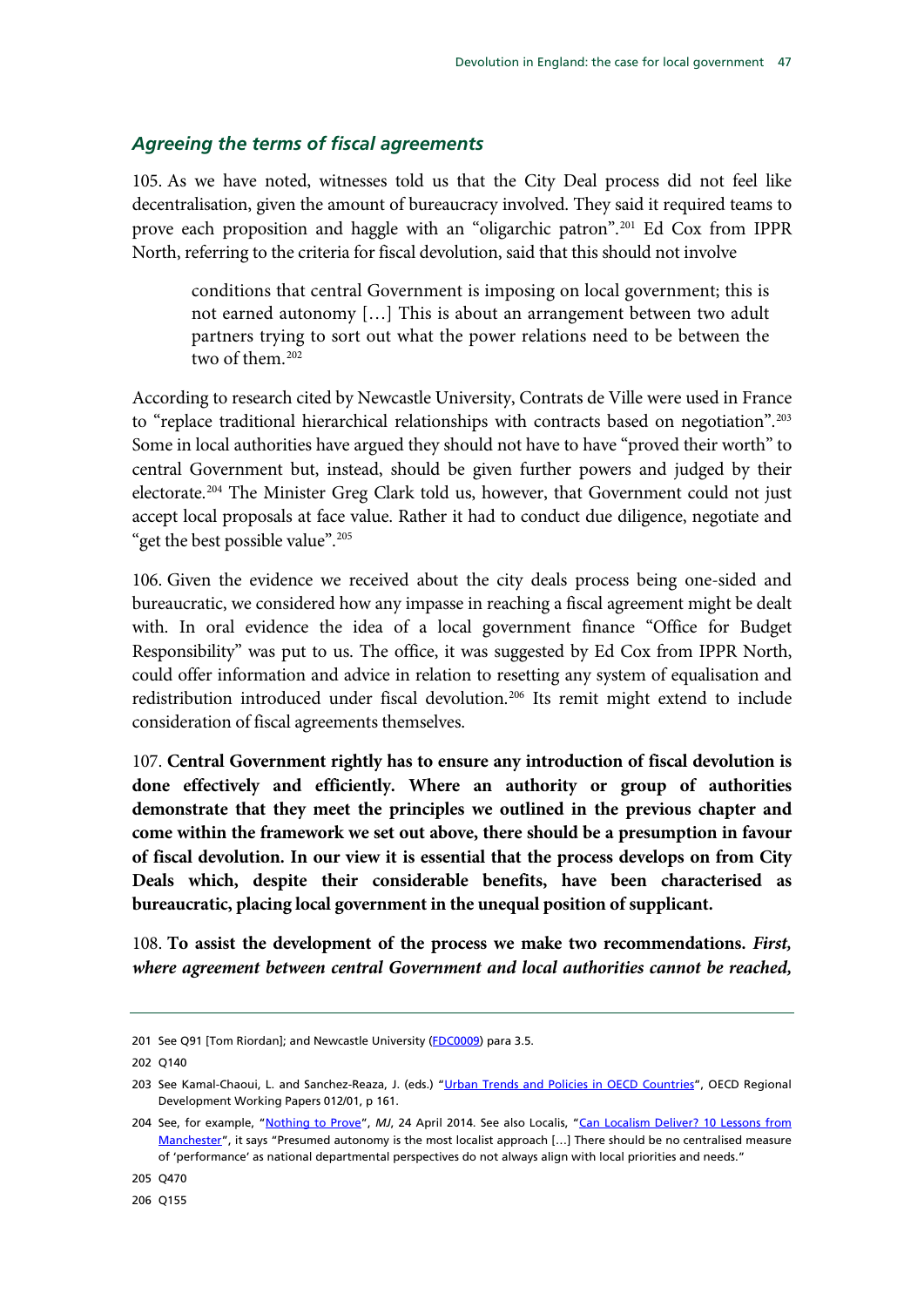### *Agreeing the terms of fiscal agreements*

105. As we have noted, witnesses told us that the City Deal process did not feel like decentralisation, given the amount of bureaucracy involved. They said it required teams to prove each proposition and haggle with an "oligarchic patron".[201] Ed Cox from IPPR North, referring to the criteria for fiscal devolution, said that this should not involve

> conditions that central Government is imposing on local government; this is not earned autonomy […] This is about an arrangement between two adult partners trying to sort out what the power relations need to be between the two of them.[202]

According to research cited by Newcastle University, Contrats de Ville were used in France to "replace traditional hierarchical relationships with contracts based on negotiation".[203] Some in local authorities have argued they should not have to have "proved their worth" to central Government but, instead, should be given further powers and judged by their electorate.[204] The Minister Greg Clark told us, however, that Government could not just accept local proposals at face value. Rather it had to conduct due diligence, negotiate and "get the best possible value".[205]

106. Given the evidence we received about the city deals process being one-sided and bureaucratic, we considered how any impasse in reaching a fiscal agreement might be dealt with. In oral evidence the idea of a local government finance "Office for Budget Responsibility" was put to us. The office, it was suggested by Ed Cox from IPPR North, could offer information and advice in relation to resetting any system of equalisation and redistribution introduced under fiscal devolution.[206] Its remit might extend to include consideration of fiscal agreements themselves.

107. **Central Government rightly has to ensure any introduction of fiscal devolution is done effectively and efficiently. Where an authority or group of authorities demonstrate that they meet the principles we outlined in the previous chapter and come within the framework we set out above, there should be a presumption in favour of fiscal devolution. In our view it is essential that the process develops on from City Deals which, despite their considerable benefits, have been characterised as bureaucratic, placing local government in the unequal position of supplicant.**

108. **To assist the development of the process we make two recommendations.** ***First, where agreement between central Government and local authorities cannot be reached,***

---

201 See Q91 [Tom Riordan]; and Newcastle University (FDC0009) para 3.5.

202 Q140

203 See Kamal-Chaoui, L. and Sanchez-Reaza, J. (eds.) "Urban Trends and Policies in OECD Countries", OECD Regional Development Working Papers 012/01, p 161.

204 See, for example, "Nothing to Prove", *MJ*, 24 April 2014. See also Localis, "Can Localism Deliver? 10 Lessons from Manchester", it says "Presumed autonomy is the most localist approach […] There should be no centralised measure of 'performance' as national departmental perspectives do not always align with local priorities and needs."

205 Q470

206 Q155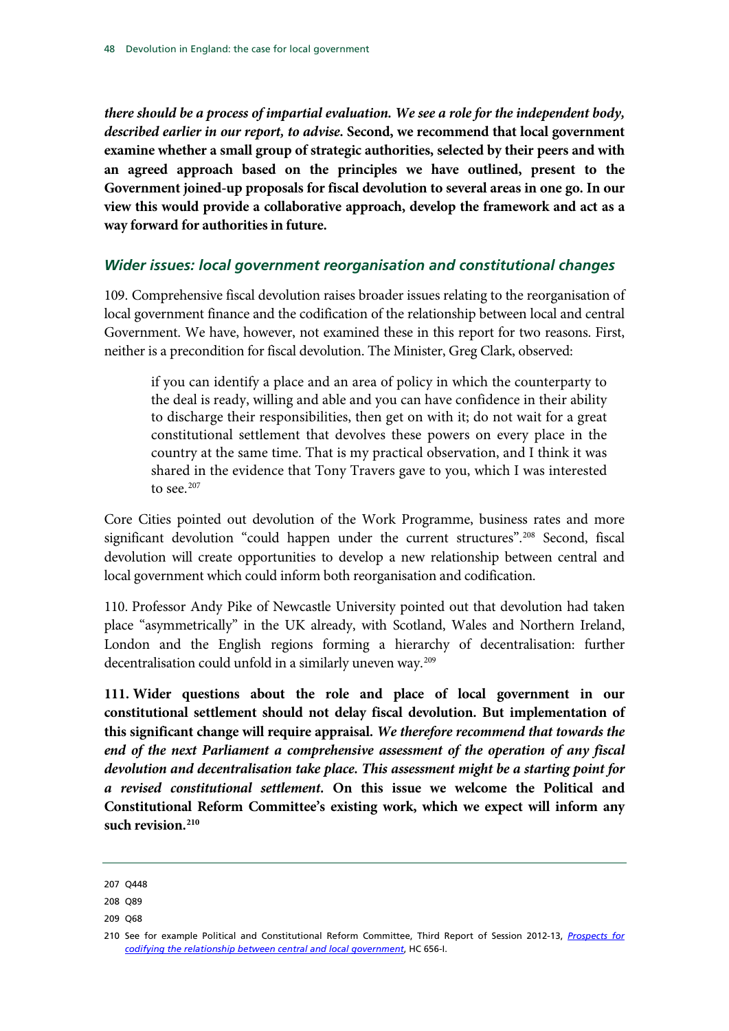***there should be a process of impartial evaluation. We see a role for the independent body, described earlier in our report, to advise.* Second, we recommend that local government examine whether a small group of strategic authorities, selected by their peers and with an agreed approach based on the principles we have outlined, present to the Government joined-up proposals for fiscal devolution to several areas in one go. In our view this would provide a collaborative approach, develop the framework and act as a way forward for authorities in future.**

### *Wider issues: local government reorganisation and constitutional changes*

109. Comprehensive fiscal devolution raises broader issues relating to the reorganisation of local government finance and the codification of the relationship between local and central Government. We have, however, not examined these in this report for two reasons. First, neither is a precondition for fiscal devolution. The Minister, Greg Clark, observed:

> if you can identify a place and an area of policy in which the counterparty to the deal is ready, willing and able and you can have confidence in their ability to discharge their responsibilities, then get on with it; do not wait for a great constitutional settlement that devolves these powers on every place in the country at the same time. That is my practical observation, and I think it was shared in the evidence that Tony Travers gave to you, which I was interested to see.[207]

Core Cities pointed out devolution of the Work Programme, business rates and more significant devolution "could happen under the current structures".[208] Second, fiscal devolution will create opportunities to develop a new relationship between central and local government which could inform both reorganisation and codification.

110. Professor Andy Pike of Newcastle University pointed out that devolution had taken place "asymmetrically" in the UK already, with Scotland, Wales and Northern Ireland, London and the English regions forming a hierarchy of decentralisation: further decentralisation could unfold in a similarly uneven way.[209]

**111. Wider questions about the role and place of local government in our constitutional settlement should not delay fiscal devolution. But implementation of this significant change will require appraisal. *We therefore recommend that towards the end of the next Parliament a comprehensive assessment of the operation of any fiscal devolution and decentralisation take place. This assessment might be a starting point for a revised constitutional settlement.* On this issue we welcome the Political and Constitutional Reform Committee's existing work, which we expect will inform any such revision.[210]**

---

207 Q448

208 Q89

209 Q68

210 See for example Political and Constitutional Reform Committee, Third Report of Session 2012-13, *Prospects for codifying the relationship between central and local government*, HC 656-I.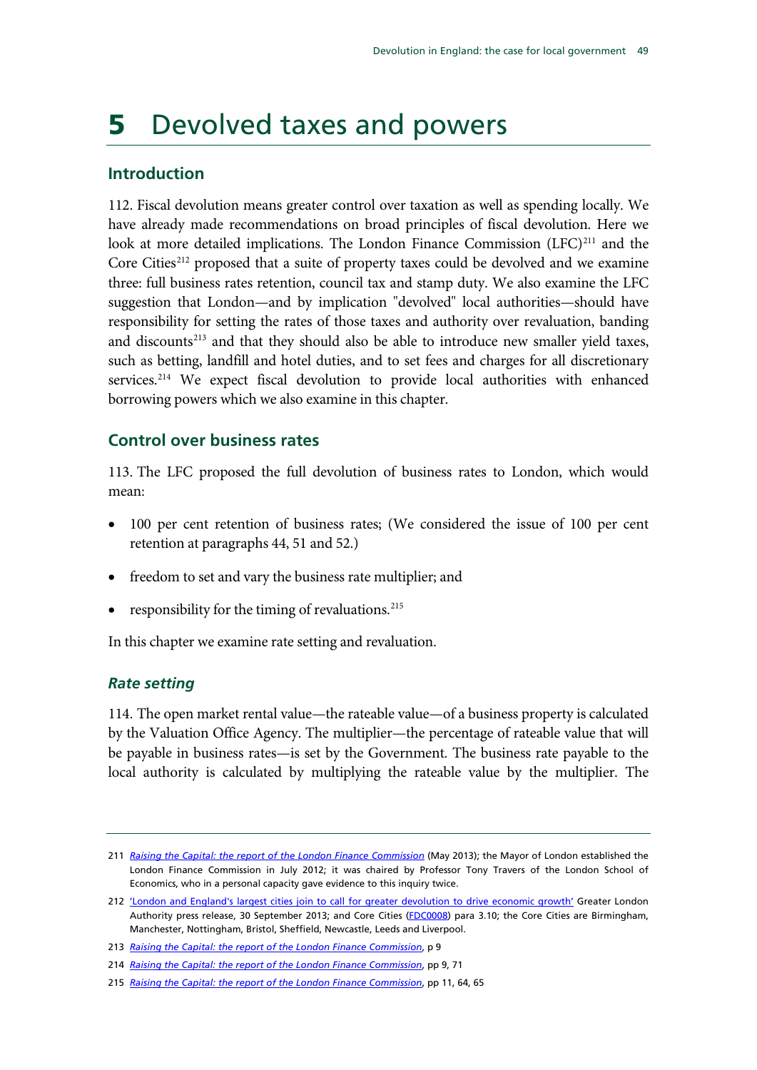# 5 Devolved taxes and powers

## Introduction

112. Fiscal devolution means greater control over taxation as well as spending locally. We have already made recommendations on broad principles of fiscal devolution. Here we look at more detailed implications. The London Finance Commission (LFC)[211] and the Core Cities[212] proposed that a suite of property taxes could be devolved and we examine three: full business rates retention, council tax and stamp duty. We also examine the LFC suggestion that London—and by implication "devolved" local authorities—should have responsibility for setting the rates of those taxes and authority over revaluation, banding and discounts[213] and that they should also be able to introduce new smaller yield taxes, such as betting, landfill and hotel duties, and to set fees and charges for all discretionary services.[214] We expect fiscal devolution to provide local authorities with enhanced borrowing powers which we also examine in this chapter.

## Control over business rates

113. The LFC proposed the full devolution of business rates to London, which would mean:

- 100 per cent retention of business rates; (We considered the issue of 100 per cent retention at paragraphs 44, 51 and 52.)
- freedom to set and vary the business rate multiplier; and
- responsibility for the timing of revaluations.[215]

In this chapter we examine rate setting and revaluation.

### *Rate setting*

114. The open market rental value—the rateable value—of a business property is calculated by the Valuation Office Agency. The multiplier—the percentage of rateable value that will be payable in business rates—is set by the Government. The business rate payable to the local authority is calculated by multiplying the rateable value by the multiplier. The

---

211 *Raising the Capital: the report of the London Finance Commission* (May 2013); the Mayor of London established the London Finance Commission in July 2012; it was chaired by Professor Tony Travers of the London School of Economics, who in a personal capacity gave evidence to this inquiry twice.

212 'London and England's largest cities join to call for greater devolution to drive economic growth' Greater London Authority press release, 30 September 2013; and Core Cities (FDC0008) para 3.10; the Core Cities are Birmingham, Manchester, Nottingham, Bristol, Sheffield, Newcastle, Leeds and Liverpool.

213 *Raising the Capital: the report of the London Finance Commission*, p 9

214 *Raising the Capital: the report of the London Finance Commission*, pp 9, 71

215 *Raising the Capital: the report of the London Finance Commission*, pp 11, 64, 65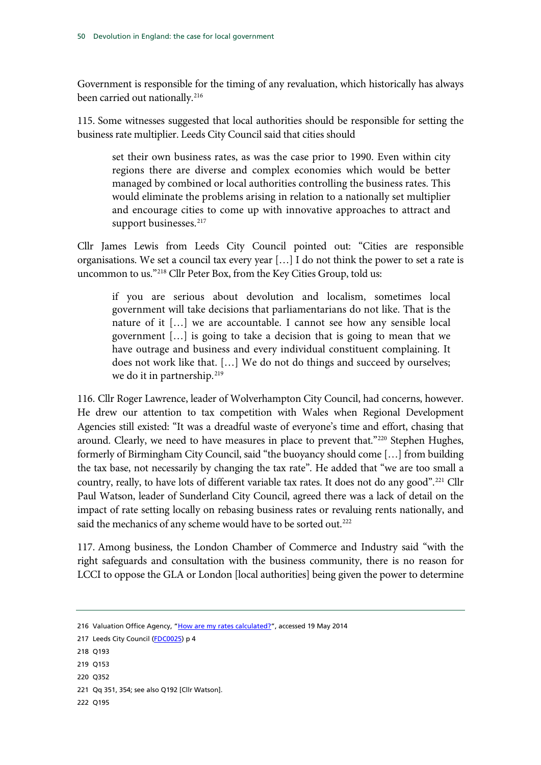Government is responsible for the timing of any revaluation, which historically has always been carried out nationally.[216]

115. Some witnesses suggested that local authorities should be responsible for setting the business rate multiplier. Leeds City Council said that cities should

> set their own business rates, as was the case prior to 1990. Even within city regions there are diverse and complex economies which would be better managed by combined or local authorities controlling the business rates. This would eliminate the problems arising in relation to a nationally set multiplier and encourage cities to come up with innovative approaches to attract and support businesses.[217]

Cllr James Lewis from Leeds City Council pointed out: "Cities are responsible organisations. We set a council tax every year […] I do not think the power to set a rate is uncommon to us."[218] Cllr Peter Box, from the Key Cities Group, told us:

> if you are serious about devolution and localism, sometimes local government will take decisions that parliamentarians do not like. That is the nature of it […] we are accountable. I cannot see how any sensible local government […] is going to take a decision that is going to mean that we have outrage and business and every individual constituent complaining. It does not work like that. […] We do not do things and succeed by ourselves; we do it in partnership.[219]

116. Cllr Roger Lawrence, leader of Wolverhampton City Council, had concerns, however. He drew our attention to tax competition with Wales when Regional Development Agencies still existed: "It was a dreadful waste of everyone's time and effort, chasing that around. Clearly, we need to have measures in place to prevent that."[220] Stephen Hughes, formerly of Birmingham City Council, said "the buoyancy should come […] from building the tax base, not necessarily by changing the tax rate". He added that "we are too small a country, really, to have lots of different variable tax rates. It does not do any good".[221] Cllr Paul Watson, leader of Sunderland City Council, agreed there was a lack of detail on the impact of rate setting locally on rebasing business rates or revaluing rents nationally, and said the mechanics of any scheme would have to be sorted out.[222]

117. Among business, the London Chamber of Commerce and Industry said "with the right safeguards and consultation with the business community, there is no reason for LCCI to oppose the GLA or London [local authorities] being given the power to determine

---

216 Valuation Office Agency, "How are my rates calculated?", accessed 19 May 2014

217 Leeds City Council (FDC0025) p 4

218 Q193

219 Q153

220 Q352

221 Qq 351, 354; see also Q192 [Cllr Watson].

222 Q195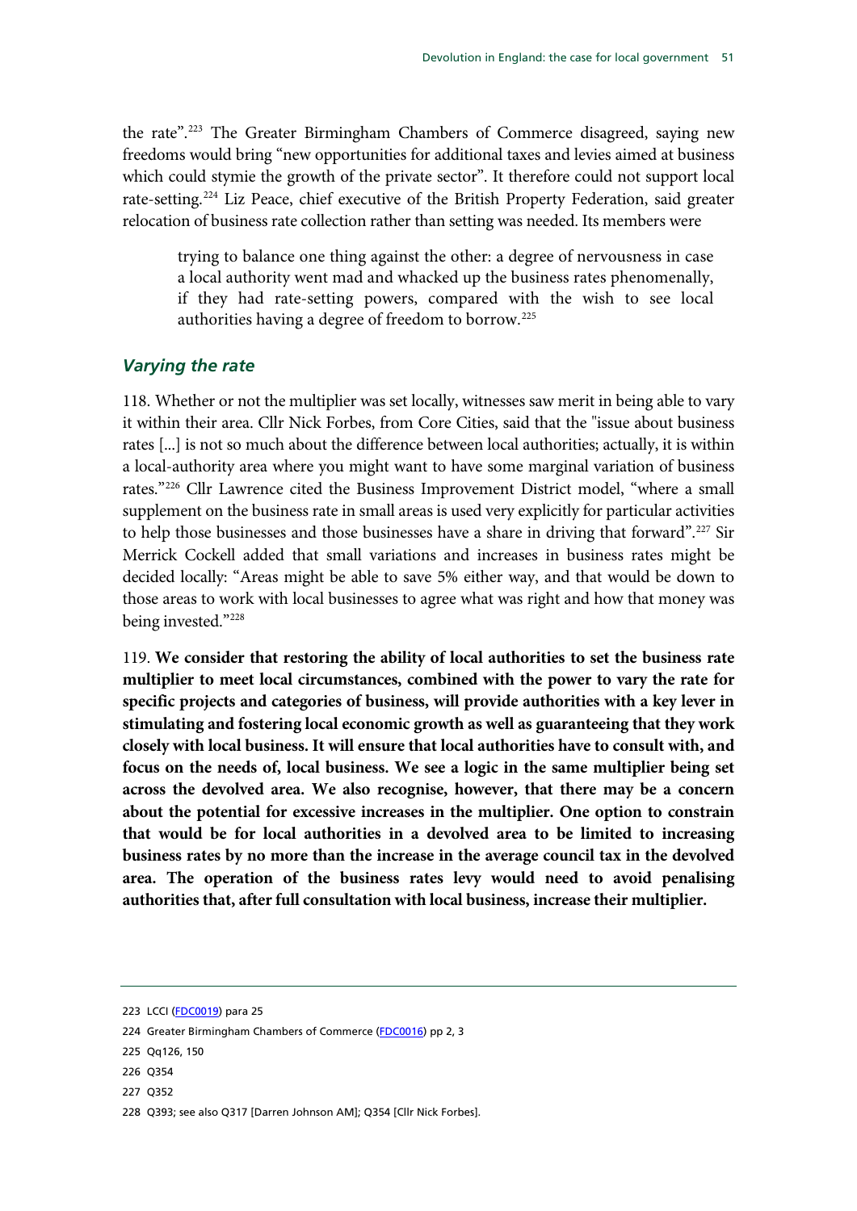the rate".[223] The Greater Birmingham Chambers of Commerce disagreed, saying new freedoms would bring "new opportunities for additional taxes and levies aimed at business which could stymie the growth of the private sector". It therefore could not support local rate-setting.[224] Liz Peace, chief executive of the British Property Federation, said greater relocation of business rate collection rather than setting was needed. Its members were

> trying to balance one thing against the other: a degree of nervousness in case a local authority went mad and whacked up the business rates phenomenally, if they had rate-setting powers, compared with the wish to see local authorities having a degree of freedom to borrow.[225]

### *Varying the rate*

118. Whether or not the multiplier was set locally, witnesses saw merit in being able to vary it within their area. Cllr Nick Forbes, from Core Cities, said that the "issue about business rates [...] is not so much about the difference between local authorities; actually, it is within a local-authority area where you might want to have some marginal variation of business rates."[226] Cllr Lawrence cited the Business Improvement District model, "where a small supplement on the business rate in small areas is used very explicitly for particular activities to help those businesses and those businesses have a share in driving that forward".[227] Sir Merrick Cockell added that small variations and increases in business rates might be decided locally: "Areas might be able to save 5% either way, and that would be down to those areas to work with local businesses to agree what was right and how that money was being invested."[228]

119. **We consider that restoring the ability of local authorities to set the business rate multiplier to meet local circumstances, combined with the power to vary the rate for specific projects and categories of business, will provide authorities with a key lever in stimulating and fostering local economic growth as well as guaranteeing that they work closely with local business. It will ensure that local authorities have to consult with, and focus on the needs of, local business. We see a logic in the same multiplier being set across the devolved area. We also recognise, however, that there may be a concern about the potential for excessive increases in the multiplier. One option to constrain that would be for local authorities in a devolved area to be limited to increasing business rates by no more than the increase in the average council tax in the devolved area. The operation of the business rates levy would need to avoid penalising authorities that, after full consultation with local business, increase their multiplier.**

223 LCCI (FDC0019) para 25

224 Greater Birmingham Chambers of Commerce (FDC0016) pp 2, 3

225 Qq126, 150

226 Q354

227 Q352

228 Q393; see also Q317 [Darren Johnson AM]; Q354 [Cllr Nick Forbes].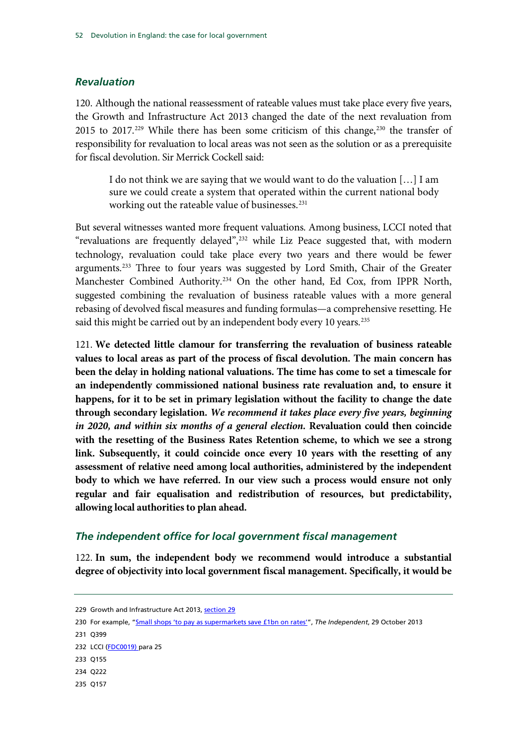### *Revaluation*

120. Although the national reassessment of rateable values must take place every five years, the Growth and Infrastructure Act 2013 changed the date of the next revaluation from 2015 to 2017.[229] While there has been some criticism of this change,[230] the transfer of responsibility for revaluation to local areas was not seen as the solution or as a prerequisite for fiscal devolution. Sir Merrick Cockell said:

> I do not think we are saying that we would want to do the valuation […] I am sure we could create a system that operated within the current national body working out the rateable value of businesses.[231]

But several witnesses wanted more frequent valuations. Among business, LCCI noted that "revaluations are frequently delayed",[232] while Liz Peace suggested that, with modern technology, revaluation could take place every two years and there would be fewer arguments.[233] Three to four years was suggested by Lord Smith, Chair of the Greater Manchester Combined Authority.[234] On the other hand, Ed Cox, from IPPR North, suggested combining the revaluation of business rateable values with a more general rebasing of devolved fiscal measures and funding formulas—a comprehensive resetting. He said this might be carried out by an independent body every 10 years.[235]

121. **We detected little clamour for transferring the revaluation of business rateable values to local areas as part of the process of fiscal devolution. The main concern has been the delay in holding national valuations. The time has come to set a timescale for an independently commissioned national business rate revaluation and, to ensure it happens, for it to be set in primary legislation without the facility to change the date through secondary legislation. *We recommend it takes place every five years, beginning in 2020, and within six months of a general election.* Revaluation could then coincide with the resetting of the Business Rates Retention scheme, to which we see a strong link. Subsequently, it could coincide once every 10 years with the resetting of any assessment of relative need among local authorities, administered by the independent body to which we have referred. In our view such a process would ensure not only regular and fair equalisation and redistribution of resources, but predictability, allowing local authorities to plan ahead.**

### *The independent office for local government fiscal management*

122. **In sum, the independent body we recommend would introduce a substantial degree of objectivity into local government fiscal management. Specifically, it would be**

---

229 Growth and Infrastructure Act 2013, section 29

230 For example, "Small shops 'to pay as supermarkets save £1bn on rates'", *The Independent*, 29 October 2013

231 Q399

232 LCCI (FDC0019) para 25

233 Q155

234 Q222

235 Q157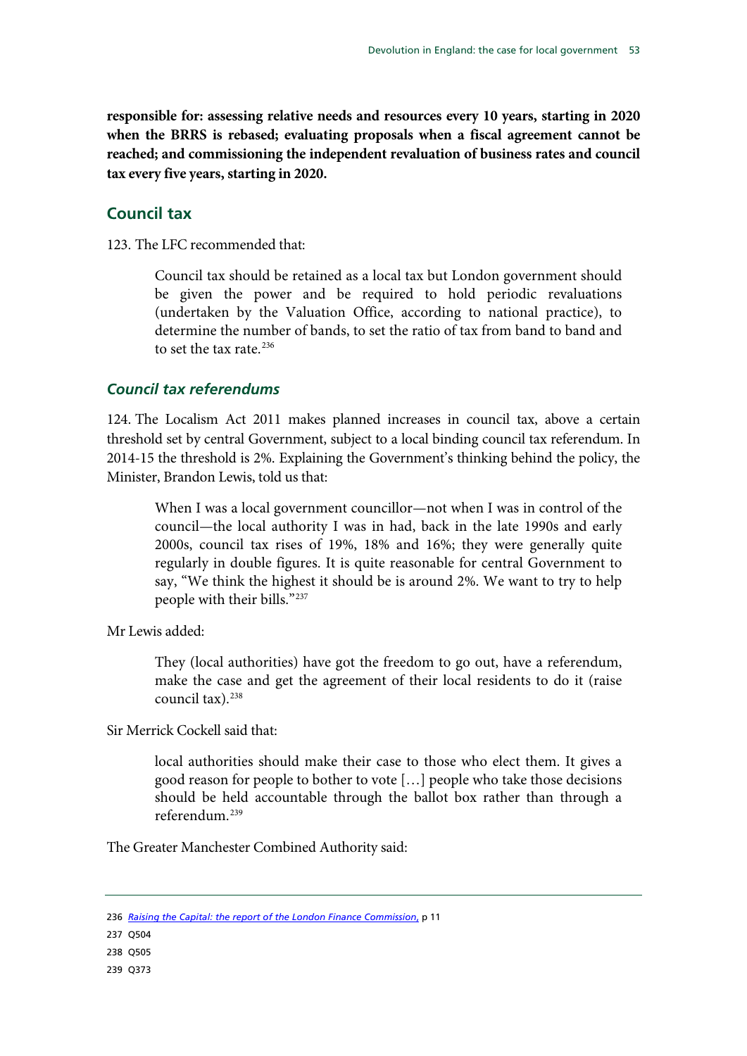**responsible for: assessing relative needs and resources every 10 years, starting in 2020 when the BRRS is rebased; evaluating proposals when a fiscal agreement cannot be reached; and commissioning the independent revaluation of business rates and council tax every five years, starting in 2020.**

## Council tax

123. The LFC recommended that:

> Council tax should be retained as a local tax but London government should be given the power and be required to hold periodic revaluations (undertaken by the Valuation Office, according to national practice), to determine the number of bands, to set the ratio of tax from band to band and to set the tax rate.[236]

### *Council tax referendums*

124. The Localism Act 2011 makes planned increases in council tax, above a certain threshold set by central Government, subject to a local binding council tax referendum. In 2014-15 the threshold is 2%. Explaining the Government's thinking behind the policy, the Minister, Brandon Lewis, told us that:

> When I was a local government councillor—not when I was in control of the council—the local authority I was in had, back in the late 1990s and early 2000s, council tax rises of 19%, 18% and 16%; they were generally quite regularly in double figures. It is quite reasonable for central Government to say, "We think the highest it should be is around 2%. We want to try to help people with their bills."[237]

Mr Lewis added:

> They (local authorities) have got the freedom to go out, have a referendum, make the case and get the agreement of their local residents to do it (raise council tax).[238]

Sir Merrick Cockell said that:

> local authorities should make their case to those who elect them. It gives a good reason for people to bother to vote […] people who take those decisions should be held accountable through the ballot box rather than through a referendum.[239]

The Greater Manchester Combined Authority said:

---

236 *Raising the Capital: the report of the London Finance Commission*, p 11

237 Q504

238 Q505

239 Q373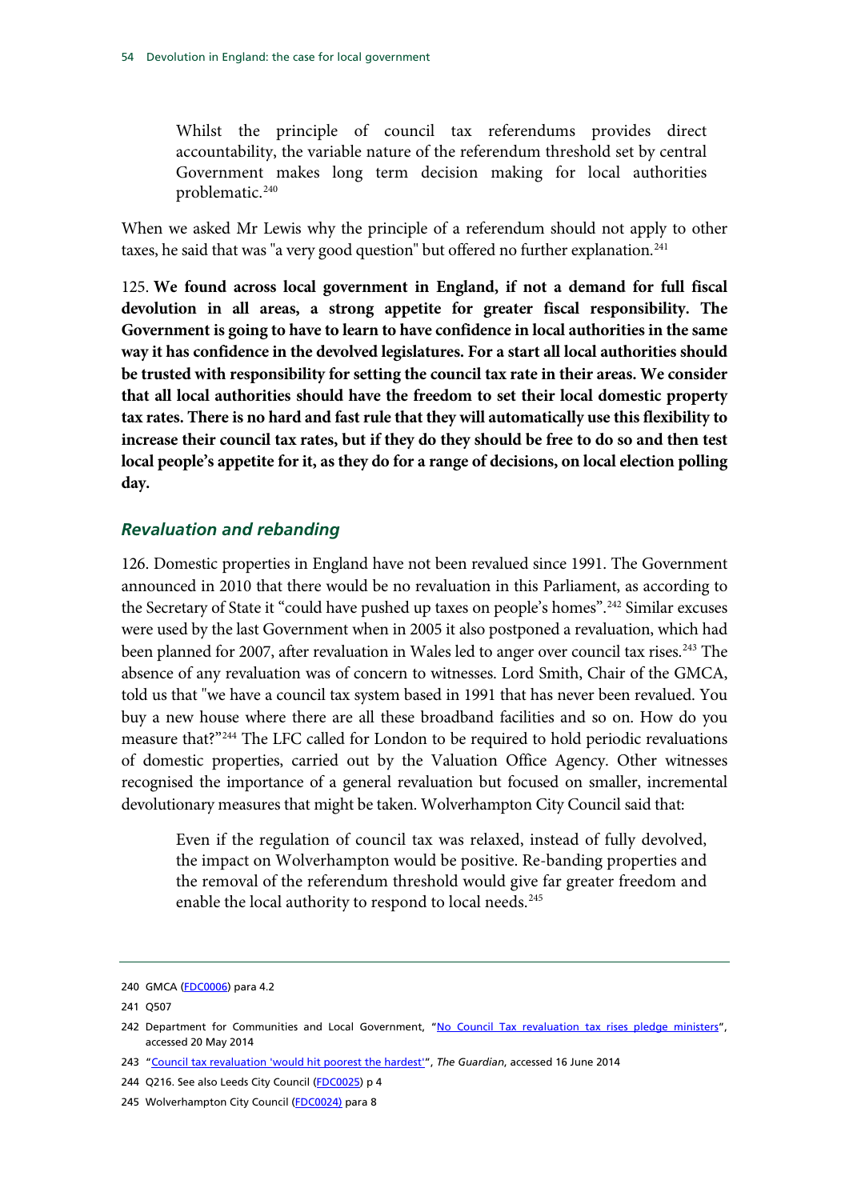> Whilst the principle of council tax referendums provides direct accountability, the variable nature of the referendum threshold set by central Government makes long term decision making for local authorities problematic.[240]

When we asked Mr Lewis why the principle of a referendum should not apply to other taxes, he said that was "a very good question" but offered no further explanation.[241]

125. **We found across local government in England, if not a demand for full fiscal devolution in all areas, a strong appetite for greater fiscal responsibility. The Government is going to have to learn to have confidence in local authorities in the same way it has confidence in the devolved legislatures. For a start all local authorities should be trusted with responsibility for setting the council tax rate in their areas. We consider that all local authorities should have the freedom to set their local domestic property tax rates. There is no hard and fast rule that they will automatically use this flexibility to increase their council tax rates, but if they do they should be free to do so and then test local people's appetite for it, as they do for a range of decisions, on local election polling day.**

### *Revaluation and rebanding*

126. Domestic properties in England have not been revalued since 1991. The Government announced in 2010 that there would be no revaluation in this Parliament, as according to the Secretary of State it "could have pushed up taxes on people's homes".[242] Similar excuses were used by the last Government when in 2005 it also postponed a revaluation, which had been planned for 2007, after revaluation in Wales led to anger over council tax rises.[243] The absence of any revaluation was of concern to witnesses. Lord Smith, Chair of the GMCA, told us that "we have a council tax system based in 1991 that has never been revalued. You buy a new house where there are all these broadband facilities and so on. How do you measure that?"[244] The LFC called for London to be required to hold periodic revaluations of domestic properties, carried out by the Valuation Office Agency. Other witnesses recognised the importance of a general revaluation but focused on smaller, incremental devolutionary measures that might be taken. Wolverhampton City Council said that:

> Even if the regulation of council tax was relaxed, instead of fully devolved, the impact on Wolverhampton would be positive. Re-banding properties and the removal of the referendum threshold would give far greater freedom and enable the local authority to respond to local needs.[245]

---

240 GMCA (FDC0006) para 4.2

241 Q507

242 Department for Communities and Local Government, "No Council Tax revaluation tax rises pledge ministers", accessed 20 May 2014

243 "Council tax revaluation 'would hit poorest the hardest'", *The Guardian*, accessed 16 June 2014

244 Q216. See also Leeds City Council (FDC0025) p 4

245 Wolverhampton City Council (FDC0024) para 8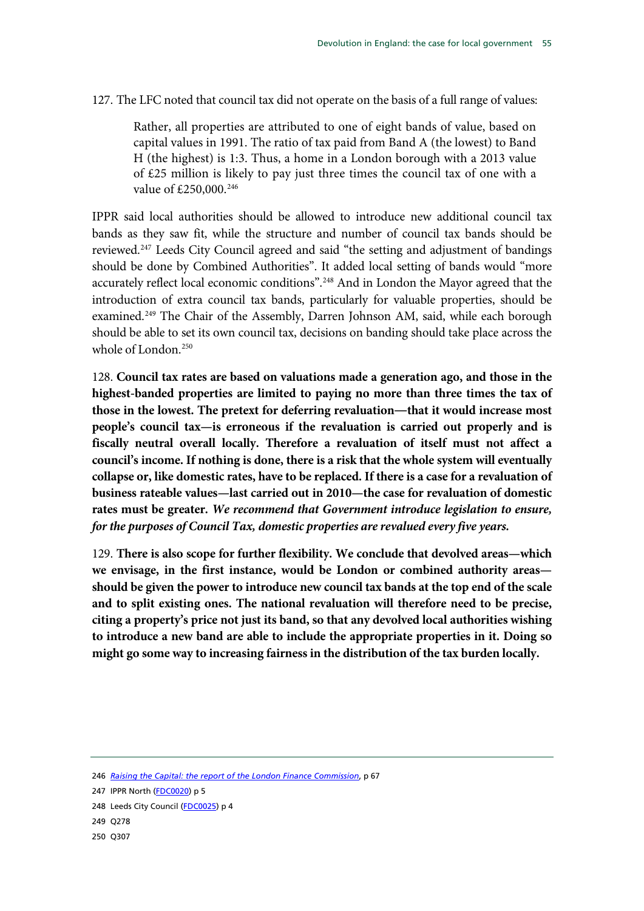127. The LFC noted that council tax did not operate on the basis of a full range of values:

> Rather, all properties are attributed to one of eight bands of value, based on capital values in 1991. The ratio of tax paid from Band A (the lowest) to Band H (the highest) is 1:3. Thus, a home in a London borough with a 2013 value of £25 million is likely to pay just three times the council tax of one with a value of £250,000.[246]

IPPR said local authorities should be allowed to introduce new additional council tax bands as they saw fit, while the structure and number of council tax bands should be reviewed.[247] Leeds City Council agreed and said "the setting and adjustment of bandings should be done by Combined Authorities". It added local setting of bands would "more accurately reflect local economic conditions".[248] And in London the Mayor agreed that the introduction of extra council tax bands, particularly for valuable properties, should be examined.[249] The Chair of the Assembly, Darren Johnson AM, said, while each borough should be able to set its own council tax, decisions on banding should take place across the whole of London.[250]

128. **Council tax rates are based on valuations made a generation ago, and those in the highest-banded properties are limited to paying no more than three times the tax of those in the lowest. The pretext for deferring revaluation—that it would increase most people's council tax—is erroneous if the revaluation is carried out properly and is fiscally neutral overall locally. Therefore a revaluation of itself must not affect a council's income. If nothing is done, there is a risk that the whole system will eventually collapse or, like domestic rates, have to be replaced. If there is a case for a revaluation of business rateable values—last carried out in 2010—the case for revaluation of domestic rates must be greater.** ***We recommend that Government introduce legislation to ensure, for the purposes of Council Tax, domestic properties are revalued every five years.***

129. **There is also scope for further flexibility. We conclude that devolved areas—which we envisage, in the first instance, would be London or combined authority areas—should be given the power to introduce new council tax bands at the top end of the scale and to split existing ones. The national revaluation will therefore need to be precise, citing a property's price not just its band, so that any devolved local authorities wishing to introduce a new band are able to include the appropriate properties in it. Doing so might go some way to increasing fairness in the distribution of the tax burden locally.**

---

246 *Raising the Capital: the report of the London Finance Commission*, p 67

247 IPPR North (FDC0020) p 5

248 Leeds City Council (FDC0025) p 4

249 Q278

250 Q307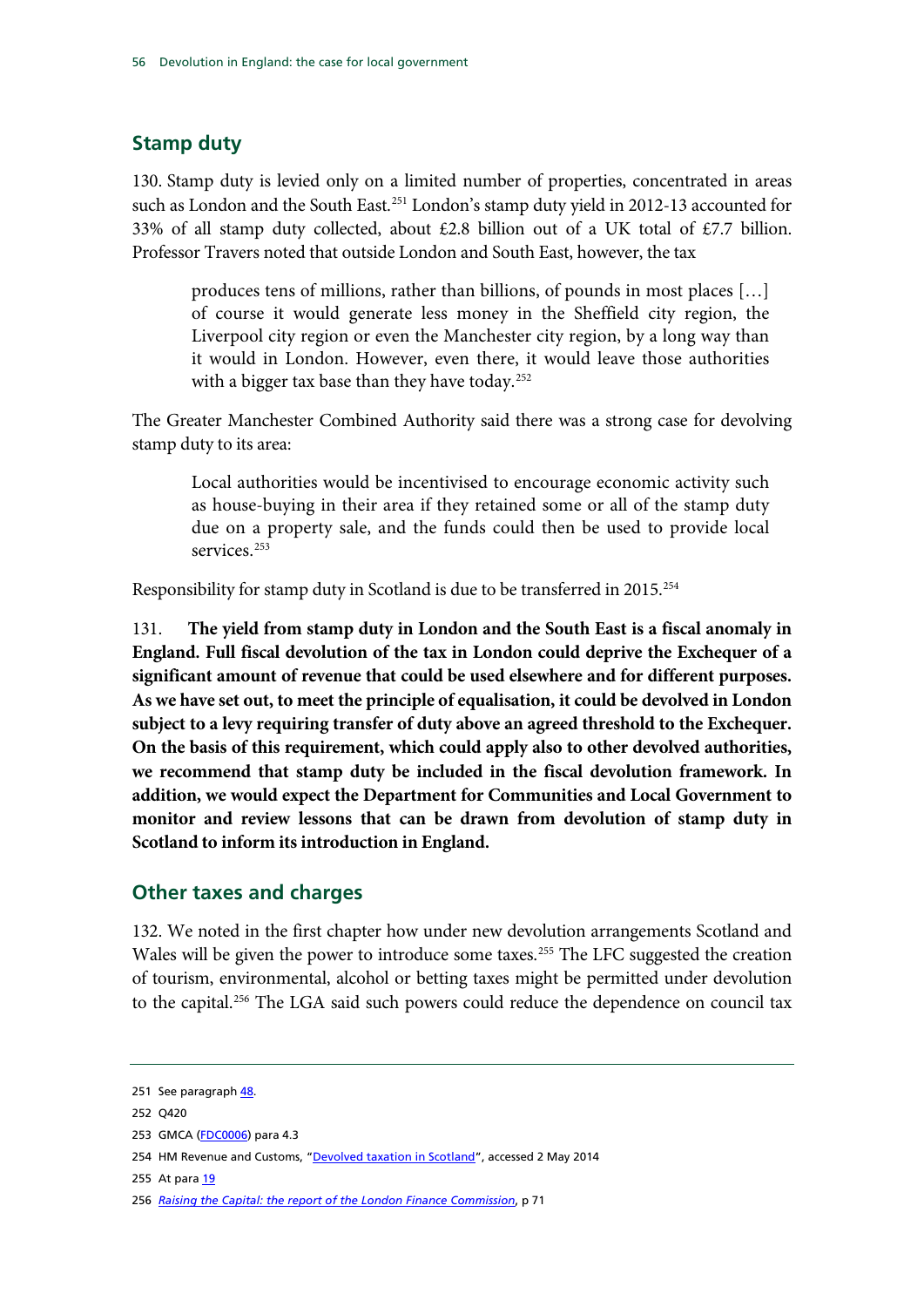## Stamp duty

130. Stamp duty is levied only on a limited number of properties, concentrated in areas such as London and the South East.[251] London's stamp duty yield in 2012-13 accounted for 33% of all stamp duty collected, about £2.8 billion out of a UK total of £7.7 billion. Professor Travers noted that outside London and South East, however, the tax

> produces tens of millions, rather than billions, of pounds in most places […] of course it would generate less money in the Sheffield city region, the Liverpool city region or even the Manchester city region, by a long way than it would in London. However, even there, it would leave those authorities with a bigger tax base than they have today.[252]

The Greater Manchester Combined Authority said there was a strong case for devolving stamp duty to its area:

> Local authorities would be incentivised to encourage economic activity such as house-buying in their area if they retained some or all of the stamp duty due on a property sale, and the funds could then be used to provide local services.[253]

Responsibility for stamp duty in Scotland is due to be transferred in 2015.[254]

131. **The yield from stamp duty in London and the South East is a fiscal anomaly in England. Full fiscal devolution of the tax in London could deprive the Exchequer of a significant amount of revenue that could be used elsewhere and for different purposes. As we have set out, to meet the principle of equalisation, it could be devolved in London subject to a levy requiring transfer of duty above an agreed threshold to the Exchequer. On the basis of this requirement, which could apply also to other devolved authorities, we recommend that stamp duty be included in the fiscal devolution framework. In addition, we would expect the Department for Communities and Local Government to monitor and review lessons that can be drawn from devolution of stamp duty in Scotland to inform its introduction in England.**

## Other taxes and charges

132. We noted in the first chapter how under new devolution arrangements Scotland and Wales will be given the power to introduce some taxes.[255] The LFC suggested the creation of tourism, environmental, alcohol or betting taxes might be permitted under devolution to the capital.[256] The LGA said such powers could reduce the dependence on council tax

---

251 See paragraph 48.

252 Q420

253 GMCA (FDC0006) para 4.3

254 HM Revenue and Customs, "Devolved taxation in Scotland", accessed 2 May 2014

255 At para 19

256 *Raising the Capital: the report of the London Finance Commission*, p 71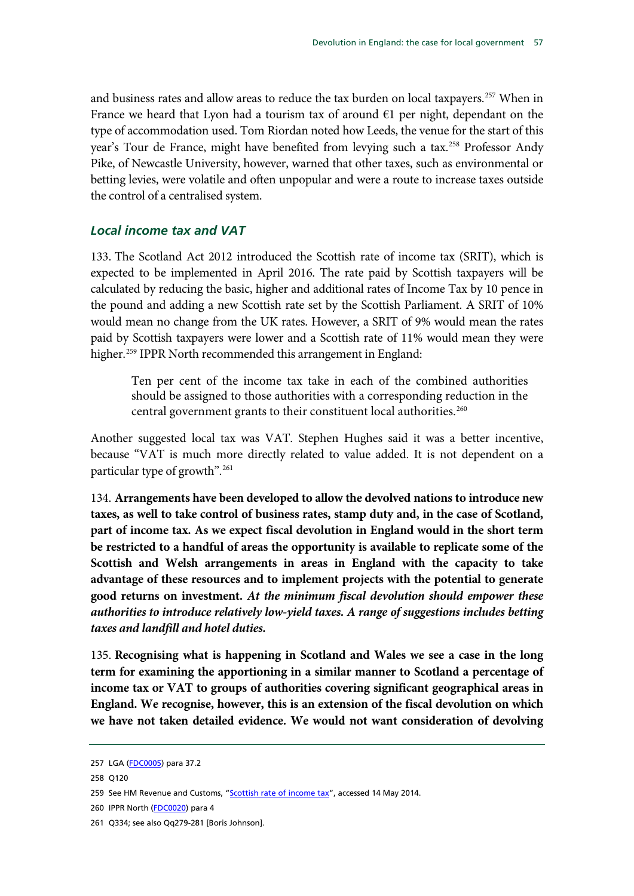and business rates and allow areas to reduce the tax burden on local taxpayers.[257] When in France we heard that Lyon had a tourism tax of around €1 per night, dependant on the type of accommodation used. Tom Riordan noted how Leeds, the venue for the start of this year's Tour de France, might have benefited from levying such a tax.[258] Professor Andy Pike, of Newcastle University, however, warned that other taxes, such as environmental or betting levies, were volatile and often unpopular and were a route to increase taxes outside the control of a centralised system.

### *Local income tax and VAT*

133. The Scotland Act 2012 introduced the Scottish rate of income tax (SRIT), which is expected to be implemented in April 2016. The rate paid by Scottish taxpayers will be calculated by reducing the basic, higher and additional rates of Income Tax by 10 pence in the pound and adding a new Scottish rate set by the Scottish Parliament. A SRIT of 10% would mean no change from the UK rates. However, a SRIT of 9% would mean the rates paid by Scottish taxpayers were lower and a Scottish rate of 11% would mean they were higher.[259] IPPR North recommended this arrangement in England:

> Ten per cent of the income tax take in each of the combined authorities should be assigned to those authorities with a corresponding reduction in the central government grants to their constituent local authorities.[260]

Another suggested local tax was VAT. Stephen Hughes said it was a better incentive, because "VAT is much more directly related to value added. It is not dependent on a particular type of growth".[261]

134. **Arrangements have been developed to allow the devolved nations to introduce new taxes, as well to take control of business rates, stamp duty and, in the case of Scotland, part of income tax. As we expect fiscal devolution in England would in the short term be restricted to a handful of areas the opportunity is available to replicate some of the Scottish and Welsh arrangements in areas in England with the capacity to take advantage of these resources and to implement projects with the potential to generate good returns on investment.** ***At the minimum fiscal devolution should empower these authorities to introduce relatively low-yield taxes. A range of suggestions includes betting taxes and landfill and hotel duties.***

135. **Recognising what is happening in Scotland and Wales we see a case in the long term for examining the apportioning in a similar manner to Scotland a percentage of income tax or VAT to groups of authorities covering significant geographical areas in England. We recognise, however, this is an extension of the fiscal devolution on which we have not taken detailed evidence. We would not want consideration of devolving**

257 LGA (FDC0005) para 37.2

258 Q120

259 See HM Revenue and Customs, "Scottish rate of income tax", accessed 14 May 2014.

260 IPPR North (FDC0020) para 4

261 Q334; see also Qq279-281 [Boris Johnson].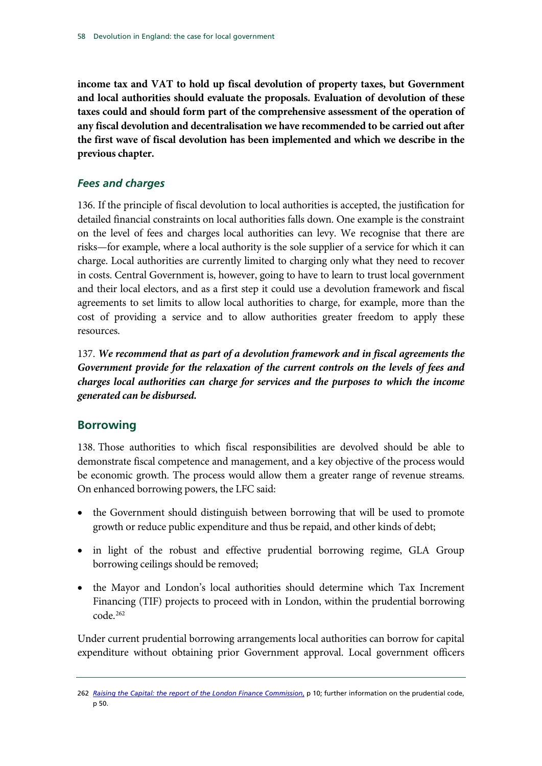**income tax and VAT to hold up fiscal devolution of property taxes, but Government and local authorities should evaluate the proposals. Evaluation of devolution of these taxes could and should form part of the comprehensive assessment of the operation of any fiscal devolution and decentralisation we have recommended to be carried out after the first wave of fiscal devolution has been implemented and which we describe in the previous chapter.**

### *Fees and charges*

136. If the principle of fiscal devolution to local authorities is accepted, the justification for detailed financial constraints on local authorities falls down. One example is the constraint on the level of fees and charges local authorities can levy. We recognise that there are risks—for example, where a local authority is the sole supplier of a service for which it can charge. Local authorities are currently limited to charging only what they need to recover in costs. Central Government is, however, going to have to learn to trust local government and their local electors, and as a first step it could use a devolution framework and fiscal agreements to set limits to allow local authorities to charge, for example, more than the cost of providing a service and to allow authorities greater freedom to apply these resources.

137. ***We recommend that as part of a devolution framework and in fiscal agreements the Government provide for the relaxation of the current controls on the levels of fees and charges local authorities can charge for services and the purposes to which the income generated can be disbursed.***

## Borrowing

138. Those authorities to which fiscal responsibilities are devolved should be able to demonstrate fiscal competence and management, and a key objective of the process would be economic growth. The process would allow them a greater range of revenue streams. On enhanced borrowing powers, the LFC said:

- the Government should distinguish between borrowing that will be used to promote growth or reduce public expenditure and thus be repaid, and other kinds of debt;
- in light of the robust and effective prudential borrowing regime, GLA Group borrowing ceilings should be removed;
- the Mayor and London's local authorities should determine which Tax Increment Financing (TIF) projects to proceed with in London, within the prudential borrowing code.[262]

Under current prudential borrowing arrangements local authorities can borrow for capital expenditure without obtaining prior Government approval. Local government officers

262 *Raising the Capital: the report of the London Finance Commission*, p 10; further information on the prudential code, p 50.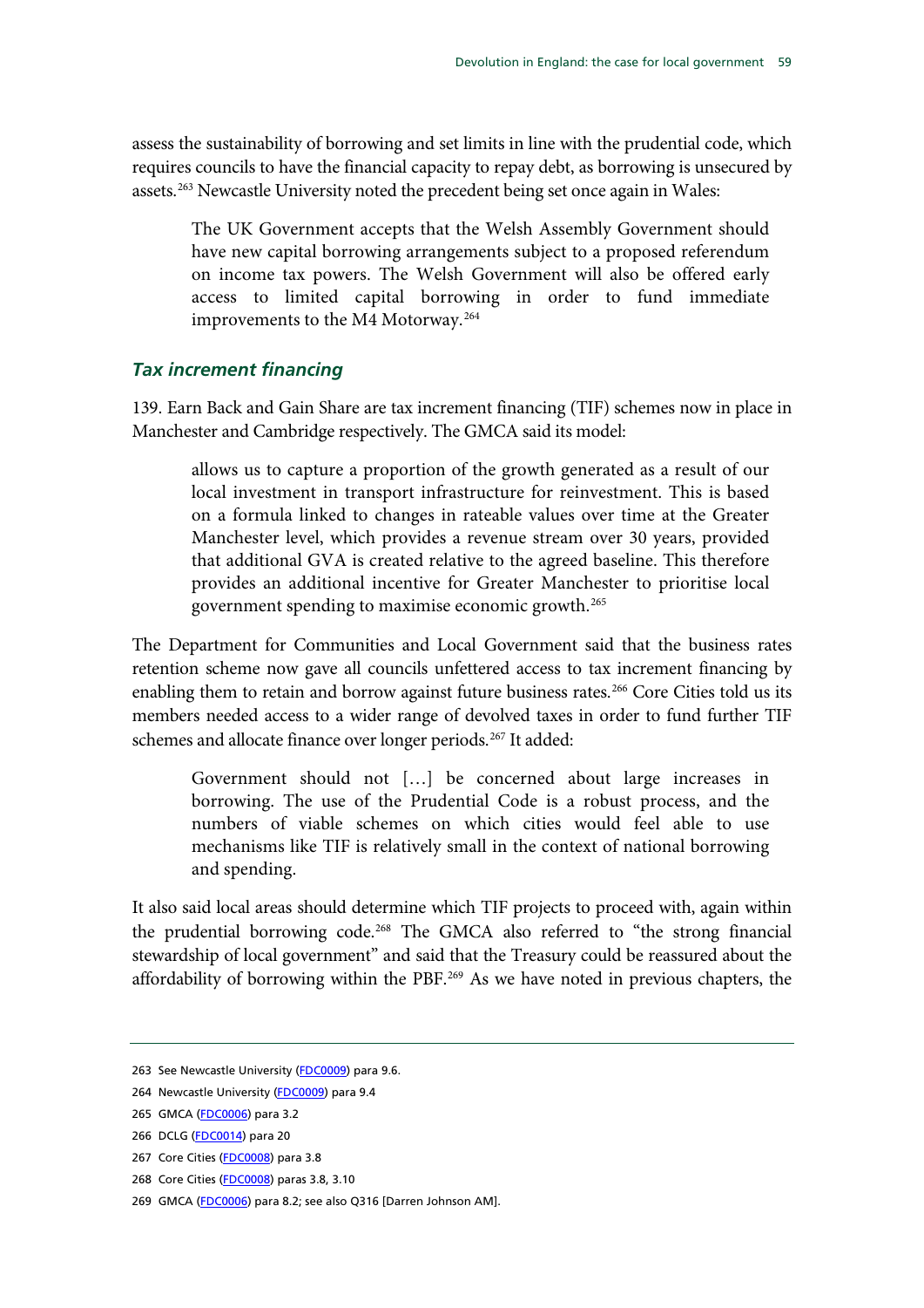assess the sustainability of borrowing and set limits in line with the prudential code, which requires councils to have the financial capacity to repay debt, as borrowing is unsecured by assets.[263] Newcastle University noted the precedent being set once again in Wales:

> The UK Government accepts that the Welsh Assembly Government should have new capital borrowing arrangements subject to a proposed referendum on income tax powers. The Welsh Government will also be offered early access to limited capital borrowing in order to fund immediate improvements to the M4 Motorway.[264]

### *Tax increment financing*

139. Earn Back and Gain Share are tax increment financing (TIF) schemes now in place in Manchester and Cambridge respectively. The GMCA said its model:

> allows us to capture a proportion of the growth generated as a result of our local investment in transport infrastructure for reinvestment. This is based on a formula linked to changes in rateable values over time at the Greater Manchester level, which provides a revenue stream over 30 years, provided that additional GVA is created relative to the agreed baseline. This therefore provides an additional incentive for Greater Manchester to prioritise local government spending to maximise economic growth.[265]

The Department for Communities and Local Government said that the business rates retention scheme now gave all councils unfettered access to tax increment financing by enabling them to retain and borrow against future business rates.[266] Core Cities told us its members needed access to a wider range of devolved taxes in order to fund further TIF schemes and allocate finance over longer periods.[267] It added:

> Government should not […] be concerned about large increases in borrowing. The use of the Prudential Code is a robust process, and the numbers of viable schemes on which cities would feel able to use mechanisms like TIF is relatively small in the context of national borrowing and spending.

It also said local areas should determine which TIF projects to proceed with, again within the prudential borrowing code.[268] The GMCA also referred to "the strong financial stewardship of local government" and said that the Treasury could be reassured about the affordability of borrowing within the PBF.[269] As we have noted in previous chapters, the

---

263 See Newcastle University (FDC0009) para 9.6.

264 Newcastle University (FDC0009) para 9.4

265 GMCA (FDC0006) para 3.2

266 DCLG (FDC0014) para 20

267 Core Cities (FDC0008) para 3.8

268 Core Cities (FDC0008) paras 3.8, 3.10

269 GMCA (FDC0006) para 8.2; see also Q316 [Darren Johnson AM].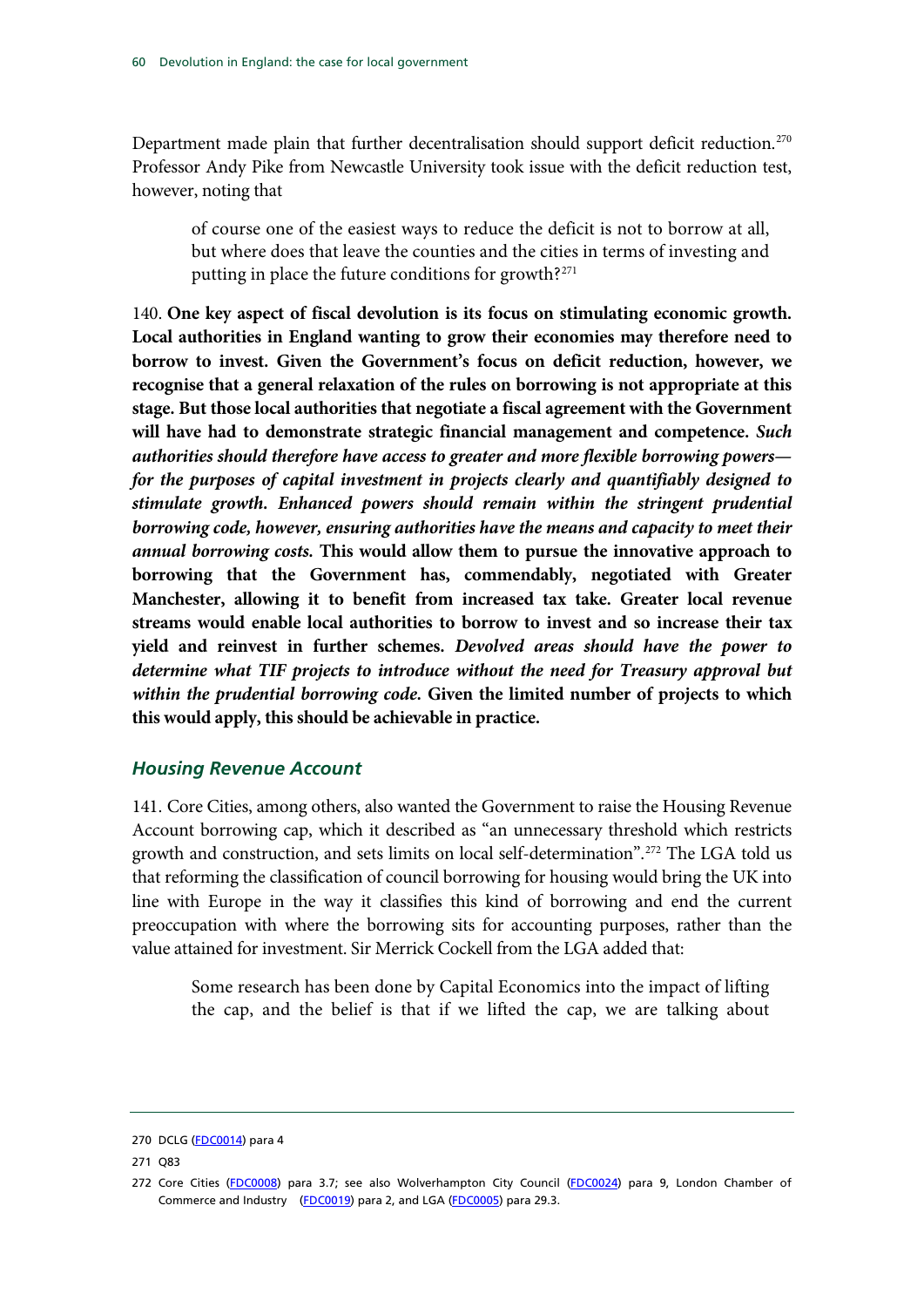Department made plain that further decentralisation should support deficit reduction.[270] Professor Andy Pike from Newcastle University took issue with the deficit reduction test, however, noting that

> of course one of the easiest ways to reduce the deficit is not to borrow at all, but where does that leave the counties and the cities in terms of investing and putting in place the future conditions for growth?[271]

140. **One key aspect of fiscal devolution is its focus on stimulating economic growth. Local authorities in England wanting to grow their economies may therefore need to borrow to invest. Given the Government's focus on deficit reduction, however, we recognise that a general relaxation of the rules on borrowing is not appropriate at this stage. But those local authorities that negotiate a fiscal agreement with the Government will have had to demonstrate strategic financial management and competence.** ***Such authorities should therefore have access to greater and more flexible borrowing powers—for the purposes of capital investment in projects clearly and quantifiably designed to stimulate growth. Enhanced powers should remain within the stringent prudential borrowing code, however, ensuring authorities have the means and capacity to meet their annual borrowing costs.*** **This would allow them to pursue the innovative approach to borrowing that the Government has, commendably, negotiated with Greater Manchester, allowing it to benefit from increased tax take. Greater local revenue streams would enable local authorities to borrow to invest and so increase their tax yield and reinvest in further schemes.** ***Devolved areas should have the power to determine what TIF projects to introduce without the need for Treasury approval but within the prudential borrowing code.*** **Given the limited number of projects to which this would apply, this should be achievable in practice.**

### *Housing Revenue Account*

141. Core Cities, among others, also wanted the Government to raise the Housing Revenue Account borrowing cap, which it described as "an unnecessary threshold which restricts growth and construction, and sets limits on local self-determination".[272] The LGA told us that reforming the classification of council borrowing for housing would bring the UK into line with Europe in the way it classifies this kind of borrowing and end the current preoccupation with where the borrowing sits for accounting purposes, rather than the value attained for investment. Sir Merrick Cockell from the LGA added that:

> Some research has been done by Capital Economics into the impact of lifting the cap, and the belief is that if we lifted the cap, we are talking about

---

270 DCLG (FDC0014) para 4

271 Q83

272 Core Cities (FDC0008) para 3.7; see also Wolverhampton City Council (FDC0024) para 9, London Chamber of Commerce and Industry (FDC0019) para 2, and LGA (FDC0005) para 29.3.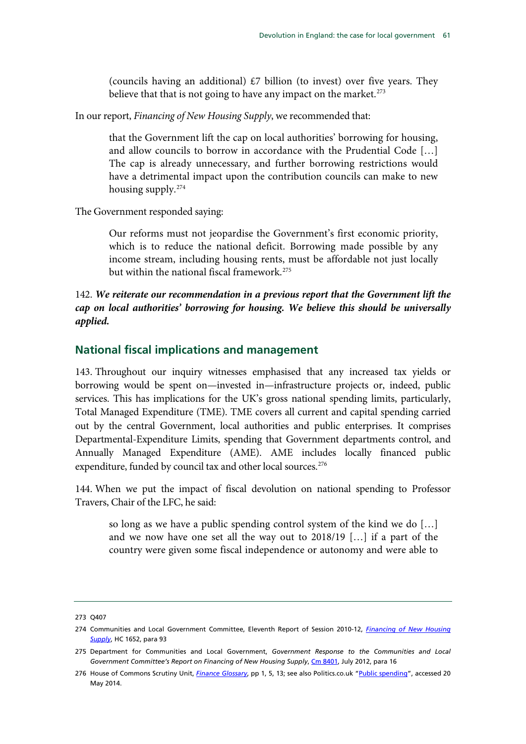> (councils having an additional) £7 billion (to invest) over five years. They believe that that is not going to have any impact on the market.[273]

In our report, *Financing of New Housing Supply*, we recommended that:

> that the Government lift the cap on local authorities' borrowing for housing, and allow councils to borrow in accordance with the Prudential Code […] The cap is already unnecessary, and further borrowing restrictions would have a detrimental impact upon the contribution councils can make to new housing supply.[274]

The Government responded saying:

> Our reforms must not jeopardise the Government's first economic priority, which is to reduce the national deficit. Borrowing made possible by any income stream, including housing rents, must be affordable not just locally but within the national fiscal framework.[275]

142. ***We reiterate our recommendation in a previous report that the Government lift the cap on local authorities' borrowing for housing. We believe this should be universally applied.***

## National fiscal implications and management

143. Throughout our inquiry witnesses emphasised that any increased tax yields or borrowing would be spent on—invested in—infrastructure projects or, indeed, public services. This has implications for the UK's gross national spending limits, particularly, Total Managed Expenditure (TME). TME covers all current and capital spending carried out by the central Government, local authorities and public enterprises. It comprises Departmental-Expenditure Limits, spending that Government departments control, and Annually Managed Expenditure (AME). AME includes locally financed public expenditure, funded by council tax and other local sources.[276]

144. When we put the impact of fiscal devolution on national spending to Professor Travers, Chair of the LFC, he said:

> so long as we have a public spending control system of the kind we do […] and we now have one set all the way out to 2018/19 […] if a part of the country were given some fiscal independence or autonomy and were able to

---

273 Q407

274 Communities and Local Government Committee, Eleventh Report of Session 2010-12, *Financing of New Housing Supply*, HC 1652, para 93

275 Department for Communities and Local Government, *Government Response to the Communities and Local Government Committee's Report on Financing of New Housing Supply*, Cm 8401, July 2012, para 16

276 House of Commons Scrutiny Unit, *Finance Glossary*, pp 1, 5, 13; see also Politics.co.uk "Public spending", accessed 20 May 2014.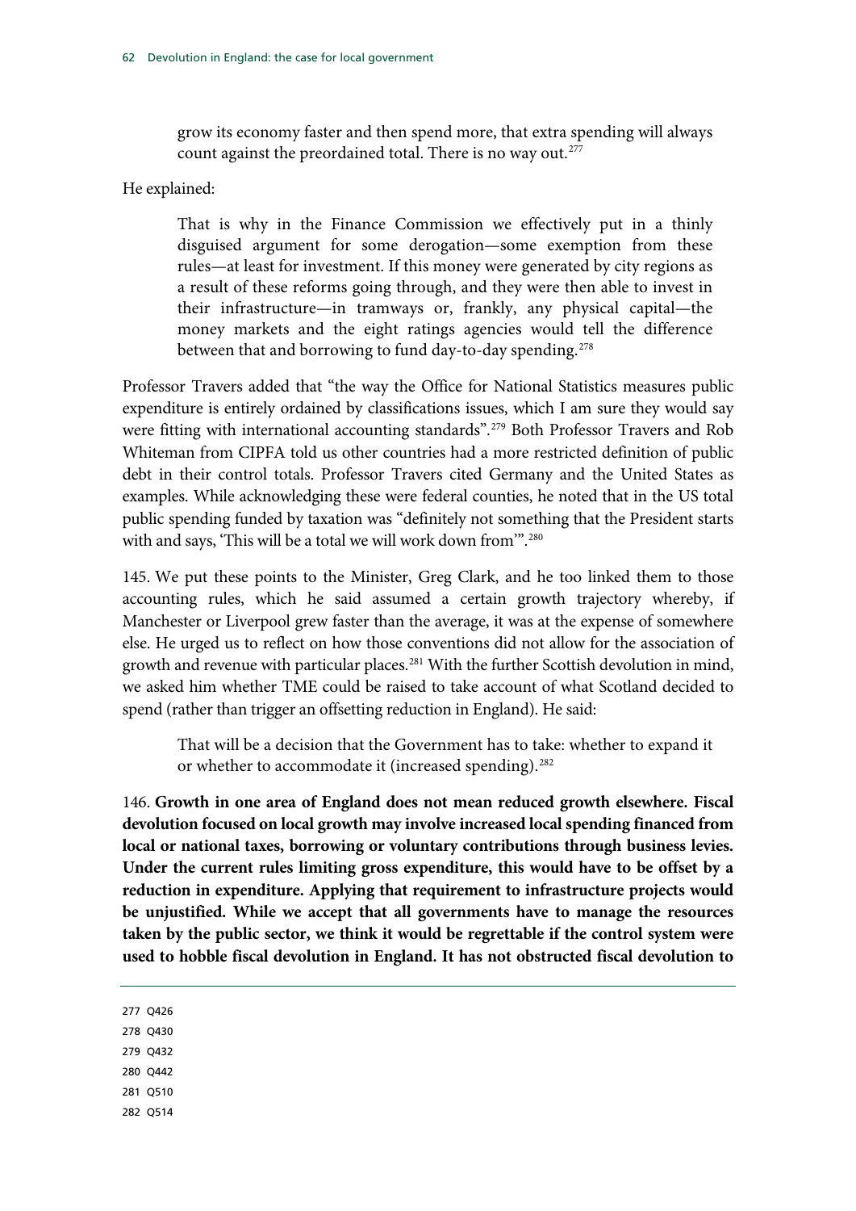> grow its economy faster and then spend more, that extra spending will always count against the preordained total. There is no way out.[277]

He explained:

> That is why in the Finance Commission we effectively put in a thinly disguised argument for some derogation—some exemption from these rules—at least for investment. If this money were generated by city regions as a result of these reforms going through, and they were then able to invest in their infrastructure—in tramways or, frankly, any physical capital—the money markets and the eight ratings agencies would tell the difference between that and borrowing to fund day-to-day spending.[278]

Professor Travers added that "the way the Office for National Statistics measures public expenditure is entirely ordained by classifications issues, which I am sure they would say were fitting with international accounting standards".[279] Both Professor Travers and Rob Whiteman from CIPFA told us other countries had a more restricted definition of public debt in their control totals. Professor Travers cited Germany and the United States as examples. While acknowledging these were federal counties, he noted that in the US total public spending funded by taxation was "definitely not something that the President starts with and says, 'This will be a total we will work down from'".[280]

145. We put these points to the Minister, Greg Clark, and he too linked them to those accounting rules, which he said assumed a certain growth trajectory whereby, if Manchester or Liverpool grew faster than the average, it was at the expense of somewhere else. He urged us to reflect on how those conventions did not allow for the association of growth and revenue with particular places.[281] With the further Scottish devolution in mind, we asked him whether TME could be raised to take account of what Scotland decided to spend (rather than trigger an offsetting reduction in England). He said:

> That will be a decision that the Government has to take: whether to expand it or whether to accommodate it (increased spending).[282]

146. **Growth in one area of England does not mean reduced growth elsewhere. Fiscal devolution focused on local growth may involve increased local spending financed from local or national taxes, borrowing or voluntary contributions through business levies. Under the current rules limiting gross expenditure, this would have to be offset by a reduction in expenditure. Applying that requirement to infrastructure projects would be unjustified. While we accept that all governments have to manage the resources taken by the public sector, we think it would be regrettable if the control system were used to hobble fiscal devolution in England. It has not obstructed fiscal devolution to**

277 Q426
278 Q430
279 Q432
280 Q442
281 Q510
282 Q514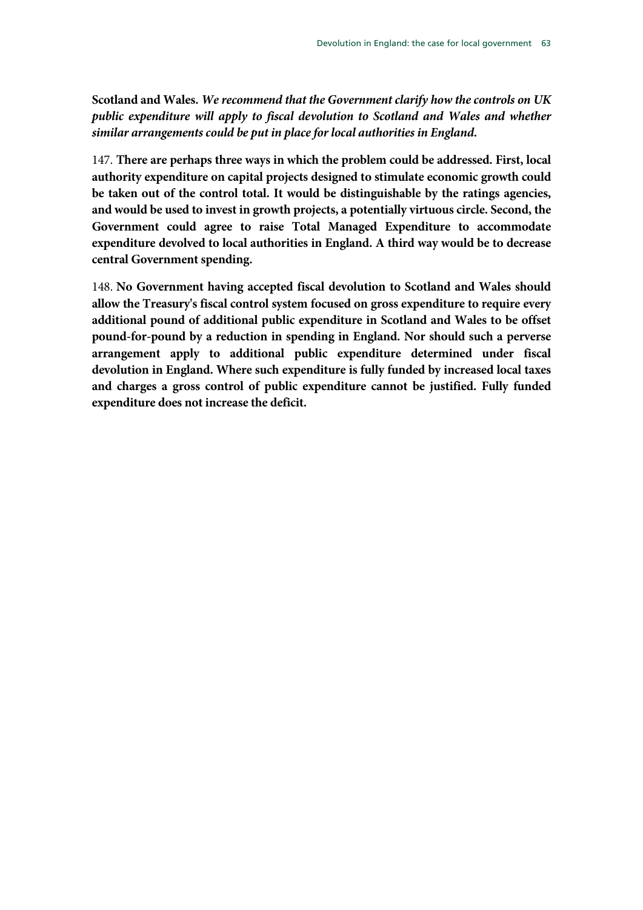**Scotland and Wales.** ***We recommend that the Government clarify how the controls on UK public expenditure will apply to fiscal devolution to Scotland and Wales and whether similar arrangements could be put in place for local authorities in England.***

147. **There are perhaps three ways in which the problem could be addressed. First, local authority expenditure on capital projects designed to stimulate economic growth could be taken out of the control total. It would be distinguishable by the ratings agencies, and would be used to invest in growth projects, a potentially virtuous circle. Second, the Government could agree to raise Total Managed Expenditure to accommodate expenditure devolved to local authorities in England. A third way would be to decrease central Government spending.**

148. **No Government having accepted fiscal devolution to Scotland and Wales should allow the Treasury's fiscal control system focused on gross expenditure to require every additional pound of additional public expenditure in Scotland and Wales to be offset pound-for-pound by a reduction in spending in England. Nor should such a perverse arrangement apply to additional public expenditure determined under fiscal devolution in England. Where such expenditure is fully funded by increased local taxes and charges a gross control of public expenditure cannot be justified. Fully funded expenditure does not increase the deficit.**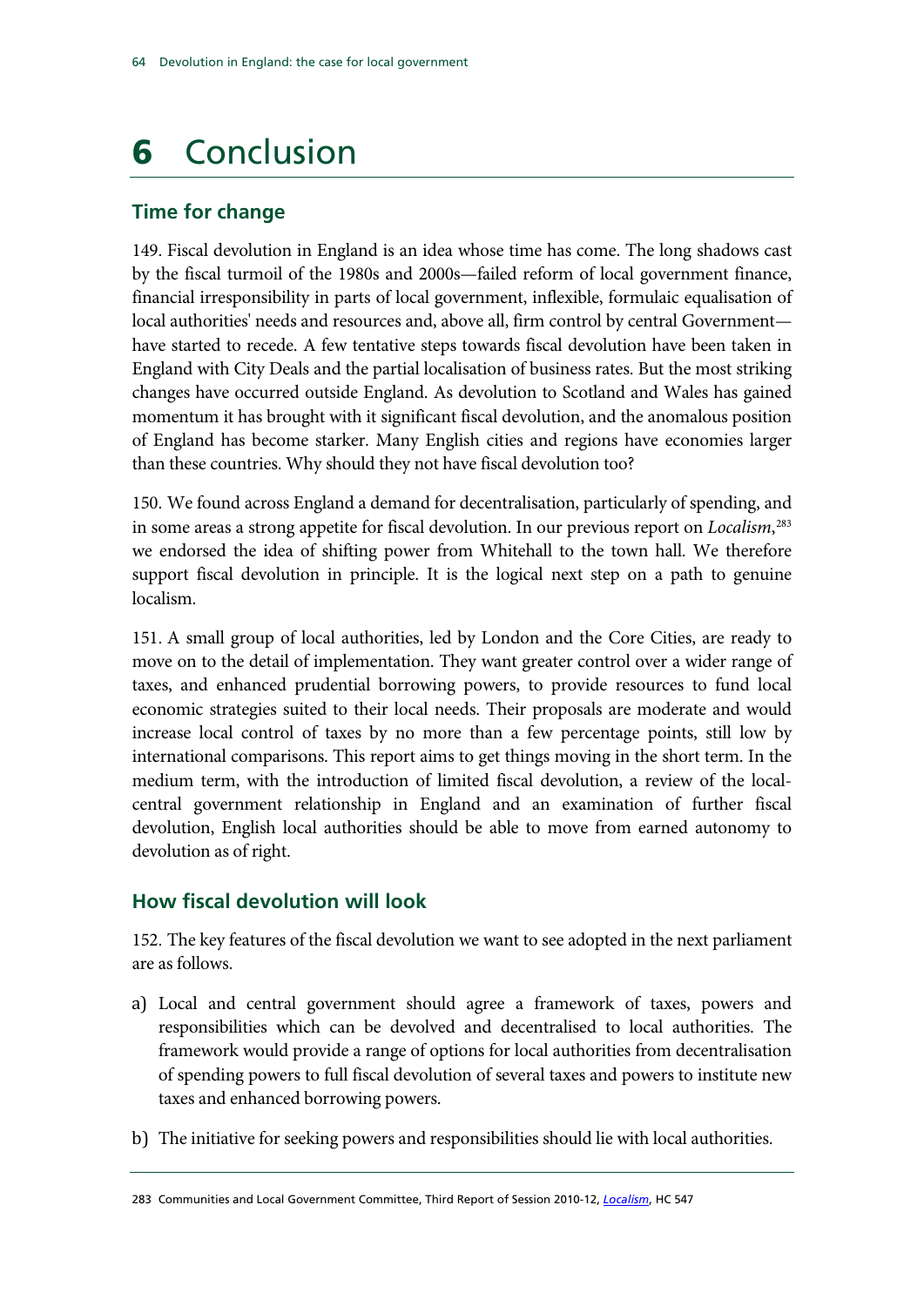# 6 Conclusion

## Time for change

149. Fiscal devolution in England is an idea whose time has come. The long shadows cast by the fiscal turmoil of the 1980s and 2000s—failed reform of local government finance, financial irresponsibility in parts of local government, inflexible, formulaic equalisation of local authorities' needs and resources and, above all, firm control by central Government—have started to recede. A few tentative steps towards fiscal devolution have been taken in England with City Deals and the partial localisation of business rates. But the most striking changes have occurred outside England. As devolution to Scotland and Wales has gained momentum it has brought with it significant fiscal devolution, and the anomalous position of England has become starker. Many English cities and regions have economies larger than these countries. Why should they not have fiscal devolution too?

150. We found across England a demand for decentralisation, particularly of spending, and in some areas a strong appetite for fiscal devolution. In our previous report on *Localism*,[283] we endorsed the idea of shifting power from Whitehall to the town hall. We therefore support fiscal devolution in principle. It is the logical next step on a path to genuine localism.

151. A small group of local authorities, led by London and the Core Cities, are ready to move on to the detail of implementation. They want greater control over a wider range of taxes, and enhanced prudential borrowing powers, to provide resources to fund local economic strategies suited to their local needs. Their proposals are moderate and would increase local control of taxes by no more than a few percentage points, still low by international comparisons. This report aims to get things moving in the short term. In the medium term, with the introduction of limited fiscal devolution, a review of the local-central government relationship in England and an examination of further fiscal devolution, English local authorities should be able to move from earned autonomy to devolution as of right.

## How fiscal devolution will look

152. The key features of the fiscal devolution we want to see adopted in the next parliament are as follows.

a) Local and central government should agree a framework of taxes, powers and responsibilities which can be devolved and decentralised to local authorities. The framework would provide a range of options for local authorities from decentralisation of spending powers to full fiscal devolution of several taxes and powers to institute new taxes and enhanced borrowing powers.

b) The initiative for seeking powers and responsibilities should lie with local authorities.

283 Communities and Local Government Committee, Third Report of Session 2010-12, *Localism*, HC 547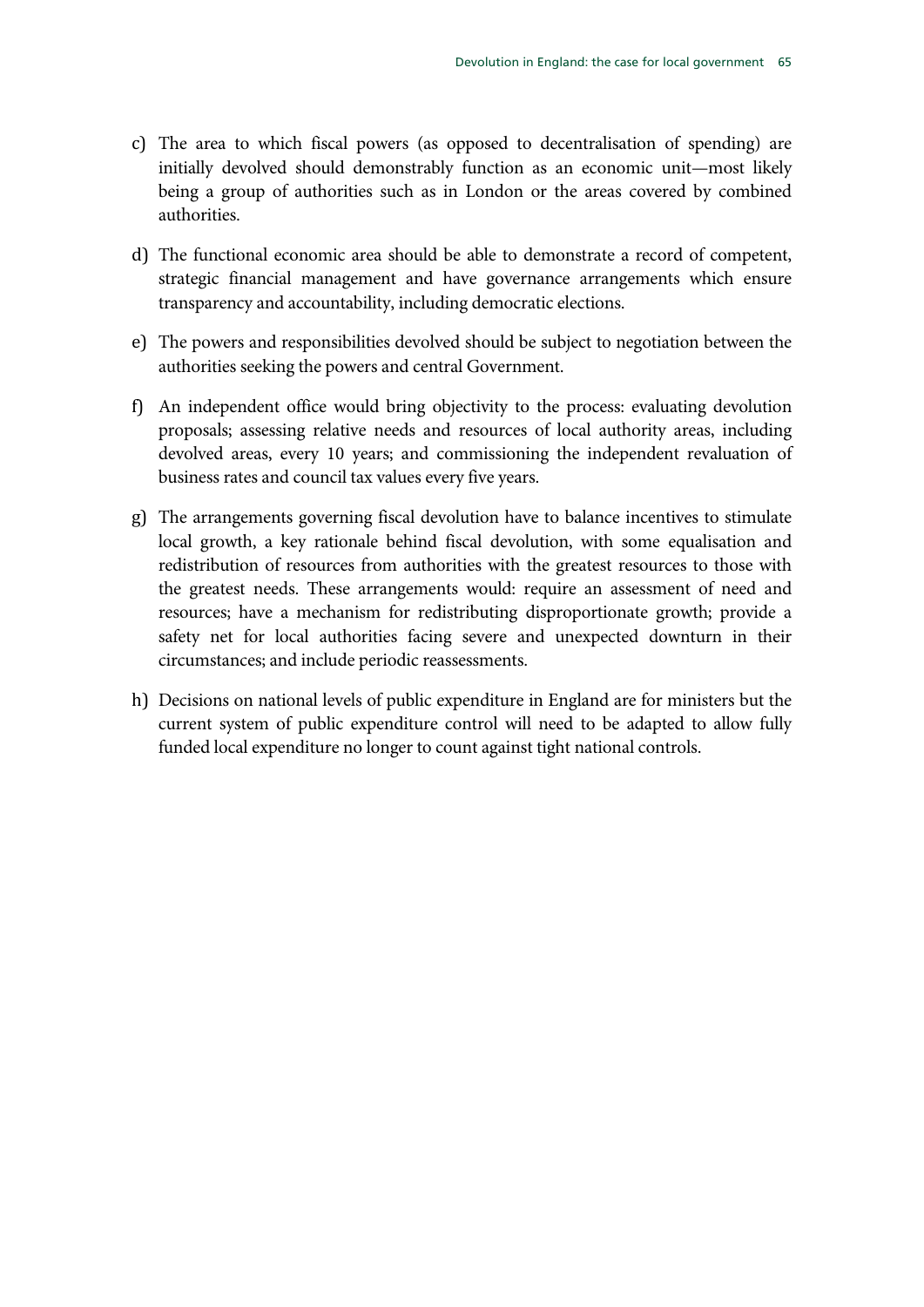c) The area to which fiscal powers (as opposed to decentralisation of spending) are initially devolved should demonstrably function as an economic unit—most likely being a group of authorities such as in London or the areas covered by combined authorities.

d) The functional economic area should be able to demonstrate a record of competent, strategic financial management and have governance arrangements which ensure transparency and accountability, including democratic elections.

e) The powers and responsibilities devolved should be subject to negotiation between the authorities seeking the powers and central Government.

f) An independent office would bring objectivity to the process: evaluating devolution proposals; assessing relative needs and resources of local authority areas, including devolved areas, every 10 years; and commissioning the independent revaluation of business rates and council tax values every five years.

g) The arrangements governing fiscal devolution have to balance incentives to stimulate local growth, a key rationale behind fiscal devolution, with some equalisation and redistribution of resources from authorities with the greatest resources to those with the greatest needs. These arrangements would: require an assessment of need and resources; have a mechanism for redistributing disproportionate growth; provide a safety net for local authorities facing severe and unexpected downturn in their circumstances; and include periodic reassessments.

h) Decisions on national levels of public expenditure in England are for ministers but the current system of public expenditure control will need to be adapted to allow fully funded local expenditure no longer to count against tight national controls.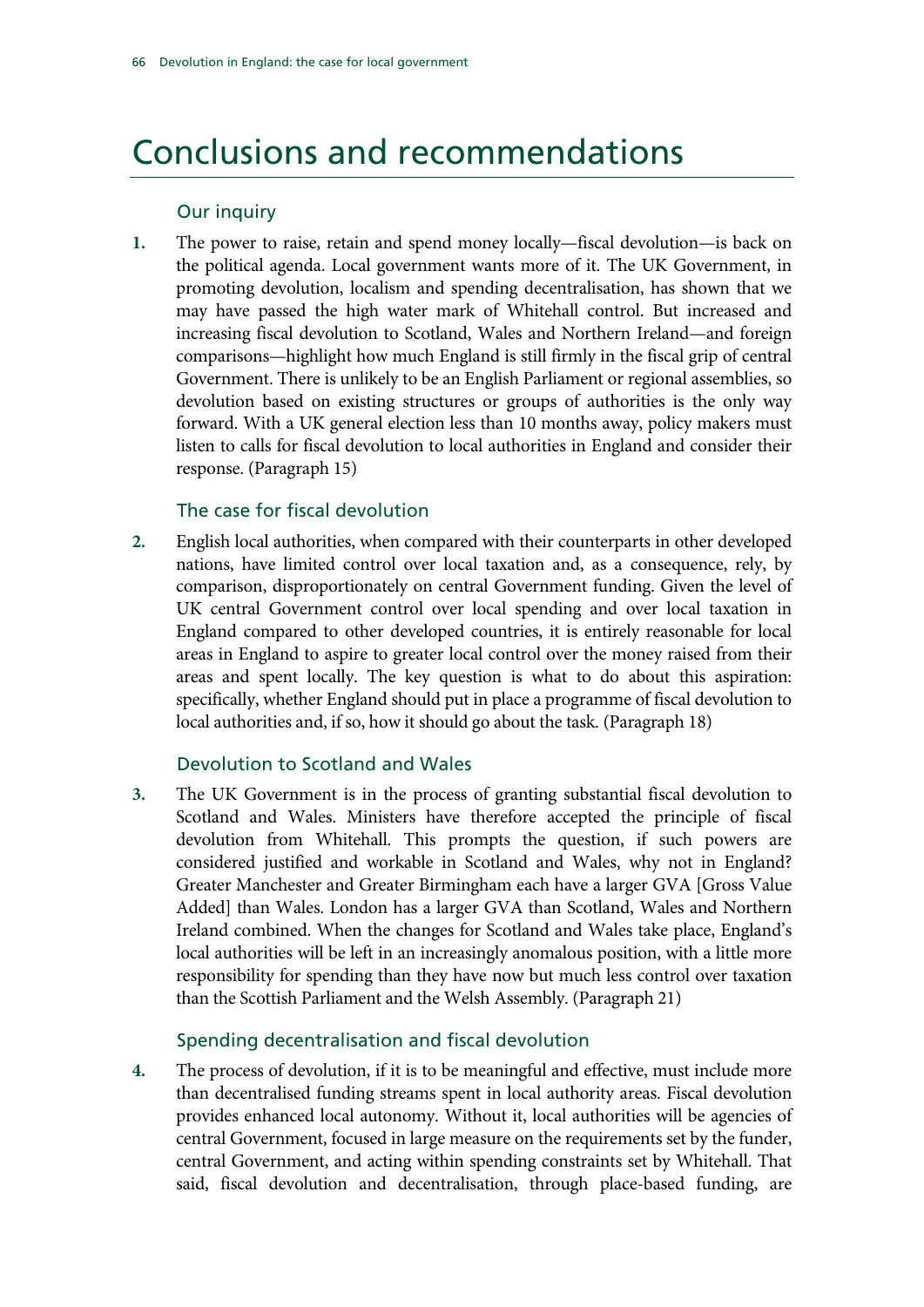# Conclusions and recommendations

## Our inquiry

**1.** The power to raise, retain and spend money locally—fiscal devolution—is back on the political agenda. Local government wants more of it. The UK Government, in promoting devolution, localism and spending decentralisation, has shown that we may have passed the high water mark of Whitehall control. But increased and increasing fiscal devolution to Scotland, Wales and Northern Ireland—and foreign comparisons—highlight how much England is still firmly in the fiscal grip of central Government. There is unlikely to be an English Parliament or regional assemblies, so devolution based on existing structures or groups of authorities is the only way forward. With a UK general election less than 10 months away, policy makers must listen to calls for fiscal devolution to local authorities in England and consider their response. (Paragraph 15)

## The case for fiscal devolution

**2.** English local authorities, when compared with their counterparts in other developed nations, have limited control over local taxation and, as a consequence, rely, by comparison, disproportionately on central Government funding. Given the level of UK central Government control over local spending and over local taxation in England compared to other developed countries, it is entirely reasonable for local areas in England to aspire to greater local control over the money raised from their areas and spent locally. The key question is what to do about this aspiration: specifically, whether England should put in place a programme of fiscal devolution to local authorities and, if so, how it should go about the task. (Paragraph 18)

## Devolution to Scotland and Wales

**3.** The UK Government is in the process of granting substantial fiscal devolution to Scotland and Wales. Ministers have therefore accepted the principle of fiscal devolution from Whitehall. This prompts the question, if such powers are considered justified and workable in Scotland and Wales, why not in England? Greater Manchester and Greater Birmingham each have a larger GVA [Gross Value Added] than Wales. London has a larger GVA than Scotland, Wales and Northern Ireland combined. When the changes for Scotland and Wales take place, England's local authorities will be left in an increasingly anomalous position, with a little more responsibility for spending than they have now but much less control over taxation than the Scottish Parliament and the Welsh Assembly. (Paragraph 21)

## Spending decentralisation and fiscal devolution

**4.** The process of devolution, if it is to be meaningful and effective, must include more than decentralised funding streams spent in local authority areas. Fiscal devolution provides enhanced local autonomy. Without it, local authorities will be agencies of central Government, focused in large measure on the requirements set by the funder, central Government, and acting within spending constraints set by Whitehall. That said, fiscal devolution and decentralisation, through place-based funding, are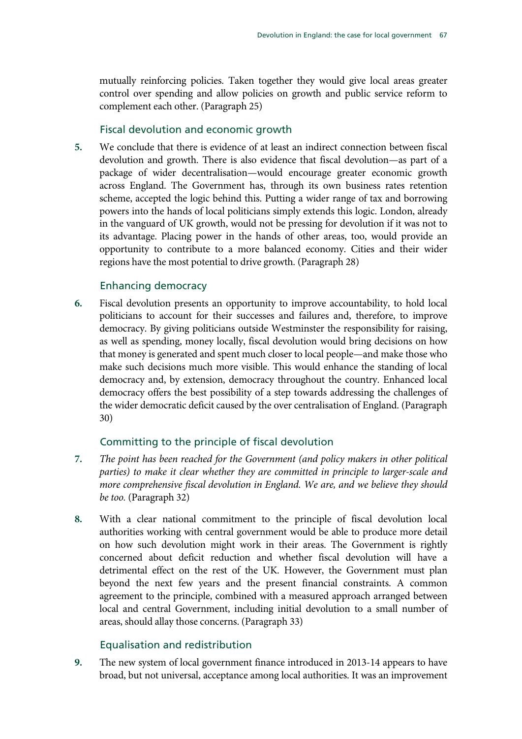mutually reinforcing policies. Taken together they would give local areas greater control over spending and allow policies on growth and public service reform to complement each other. (Paragraph 25)

### Fiscal devolution and economic growth

**5.** We conclude that there is evidence of at least an indirect connection between fiscal devolution and growth. There is also evidence that fiscal devolution—as part of a package of wider decentralisation—would encourage greater economic growth across England. The Government has, through its own business rates retention scheme, accepted the logic behind this. Putting a wider range of tax and borrowing powers into the hands of local politicians simply extends this logic. London, already in the vanguard of UK growth, would not be pressing for devolution if it was not to its advantage. Placing power in the hands of other areas, too, would provide an opportunity to contribute to a more balanced economy. Cities and their wider regions have the most potential to drive growth. (Paragraph 28)

### Enhancing democracy

**6.** Fiscal devolution presents an opportunity to improve accountability, to hold local politicians to account for their successes and failures and, therefore, to improve democracy. By giving politicians outside Westminster the responsibility for raising, as well as spending, money locally, fiscal devolution would bring decisions on how that money is generated and spent much closer to local people—and make those who make such decisions much more visible. This would enhance the standing of local democracy and, by extension, democracy throughout the country. Enhanced local democracy offers the best possibility of a step towards addressing the challenges of the wider democratic deficit caused by the over centralisation of England. (Paragraph 30)

### Committing to the principle of fiscal devolution

**7.** *The point has been reached for the Government (and policy makers in other political parties) to make it clear whether they are committed in principle to larger-scale and more comprehensive fiscal devolution in England. We are, and we believe they should be too.* (Paragraph 32)

**8.** With a clear national commitment to the principle of fiscal devolution local authorities working with central government would be able to produce more detail on how such devolution might work in their areas. The Government is rightly concerned about deficit reduction and whether fiscal devolution will have a detrimental effect on the rest of the UK. However, the Government must plan beyond the next few years and the present financial constraints. A common agreement to the principle, combined with a measured approach arranged between local and central Government, including initial devolution to a small number of areas, should allay those concerns. (Paragraph 33)

### Equalisation and redistribution

**9.** The new system of local government finance introduced in 2013-14 appears to have broad, but not universal, acceptance among local authorities. It was an improvement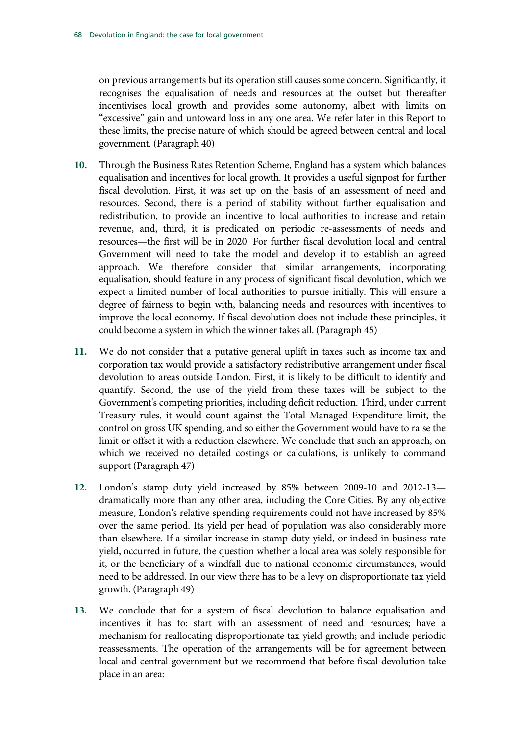on previous arrangements but its operation still causes some concern. Significantly, it recognises the equalisation of needs and resources at the outset but thereafter incentivises local growth and provides some autonomy, albeit with limits on "excessive" gain and untoward loss in any one area. We refer later in this Report to these limits, the precise nature of which should be agreed between central and local government. (Paragraph 40)

10. Through the Business Rates Retention Scheme, England has a system which balances equalisation and incentives for local growth. It provides a useful signpost for further fiscal devolution. First, it was set up on the basis of an assessment of need and resources. Second, there is a period of stability without further equalisation and redistribution, to provide an incentive to local authorities to increase and retain revenue, and, third, it is predicated on periodic re-assessments of needs and resources—the first will be in 2020. For further fiscal devolution local and central Government will need to take the model and develop it to establish an agreed approach. We therefore consider that similar arrangements, incorporating equalisation, should feature in any process of significant fiscal devolution, which we expect a limited number of local authorities to pursue initially. This will ensure a degree of fairness to begin with, balancing needs and resources with incentives to improve the local economy. If fiscal devolution does not include these principles, it could become a system in which the winner takes all. (Paragraph 45)

11. We do not consider that a putative general uplift in taxes such as income tax and corporation tax would provide a satisfactory redistributive arrangement under fiscal devolution to areas outside London. First, it is likely to be difficult to identify and quantify. Second, the use of the yield from these taxes will be subject to the Government's competing priorities, including deficit reduction. Third, under current Treasury rules, it would count against the Total Managed Expenditure limit, the control on gross UK spending, and so either the Government would have to raise the limit or offset it with a reduction elsewhere. We conclude that such an approach, on which we received no detailed costings or calculations, is unlikely to command support (Paragraph 47)

12. London's stamp duty yield increased by 85% between 2009-10 and 2012-13—dramatically more than any other area, including the Core Cities. By any objective measure, London's relative spending requirements could not have increased by 85% over the same period. Its yield per head of population was also considerably more than elsewhere. If a similar increase in stamp duty yield, or indeed in business rate yield, occurred in future, the question whether a local area was solely responsible for it, or the beneficiary of a windfall due to national economic circumstances, would need to be addressed. In our view there has to be a levy on disproportionate tax yield growth. (Paragraph 49)

13. We conclude that for a system of fiscal devolution to balance equalisation and incentives it has to: start with an assessment of need and resources; have a mechanism for reallocating disproportionate tax yield growth; and include periodic reassessments. The operation of the arrangements will be for agreement between local and central government but we recommend that before fiscal devolution take place in an area: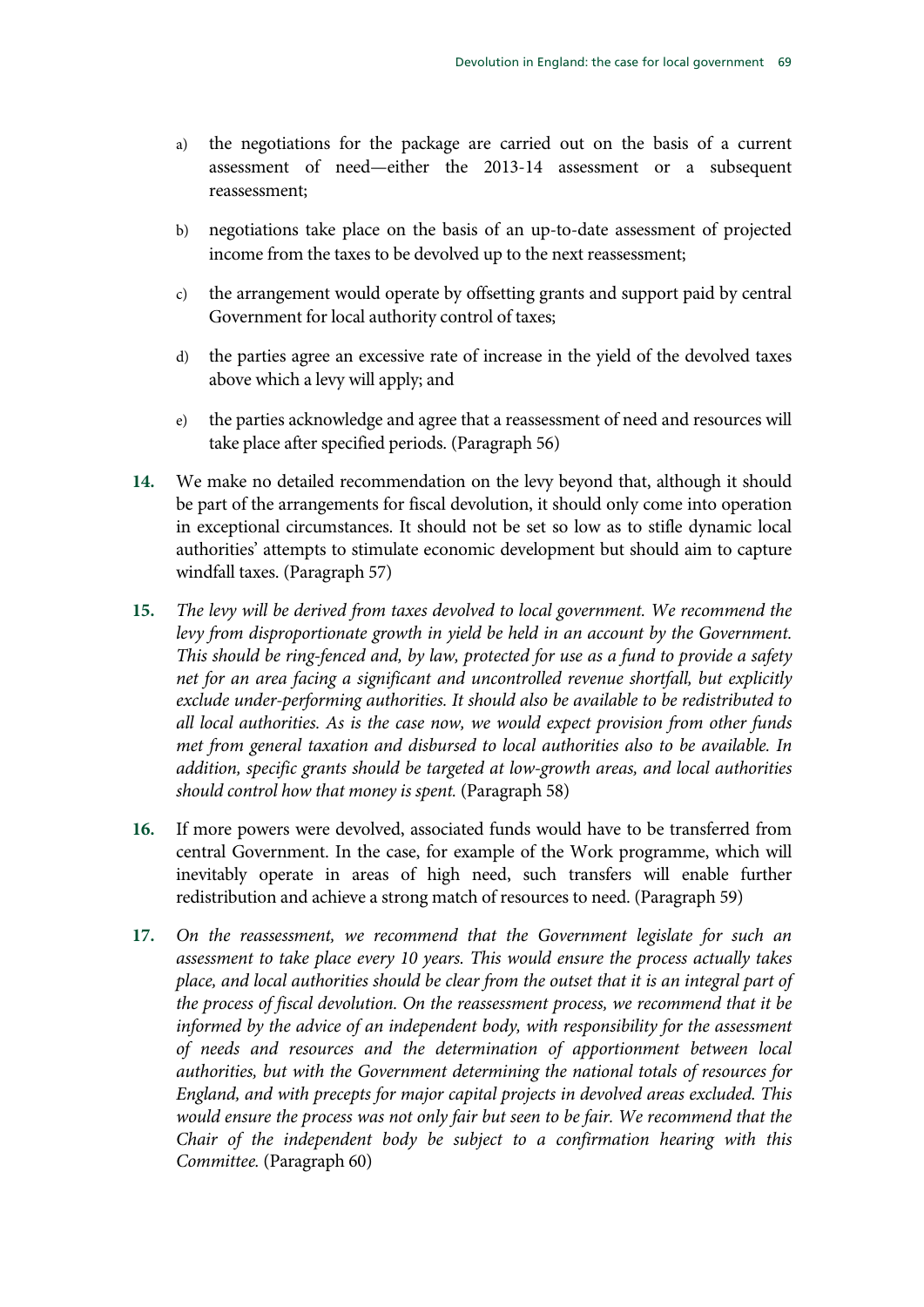a) the negotiations for the package are carried out on the basis of a current assessment of need—either the 2013-14 assessment or a subsequent reassessment;

b) negotiations take place on the basis of an up-to-date assessment of projected income from the taxes to be devolved up to the next reassessment;

c) the arrangement would operate by offsetting grants and support paid by central Government for local authority control of taxes;

d) the parties agree an excessive rate of increase in the yield of the devolved taxes above which a levy will apply; and

e) the parties acknowledge and agree that a reassessment of need and resources will take place after specified periods. (Paragraph 56)

**14.** We make no detailed recommendation on the levy beyond that, although it should be part of the arrangements for fiscal devolution, it should only come into operation in exceptional circumstances. It should not be set so low as to stifle dynamic local authorities' attempts to stimulate economic development but should aim to capture windfall taxes. (Paragraph 57)

**15.** *The levy will be derived from taxes devolved to local government. We recommend the levy from disproportionate growth in yield be held in an account by the Government. This should be ring-fenced and, by law, protected for use as a fund to provide a safety net for an area facing a significant and uncontrolled revenue shortfall, but explicitly exclude under-performing authorities. It should also be available to be redistributed to all local authorities. As is the case now, we would expect provision from other funds met from general taxation and disbursed to local authorities also to be available. In addition, specific grants should be targeted at low-growth areas, and local authorities should control how that money is spent.* (Paragraph 58)

**16.** If more powers were devolved, associated funds would have to be transferred from central Government. In the case, for example of the Work programme, which will inevitably operate in areas of high need, such transfers will enable further redistribution and achieve a strong match of resources to need. (Paragraph 59)

**17.** *On the reassessment, we recommend that the Government legislate for such an assessment to take place every 10 years. This would ensure the process actually takes place, and local authorities should be clear from the outset that it is an integral part of the process of fiscal devolution. On the reassessment process, we recommend that it be informed by the advice of an independent body, with responsibility for the assessment of needs and resources and the determination of apportionment between local authorities, but with the Government determining the national totals of resources for England, and with precepts for major capital projects in devolved areas excluded. This would ensure the process was not only fair but seen to be fair. We recommend that the Chair of the independent body be subject to a confirmation hearing with this Committee.* (Paragraph 60)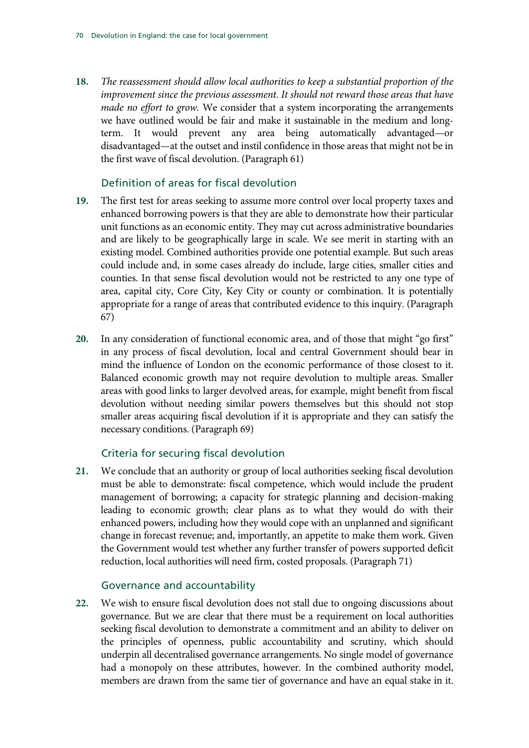18. *The reassessment should allow local authorities to keep a substantial proportion of the improvement since the previous assessment. It should not reward those areas that have made no effort to grow.* We consider that a system incorporating the arrangements we have outlined would be fair and make it sustainable in the medium and long-term. It would prevent any area being automatically advantaged—or disadvantaged—at the outset and instil confidence in those areas that might not be in the first wave of fiscal devolution. (Paragraph 61)

### Definition of areas for fiscal devolution

19. The first test for areas seeking to assume more control over local property taxes and enhanced borrowing powers is that they are able to demonstrate how their particular unit functions as an economic entity. They may cut across administrative boundaries and are likely to be geographically large in scale. We see merit in starting with an existing model. Combined authorities provide one potential example. But such areas could include and, in some cases already do include, large cities, smaller cities and counties. In that sense fiscal devolution would not be restricted to any one type of area, capital city, Core City, Key City or county or combination. It is potentially appropriate for a range of areas that contributed evidence to this inquiry. (Paragraph 67)

20. In any consideration of functional economic area, and of those that might "go first" in any process of fiscal devolution, local and central Government should bear in mind the influence of London on the economic performance of those closest to it. Balanced economic growth may not require devolution to multiple areas. Smaller areas with good links to larger devolved areas, for example, might benefit from fiscal devolution without needing similar powers themselves but this should not stop smaller areas acquiring fiscal devolution if it is appropriate and they can satisfy the necessary conditions. (Paragraph 69)

### Criteria for securing fiscal devolution

21. We conclude that an authority or group of local authorities seeking fiscal devolution must be able to demonstrate: fiscal competence, which would include the prudent management of borrowing; a capacity for strategic planning and decision-making leading to economic growth; clear plans as to what they would do with their enhanced powers, including how they would cope with an unplanned and significant change in forecast revenue; and, importantly, an appetite to make them work. Given the Government would test whether any further transfer of powers supported deficit reduction, local authorities will need firm, costed proposals. (Paragraph 71)

### Governance and accountability

22. We wish to ensure fiscal devolution does not stall due to ongoing discussions about governance. But we are clear that there must be a requirement on local authorities seeking fiscal devolution to demonstrate a commitment and an ability to deliver on the principles of openness, public accountability and scrutiny, which should underpin all decentralised governance arrangements. No single model of governance had a monopoly on these attributes, however. In the combined authority model, members are drawn from the same tier of governance and have an equal stake in it.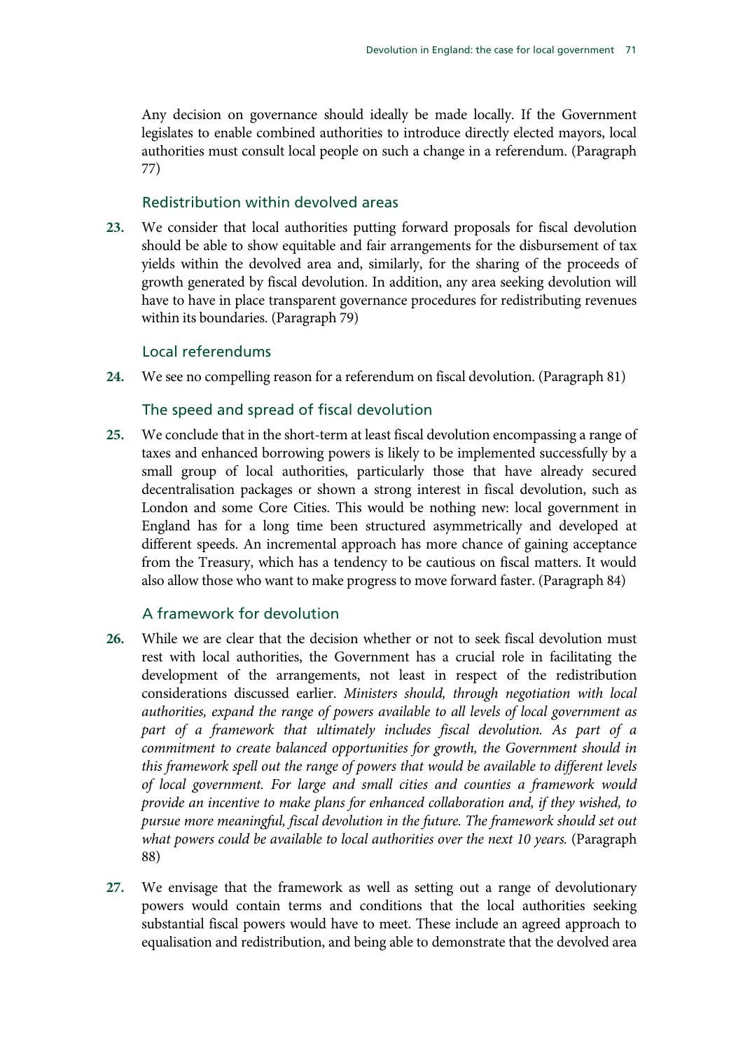Any decision on governance should ideally be made locally. If the Government legislates to enable combined authorities to introduce directly elected mayors, local authorities must consult local people on such a change in a referendum. (Paragraph 77)

### Redistribution within devolved areas

**23.** We consider that local authorities putting forward proposals for fiscal devolution should be able to show equitable and fair arrangements for the disbursement of tax yields within the devolved area and, similarly, for the sharing of the proceeds of growth generated by fiscal devolution. In addition, any area seeking devolution will have to have in place transparent governance procedures for redistributing revenues within its boundaries. (Paragraph 79)

### Local referendums

**24.** We see no compelling reason for a referendum on fiscal devolution. (Paragraph 81)

### The speed and spread of fiscal devolution

**25.** We conclude that in the short-term at least fiscal devolution encompassing a range of taxes and enhanced borrowing powers is likely to be implemented successfully by a small group of local authorities, particularly those that have already secured decentralisation packages or shown a strong interest in fiscal devolution, such as London and some Core Cities. This would be nothing new: local government in England has for a long time been structured asymmetrically and developed at different speeds. An incremental approach has more chance of gaining acceptance from the Treasury, which has a tendency to be cautious on fiscal matters. It would also allow those who want to make progress to move forward faster. (Paragraph 84)

### A framework for devolution

**26.** While we are clear that the decision whether or not to seek fiscal devolution must rest with local authorities, the Government has a crucial role in facilitating the development of the arrangements, not least in respect of the redistribution considerations discussed earlier. *Ministers should, through negotiation with local authorities, expand the range of powers available to all levels of local government as part of a framework that ultimately includes fiscal devolution. As part of a commitment to create balanced opportunities for growth, the Government should in this framework spell out the range of powers that would be available to different levels of local government. For large and small cities and counties a framework would provide an incentive to make plans for enhanced collaboration and, if they wished, to pursue more meaningful, fiscal devolution in the future. The framework should set out what powers could be available to local authorities over the next 10 years.* (Paragraph 88)

**27.** We envisage that the framework as well as setting out a range of devolutionary powers would contain terms and conditions that the local authorities seeking substantial fiscal powers would have to meet. These include an agreed approach to equalisation and redistribution, and being able to demonstrate that the devolved area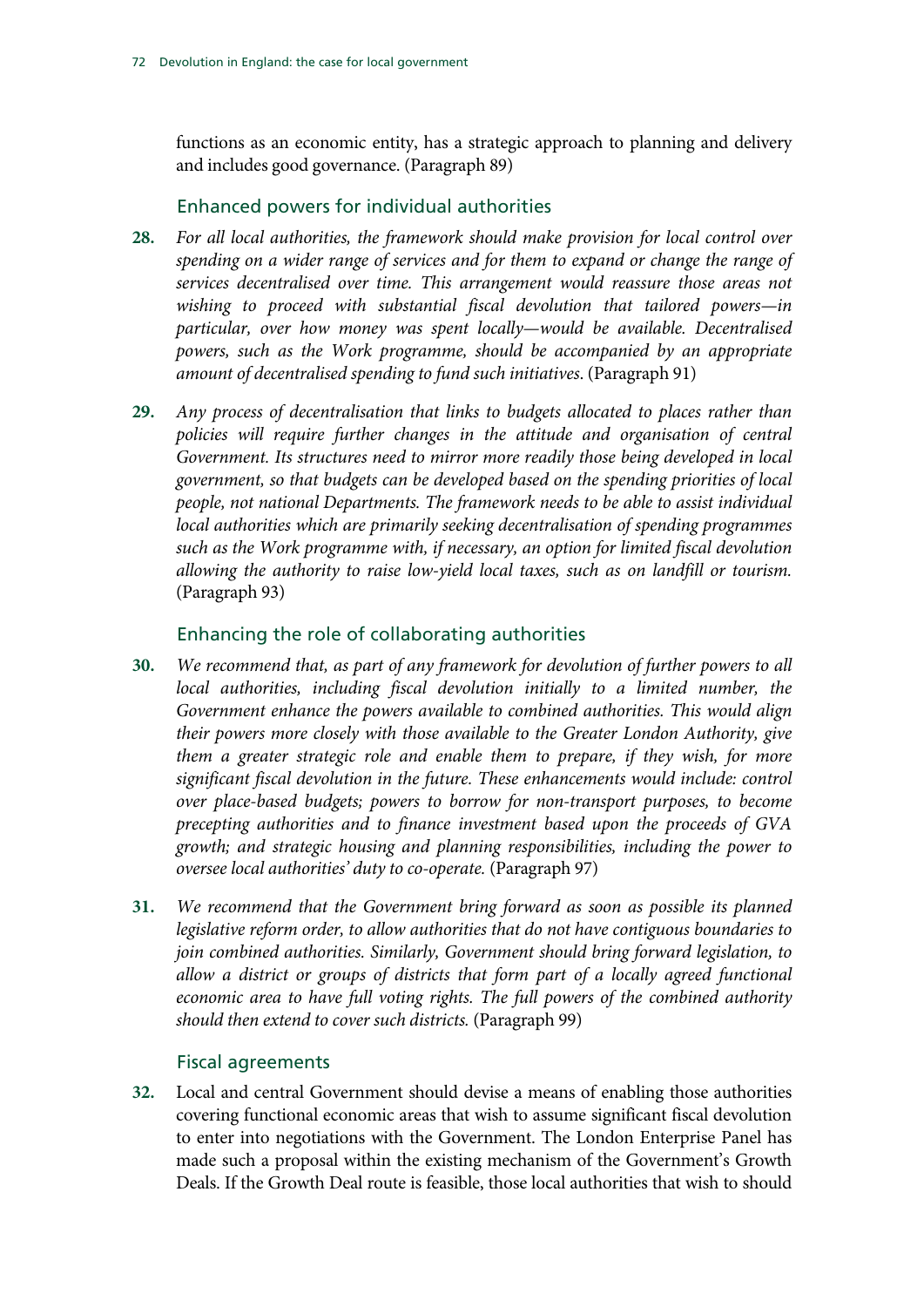functions as an economic entity, has a strategic approach to planning and delivery and includes good governance. (Paragraph 89)

### Enhanced powers for individual authorities

**28.** *For all local authorities, the framework should make provision for local control over spending on a wider range of services and for them to expand or change the range of services decentralised over time. This arrangement would reassure those areas not wishing to proceed with substantial fiscal devolution that tailored powers—in particular, over how money was spent locally—would be available. Decentralised powers, such as the Work programme, should be accompanied by an appropriate amount of decentralised spending to fund such initiatives.* (Paragraph 91)

**29.** *Any process of decentralisation that links to budgets allocated to places rather than policies will require further changes in the attitude and organisation of central Government. Its structures need to mirror more readily those being developed in local government, so that budgets can be developed based on the spending priorities of local people, not national Departments. The framework needs to be able to assist individual local authorities which are primarily seeking decentralisation of spending programmes such as the Work programme with, if necessary, an option for limited fiscal devolution allowing the authority to raise low-yield local taxes, such as on landfill or tourism.* (Paragraph 93)

### Enhancing the role of collaborating authorities

**30.** *We recommend that, as part of any framework for devolution of further powers to all local authorities, including fiscal devolution initially to a limited number, the Government enhance the powers available to combined authorities. This would align their powers more closely with those available to the Greater London Authority, give them a greater strategic role and enable them to prepare, if they wish, for more significant fiscal devolution in the future. These enhancements would include: control over place-based budgets; powers to borrow for non-transport purposes, to become precepting authorities and to finance investment based upon the proceeds of GVA growth; and strategic housing and planning responsibilities, including the power to oversee local authorities' duty to co-operate.* (Paragraph 97)

**31.** *We recommend that the Government bring forward as soon as possible its planned legislative reform order, to allow authorities that do not have contiguous boundaries to join combined authorities. Similarly, Government should bring forward legislation, to allow a district or groups of districts that form part of a locally agreed functional economic area to have full voting rights. The full powers of the combined authority should then extend to cover such districts.* (Paragraph 99)

### Fiscal agreements

**32.** Local and central Government should devise a means of enabling those authorities covering functional economic areas that wish to assume significant fiscal devolution to enter into negotiations with the Government. The London Enterprise Panel has made such a proposal within the existing mechanism of the Government's Growth Deals. If the Growth Deal route is feasible, those local authorities that wish to should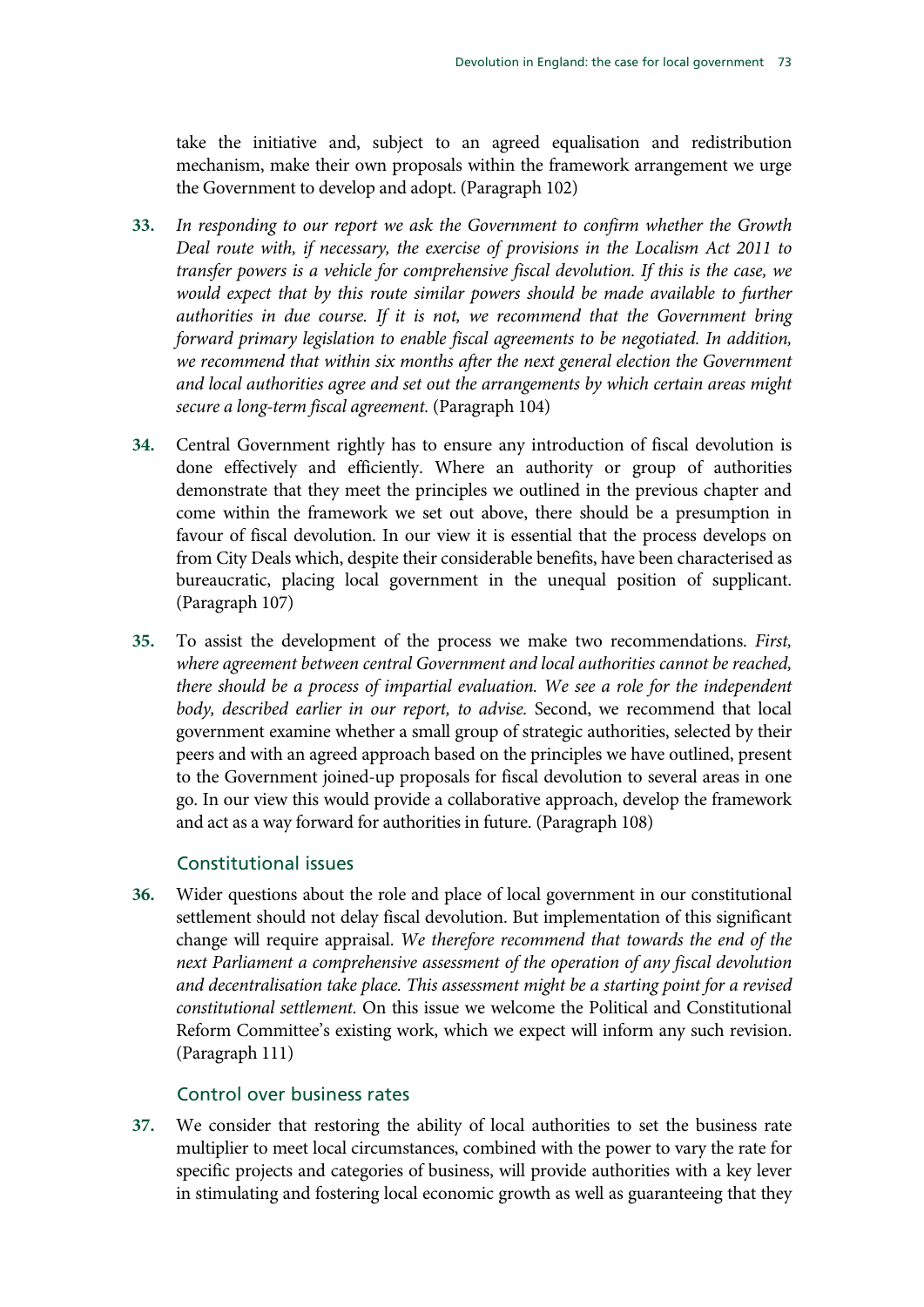take the initiative and, subject to an agreed equalisation and redistribution mechanism, make their own proposals within the framework arrangement we urge the Government to develop and adopt. (Paragraph 102)

**33.** *In responding to our report we ask the Government to confirm whether the Growth Deal route with, if necessary, the exercise of provisions in the Localism Act 2011 to transfer powers is a vehicle for comprehensive fiscal devolution. If this is the case, we would expect that by this route similar powers should be made available to further authorities in due course. If it is not, we recommend that the Government bring forward primary legislation to enable fiscal agreements to be negotiated. In addition, we recommend that within six months after the next general election the Government and local authorities agree and set out the arrangements by which certain areas might secure a long-term fiscal agreement.* (Paragraph 104)

**34.** Central Government rightly has to ensure any introduction of fiscal devolution is done effectively and efficiently. Where an authority or group of authorities demonstrate that they meet the principles we outlined in the previous chapter and come within the framework we set out above, there should be a presumption in favour of fiscal devolution. In our view it is essential that the process develops on from City Deals which, despite their considerable benefits, have been characterised as bureaucratic, placing local government in the unequal position of supplicant. (Paragraph 107)

**35.** To assist the development of the process we make two recommendations. *First, where agreement between central Government and local authorities cannot be reached, there should be a process of impartial evaluation. We see a role for the independent body, described earlier in our report, to advise.* Second, we recommend that local government examine whether a small group of strategic authorities, selected by their peers and with an agreed approach based on the principles we have outlined, present to the Government joined-up proposals for fiscal devolution to several areas in one go. In our view this would provide a collaborative approach, develop the framework and act as a way forward for authorities in future. (Paragraph 108)

### Constitutional issues

**36.** Wider questions about the role and place of local government in our constitutional settlement should not delay fiscal devolution. But implementation of this significant change will require appraisal. *We therefore recommend that towards the end of the next Parliament a comprehensive assessment of the operation of any fiscal devolution and decentralisation take place. This assessment might be a starting point for a revised constitutional settlement.* On this issue we welcome the Political and Constitutional Reform Committee's existing work, which we expect will inform any such revision. (Paragraph 111)

### Control over business rates

**37.** We consider that restoring the ability of local authorities to set the business rate multiplier to meet local circumstances, combined with the power to vary the rate for specific projects and categories of business, will provide authorities with a key lever in stimulating and fostering local economic growth as well as guaranteeing that they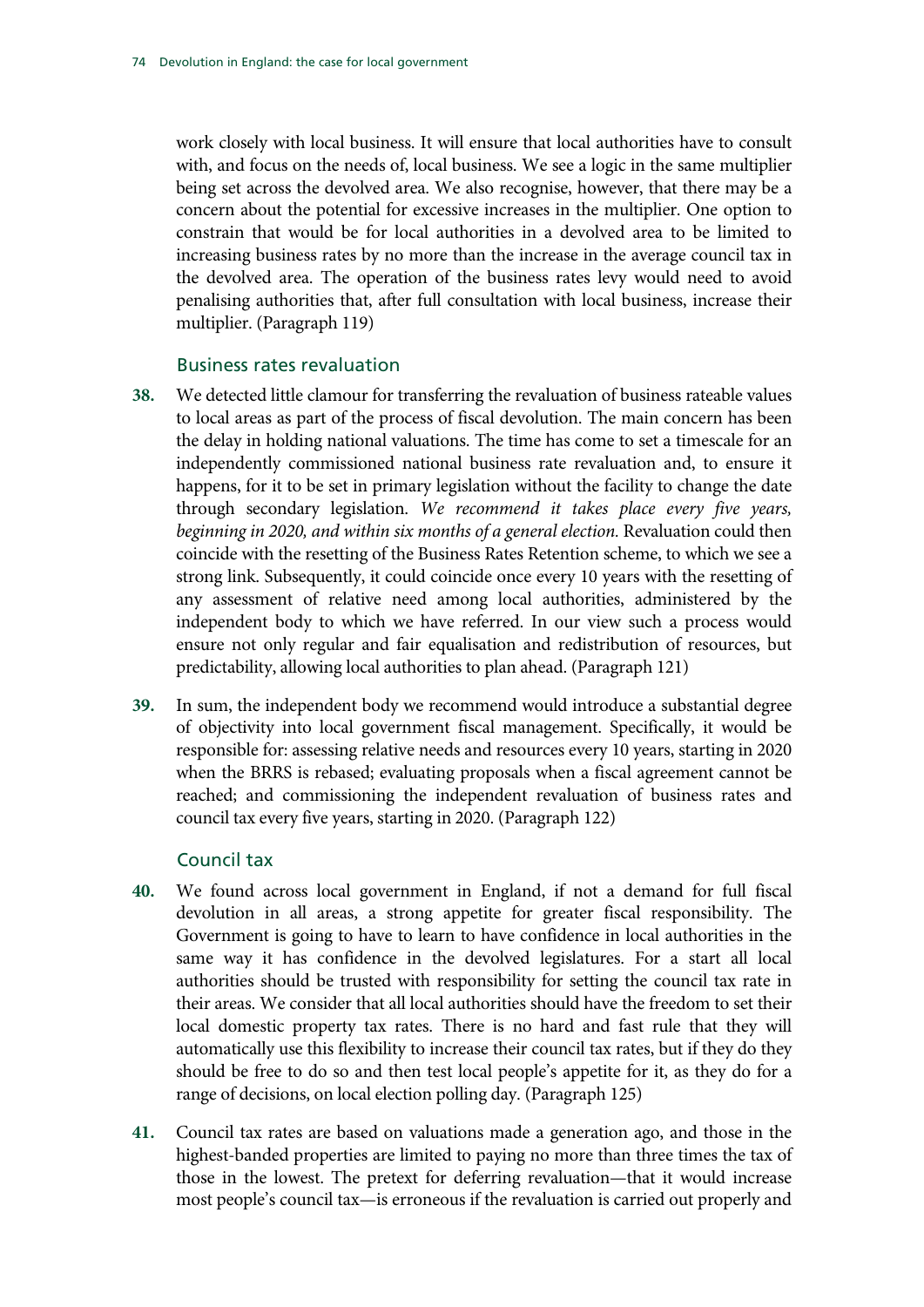work closely with local business. It will ensure that local authorities have to consult with, and focus on the needs of, local business. We see a logic in the same multiplier being set across the devolved area. We also recognise, however, that there may be a concern about the potential for excessive increases in the multiplier. One option to constrain that would be for local authorities in a devolved area to be limited to increasing business rates by no more than the increase in the average council tax in the devolved area. The operation of the business rates levy would need to avoid penalising authorities that, after full consultation with local business, increase their multiplier. (Paragraph 119)

### Business rates revaluation

**38.** We detected little clamour for transferring the revaluation of business rateable values to local areas as part of the process of fiscal devolution. The main concern has been the delay in holding national valuations. The time has come to set a timescale for an independently commissioned national business rate revaluation and, to ensure it happens, for it to be set in primary legislation without the facility to change the date through secondary legislation. *We recommend it takes place every five years, beginning in 2020, and within six months of a general election.* Revaluation could then coincide with the resetting of the Business Rates Retention scheme, to which we see a strong link. Subsequently, it could coincide once every 10 years with the resetting of any assessment of relative need among local authorities, administered by the independent body to which we have referred. In our view such a process would ensure not only regular and fair equalisation and redistribution of resources, but predictability, allowing local authorities to plan ahead. (Paragraph 121)

**39.** In sum, the independent body we recommend would introduce a substantial degree of objectivity into local government fiscal management. Specifically, it would be responsible for: assessing relative needs and resources every 10 years, starting in 2020 when the BRRS is rebased; evaluating proposals when a fiscal agreement cannot be reached; and commissioning the independent revaluation of business rates and council tax every five years, starting in 2020. (Paragraph 122)

### Council tax

**40.** We found across local government in England, if not a demand for full fiscal devolution in all areas, a strong appetite for greater fiscal responsibility. The Government is going to have to learn to have confidence in local authorities in the same way it has confidence in the devolved legislatures. For a start all local authorities should be trusted with responsibility for setting the council tax rate in their areas. We consider that all local authorities should have the freedom to set their local domestic property tax rates. There is no hard and fast rule that they will automatically use this flexibility to increase their council tax rates, but if they do they should be free to do so and then test local people's appetite for it, as they do for a range of decisions, on local election polling day. (Paragraph 125)

**41.** Council tax rates are based on valuations made a generation ago, and those in the highest-banded properties are limited to paying no more than three times the tax of those in the lowest. The pretext for deferring revaluation—that it would increase most people's council tax—is erroneous if the revaluation is carried out properly and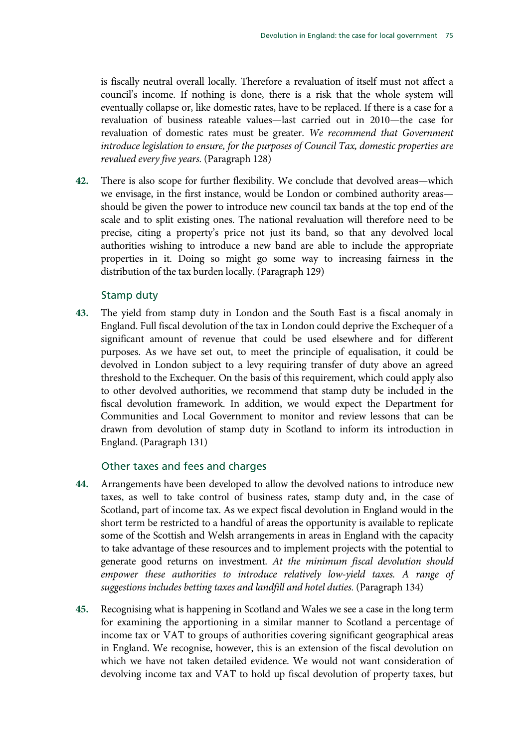is fiscally neutral overall locally. Therefore a revaluation of itself must not affect a council's income. If nothing is done, there is a risk that the whole system will eventually collapse or, like domestic rates, have to be replaced. If there is a case for a revaluation of business rateable values—last carried out in 2010—the case for revaluation of domestic rates must be greater. *We recommend that Government introduce legislation to ensure, for the purposes of Council Tax, domestic properties are revalued every five years.* (Paragraph 128)

**42.** There is also scope for further flexibility. We conclude that devolved areas—which we envisage, in the first instance, would be London or combined authority areas—should be given the power to introduce new council tax bands at the top end of the scale and to split existing ones. The national revaluation will therefore need to be precise, citing a property's price not just its band, so that any devolved local authorities wishing to introduce a new band are able to include the appropriate properties in it. Doing so might go some way to increasing fairness in the distribution of the tax burden locally. (Paragraph 129)

### Stamp duty

**43.** The yield from stamp duty in London and the South East is a fiscal anomaly in England. Full fiscal devolution of the tax in London could deprive the Exchequer of a significant amount of revenue that could be used elsewhere and for different purposes. As we have set out, to meet the principle of equalisation, it could be devolved in London subject to a levy requiring transfer of duty above an agreed threshold to the Exchequer. On the basis of this requirement, which could apply also to other devolved authorities, we recommend that stamp duty be included in the fiscal devolution framework. In addition, we would expect the Department for Communities and Local Government to monitor and review lessons that can be drawn from devolution of stamp duty in Scotland to inform its introduction in England. (Paragraph 131)

### Other taxes and fees and charges

**44.** Arrangements have been developed to allow the devolved nations to introduce new taxes, as well to take control of business rates, stamp duty and, in the case of Scotland, part of income tax. As we expect fiscal devolution in England would in the short term be restricted to a handful of areas the opportunity is available to replicate some of the Scottish and Welsh arrangements in areas in England with the capacity to take advantage of these resources and to implement projects with the potential to generate good returns on investment. *At the minimum fiscal devolution should empower these authorities to introduce relatively low-yield taxes. A range of suggestions includes betting taxes and landfill and hotel duties.* (Paragraph 134)

**45.** Recognising what is happening in Scotland and Wales we see a case in the long term for examining the apportioning in a similar manner to Scotland a percentage of income tax or VAT to groups of authorities covering significant geographical areas in England. We recognise, however, this is an extension of the fiscal devolution on which we have not taken detailed evidence. We would not want consideration of devolving income tax and VAT to hold up fiscal devolution of property taxes, but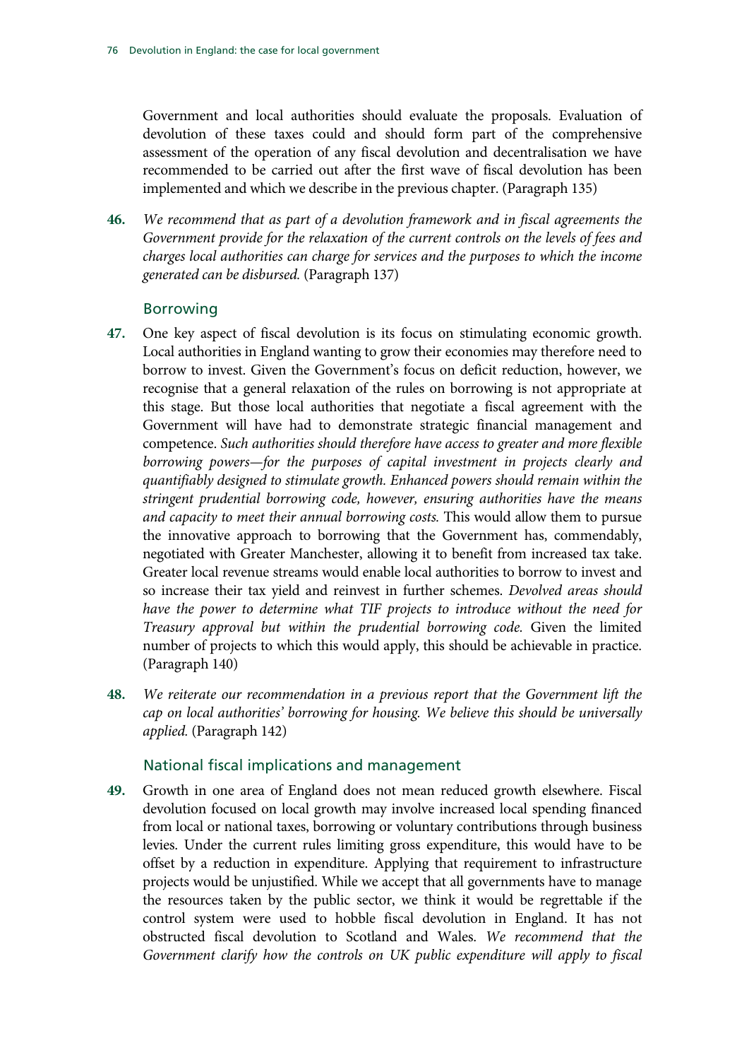Government and local authorities should evaluate the proposals. Evaluation of devolution of these taxes could and should form part of the comprehensive assessment of the operation of any fiscal devolution and decentralisation we have recommended to be carried out after the first wave of fiscal devolution has been implemented and which we describe in the previous chapter. (Paragraph 135)

**46.** *We recommend that as part of a devolution framework and in fiscal agreements the Government provide for the relaxation of the current controls on the levels of fees and charges local authorities can charge for services and the purposes to which the income generated can be disbursed.* (Paragraph 137)

### Borrowing

**47.** One key aspect of fiscal devolution is its focus on stimulating economic growth. Local authorities in England wanting to grow their economies may therefore need to borrow to invest. Given the Government's focus on deficit reduction, however, we recognise that a general relaxation of the rules on borrowing is not appropriate at this stage. But those local authorities that negotiate a fiscal agreement with the Government will have had to demonstrate strategic financial management and competence. *Such authorities should therefore have access to greater and more flexible borrowing powers—for the purposes of capital investment in projects clearly and quantifiably designed to stimulate growth. Enhanced powers should remain within the stringent prudential borrowing code, however, ensuring authorities have the means and capacity to meet their annual borrowing costs.* This would allow them to pursue the innovative approach to borrowing that the Government has, commendably, negotiated with Greater Manchester, allowing it to benefit from increased tax take. Greater local revenue streams would enable local authorities to borrow to invest and so increase their tax yield and reinvest in further schemes. *Devolved areas should have the power to determine what TIF projects to introduce without the need for Treasury approval but within the prudential borrowing code.* Given the limited number of projects to which this would apply, this should be achievable in practice. (Paragraph 140)

**48.** *We reiterate our recommendation in a previous report that the Government lift the cap on local authorities' borrowing for housing. We believe this should be universally applied.* (Paragraph 142)

### National fiscal implications and management

**49.** Growth in one area of England does not mean reduced growth elsewhere. Fiscal devolution focused on local growth may involve increased local spending financed from local or national taxes, borrowing or voluntary contributions through business levies. Under the current rules limiting gross expenditure, this would have to be offset by a reduction in expenditure. Applying that requirement to infrastructure projects would be unjustified. While we accept that all governments have to manage the resources taken by the public sector, we think it would be regrettable if the control system were used to hobble fiscal devolution in England. It has not obstructed fiscal devolution to Scotland and Wales. *We recommend that the Government clarify how the controls on UK public expenditure will apply to fiscal*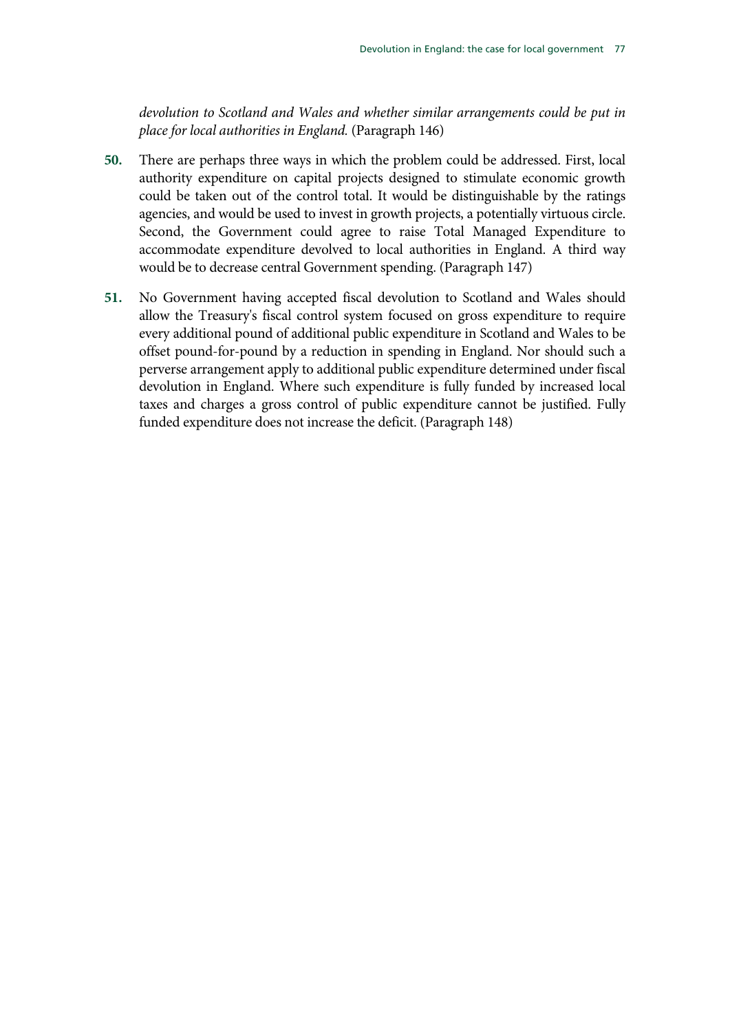*devolution to Scotland and Wales and whether similar arrangements could be put in place for local authorities in England.* (Paragraph 146)

**50.** There are perhaps three ways in which the problem could be addressed. First, local authority expenditure on capital projects designed to stimulate economic growth could be taken out of the control total. It would be distinguishable by the ratings agencies, and would be used to invest in growth projects, a potentially virtuous circle. Second, the Government could agree to raise Total Managed Expenditure to accommodate expenditure devolved to local authorities in England. A third way would be to decrease central Government spending. (Paragraph 147)

**51.** No Government having accepted fiscal devolution to Scotland and Wales should allow the Treasury's fiscal control system focused on gross expenditure to require every additional pound of additional public expenditure in Scotland and Wales to be offset pound-for-pound by a reduction in spending in England. Nor should such a perverse arrangement apply to additional public expenditure determined under fiscal devolution in England. Where such expenditure is fully funded by increased local taxes and charges a gross control of public expenditure cannot be justified. Fully funded expenditure does not increase the deficit. (Paragraph 148)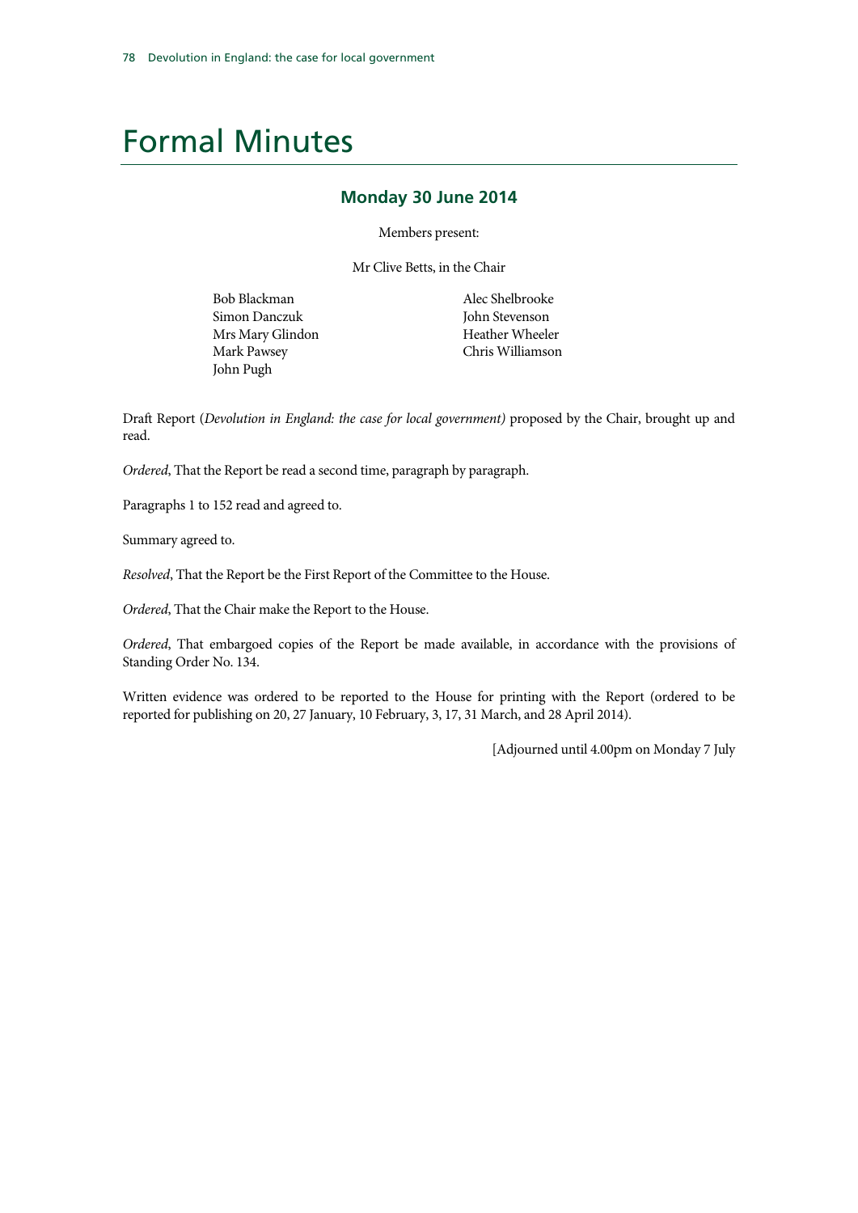# Formal Minutes

## Monday 30 June 2014

Members present:

Mr Clive Betts, in the Chair

Bob Blackman
Simon Danczuk
Mrs Mary Glindon
Mark Pawsey
John Pugh
Alec Shelbrooke
John Stevenson
Heather Wheeler
Chris Williamson

Draft Report (*Devolution in England: the case for local government)* proposed by the Chair, brought up and read.

*Ordered*, That the Report be read a second time, paragraph by paragraph.

Paragraphs 1 to 152 read and agreed to.

Summary agreed to.

*Resolved*, That the Report be the First Report of the Committee to the House.

*Ordered*, That the Chair make the Report to the House.

*Ordered*, That embargoed copies of the Report be made available, in accordance with the provisions of Standing Order No. 134.

Written evidence was ordered to be reported to the House for printing with the Report (ordered to be reported for publishing on 20, 27 January, 10 February, 3, 17, 31 March, and 28 April 2014).

[Adjourned until 4.00pm on Monday 7 July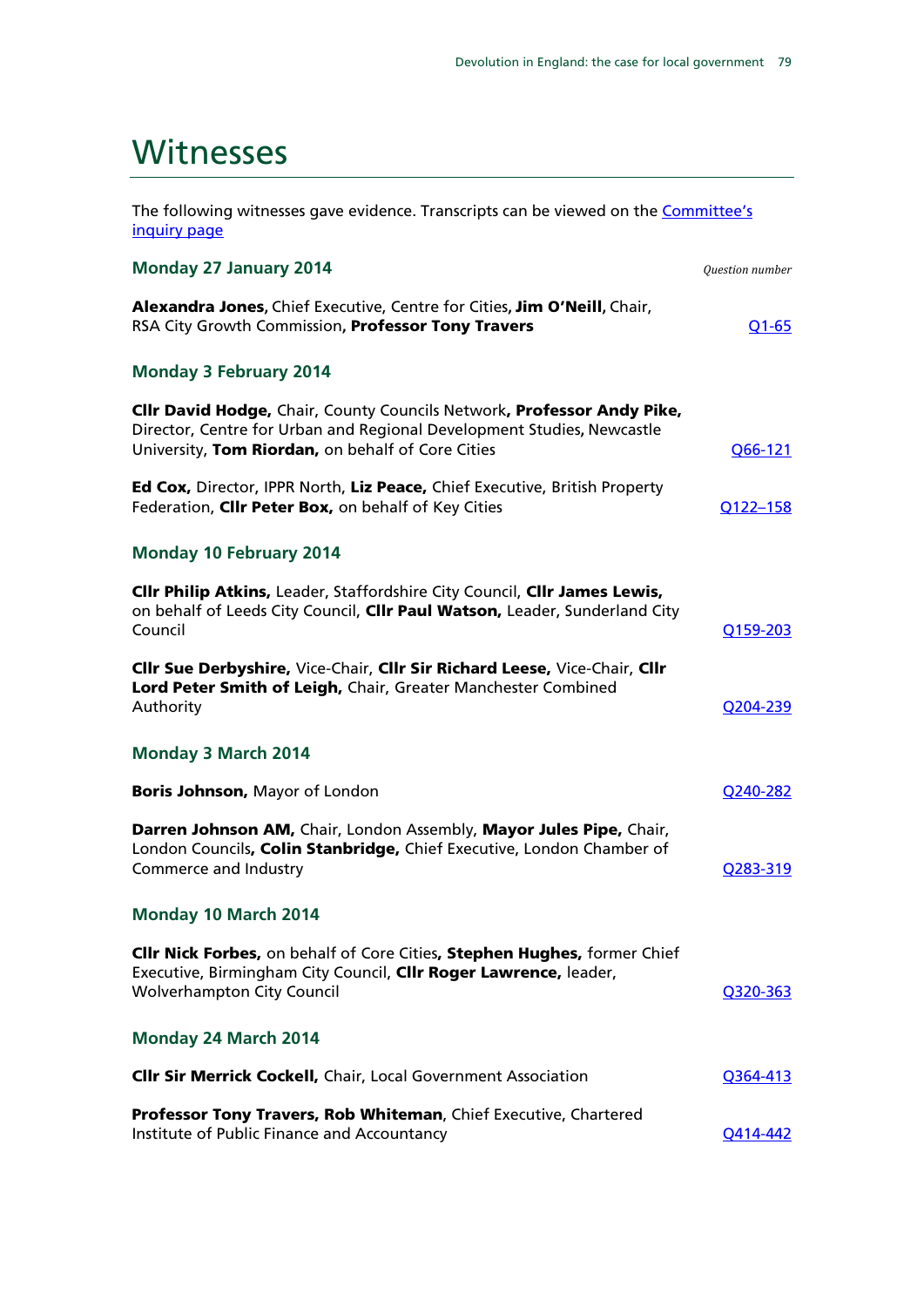# Witnesses

The following witnesses gave evidence. Transcripts can be viewed on the [Committee's inquiry page](#)

### Monday 27 January 2014

*Question number*

**Alexandra Jones,** Chief Executive, Centre for Cities, **Jim O'Neill,** Chair, RSA City Growth Commission**, Professor Tony Travers** — Q1-65

### Monday 3 February 2014

**Cllr David Hodge,** Chair, County Councils Network**, Professor Andy Pike,** Director, Centre for Urban and Regional Development Studies**,** Newcastle University, **Tom Riordan,** on behalf of Core Cities — Q66-121

**Ed Cox,** Director, IPPR North, **Liz Peace,** Chief Executive, British Property Federation, **Cllr Peter Box,** on behalf of Key Cities — Q122–158

### Monday 10 February 2014

**Cllr Philip Atkins,** Leader, Staffordshire City Council, **Cllr James Lewis,** on behalf of Leeds City Council, **Cllr Paul Watson,** Leader, Sunderland City Council — Q159-203

**Cllr Sue Derbyshire,** Vice-Chair, **Cllr Sir Richard Leese,** Vice-Chair, **Cllr Lord Peter Smith of Leigh,** Chair, Greater Manchester Combined Authority — Q204-239

### Monday 3 March 2014

**Boris Johnson,** Mayor of London — Q240-282

**Darren Johnson AM,** Chair, London Assembly, **Mayor Jules Pipe,** Chair, London Councils**, Colin Stanbridge,** Chief Executive, London Chamber of Commerce and Industry — Q283-319

### Monday 10 March 2014

**Cllr Nick Forbes,** on behalf of Core Cities**, Stephen Hughes,** former Chief Executive, Birmingham City Council, **Cllr Roger Lawrence,** leader, Wolverhampton City Council — Q320-363

### Monday 24 March 2014

**Cllr Sir Merrick Cockell,** Chair, Local Government Association — Q364-413

**Professor Tony Travers, Rob Whiteman**, Chief Executive, Chartered Institute of Public Finance and Accountancy — Q414-442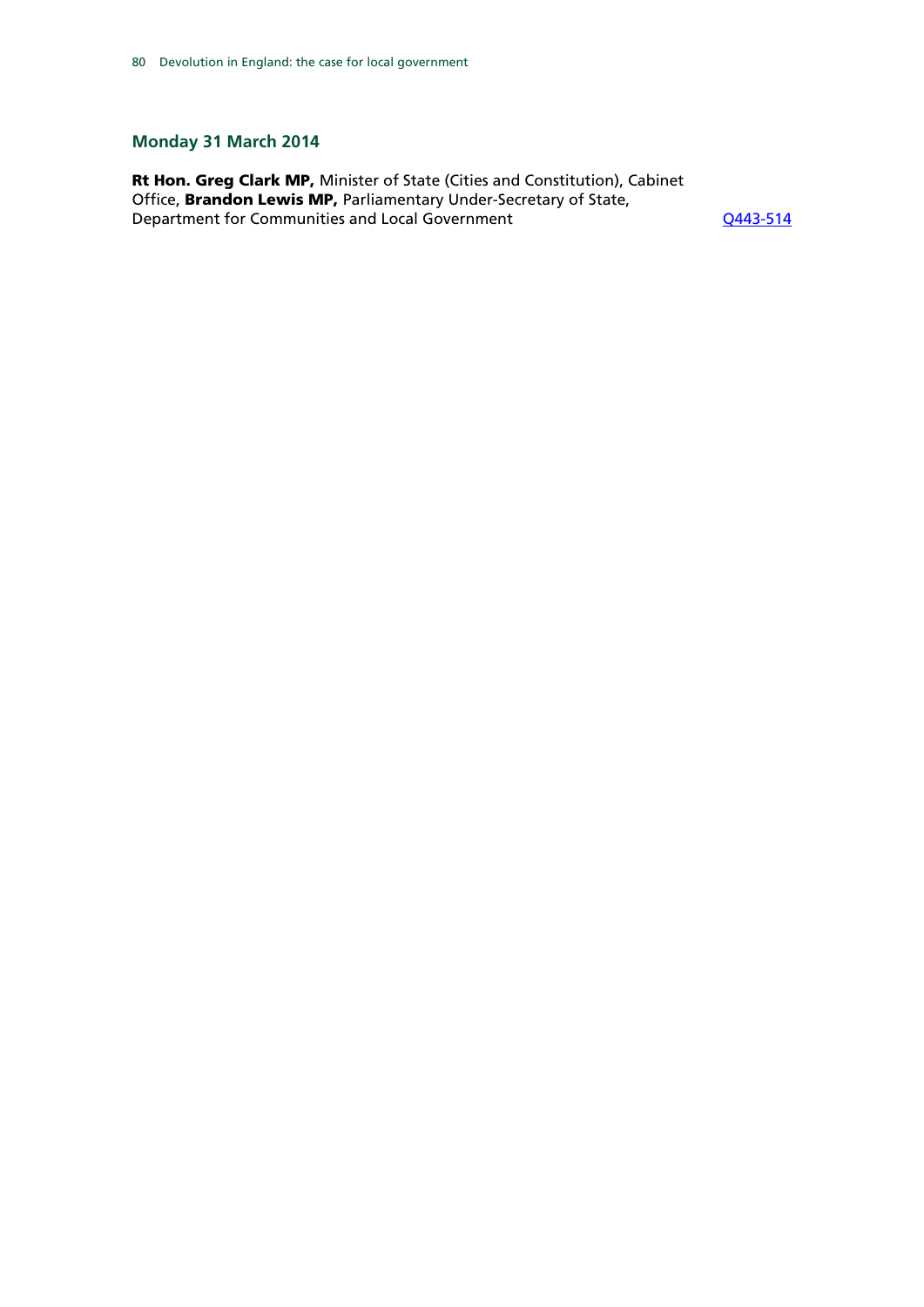## Monday 31 March 2014

**Rt Hon. Greg Clark MP,** Minister of State (Cities and Constitution), Cabinet Office, **Brandon Lewis MP,** Parliamentary Under-Secretary of State, Department for Communities and Local Government Q443-514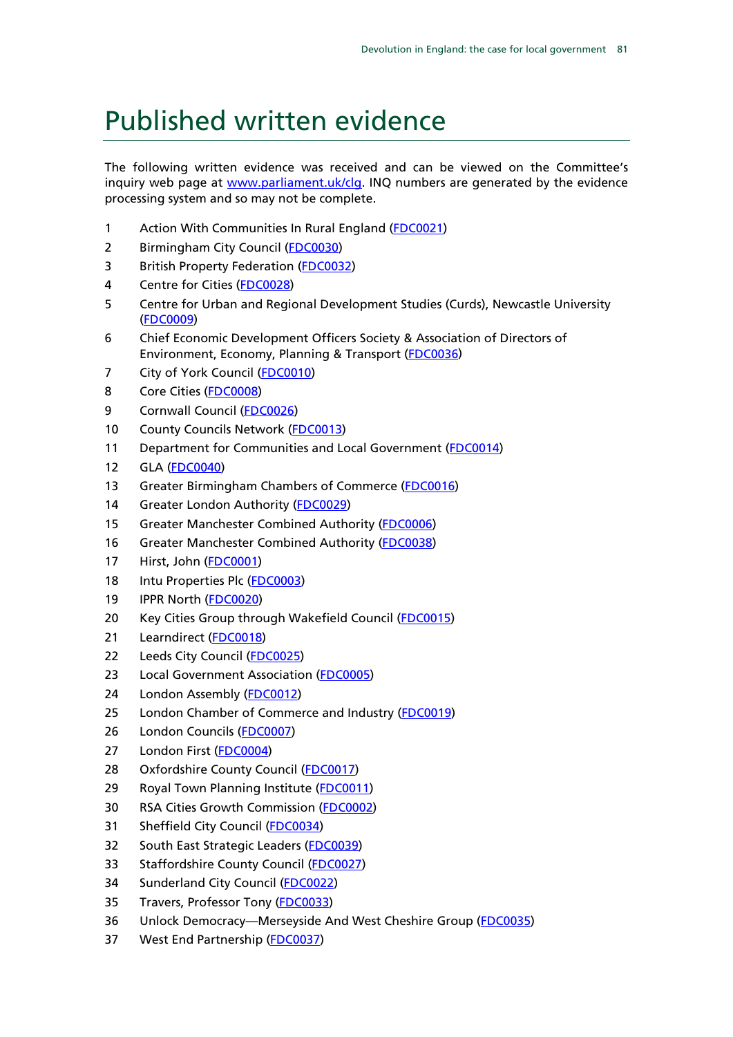# Published written evidence

The following written evidence was received and can be viewed on the Committee's inquiry web page at www.parliament.uk/clg. INQ numbers are generated by the evidence processing system and so may not be complete.

1. Action With Communities In Rural England (FDC0021)
2. Birmingham City Council (FDC0030)
3. British Property Federation (FDC0032)
4. Centre for Cities (FDC0028)
5. Centre for Urban and Regional Development Studies (Curds), Newcastle University (FDC0009)
6. Chief Economic Development Officers Society & Association of Directors of Environment, Economy, Planning & Transport (FDC0036)
7. City of York Council (FDC0010)
8. Core Cities (FDC0008)
9. Cornwall Council (FDC0026)
10. County Councils Network (FDC0013)
11. Department for Communities and Local Government (FDC0014)
12. GLA (FDC0040)
13. Greater Birmingham Chambers of Commerce (FDC0016)
14. Greater London Authority (FDC0029)
15. Greater Manchester Combined Authority (FDC0006)
16. Greater Manchester Combined Authority (FDC0038)
17. Hirst, John (FDC0001)
18. Intu Properties Plc (FDC0003)
19. IPPR North (FDC0020)
20. Key Cities Group through Wakefield Council (FDC0015)
21. Learndirect (FDC0018)
22. Leeds City Council (FDC0025)
23. Local Government Association (FDC0005)
24. London Assembly (FDC0012)
25. London Chamber of Commerce and Industry (FDC0019)
26. London Councils (FDC0007)
27. London First (FDC0004)
28. Oxfordshire County Council (FDC0017)
29. Royal Town Planning Institute (FDC0011)
30. RSA Cities Growth Commission (FDC0002)
31. Sheffield City Council (FDC0034)
32. South East Strategic Leaders (FDC0039)
33. Staffordshire County Council (FDC0027)
34. Sunderland City Council (FDC0022)
35. Travers, Professor Tony (FDC0033)
36. Unlock Democracy—Merseyside And West Cheshire Group (FDC0035)
37. West End Partnership (FDC0037)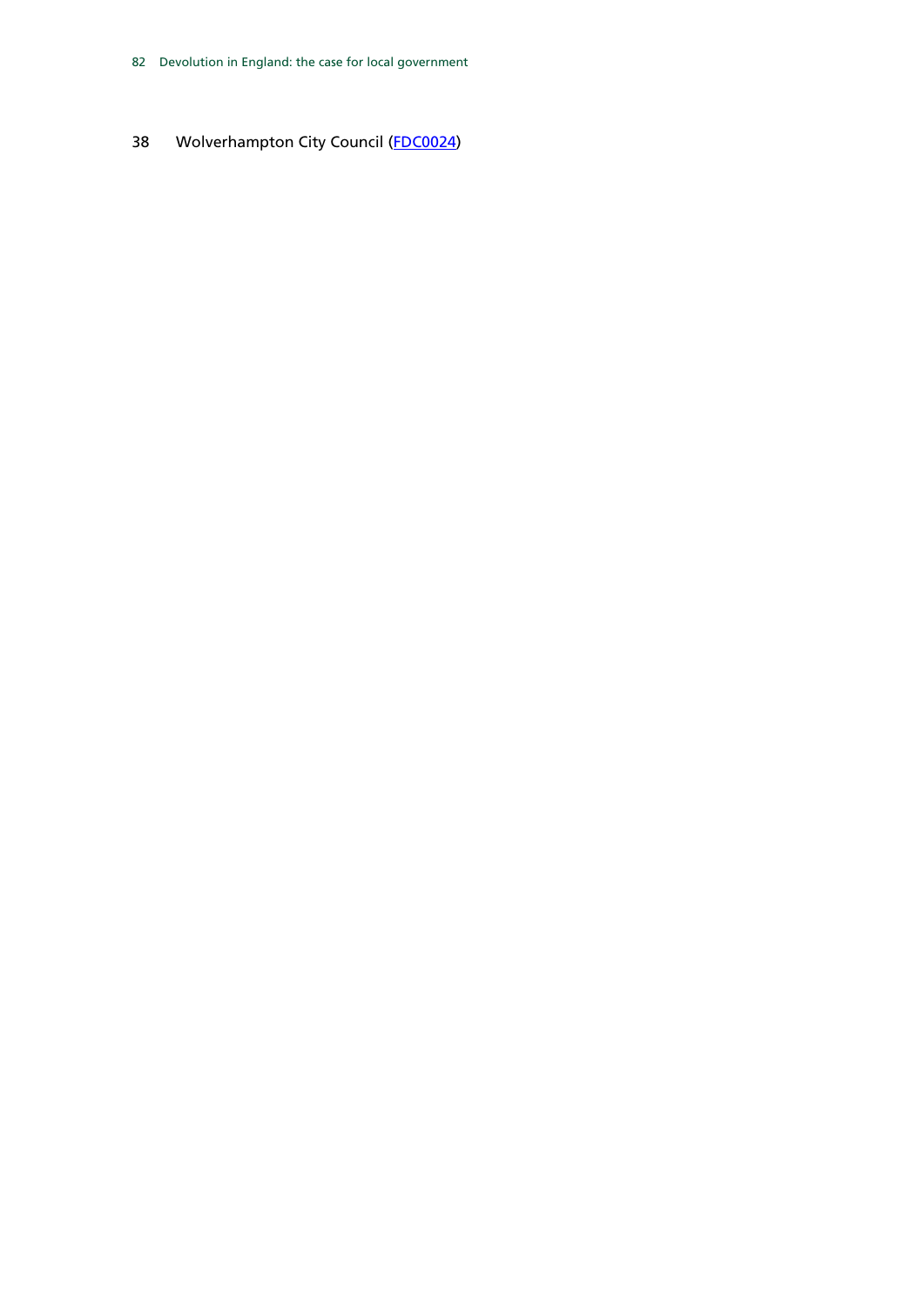38 Wolverhampton City Council ([FDC0024](FDC0024))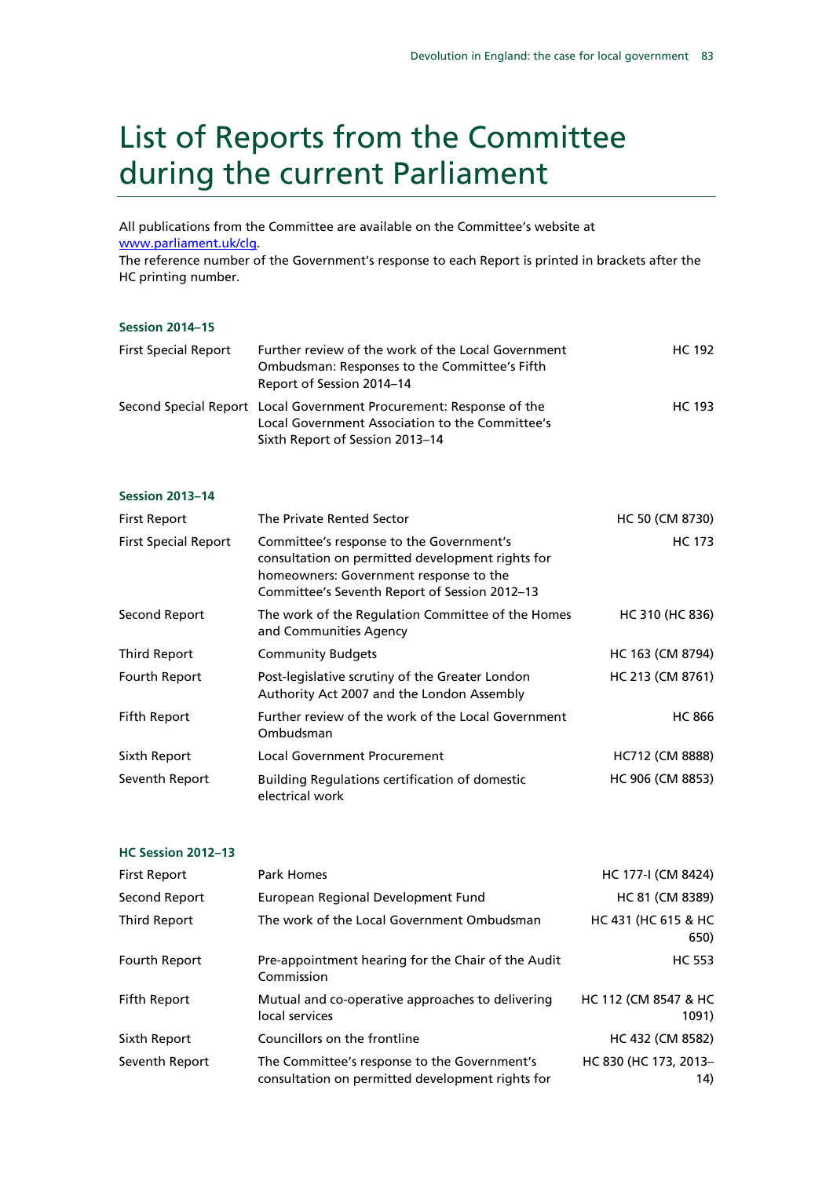# List of Reports from the Committee during the current Parliament

All publications from the Committee are available on the Committee's website at www.parliament.uk/clg.

The reference number of the Government's response to each Report is printed in brackets after the HC printing number.

**Session 2014–15**

| | | |
|---|---|---|
| First Special Report | Further review of the work of the Local Government Ombudsman: Responses to the Committee's Fifth Report of Session 2014–14 | HC 192 |
| Second Special Report | Local Government Procurement: Response of the Local Government Association to the Committee's Sixth Report of Session 2013–14 | HC 193 |

**Session 2013–14**

| | | |
|---|---|---|
| First Report | The Private Rented Sector | HC 50 (CM 8730) |
| First Special Report | Committee's response to the Government's consultation on permitted development rights for homeowners: Government response to the Committee's Seventh Report of Session 2012–13 | HC 173 |
| Second Report | The work of the Regulation Committee of the Homes and Communities Agency | HC 310 (HC 836) |
| Third Report | Community Budgets | HC 163 (CM 8794) |
| Fourth Report | Post-legislative scrutiny of the Greater London Authority Act 2007 and the London Assembly | HC 213 (CM 8761) |
| Fifth Report | Further review of the work of the Local Government Ombudsman | HC 866 |
| Sixth Report | Local Government Procurement | HC712 (CM 8888) |
| Seventh Report | Building Regulations certification of domestic electrical work | HC 906 (CM 8853) |

**HC Session 2012–13**

| | | |
|---|---|---|
| First Report | Park Homes | HC 177-I (CM 8424) |
| Second Report | European Regional Development Fund | HC 81 (CM 8389) |
| Third Report | The work of the Local Government Ombudsman | HC 431 (HC 615 & HC 650) |
| Fourth Report | Pre-appointment hearing for the Chair of the Audit Commission | HC 553 |
| Fifth Report | Mutual and co-operative approaches to delivering local services | HC 112 (CM 8547 & HC 1091) |
| Sixth Report | Councillors on the frontline | HC 432 (CM 8582) |
| Seventh Report | The Committee's response to the Government's consultation on permitted development rights for | HC 830 (HC 173, 2013–14) |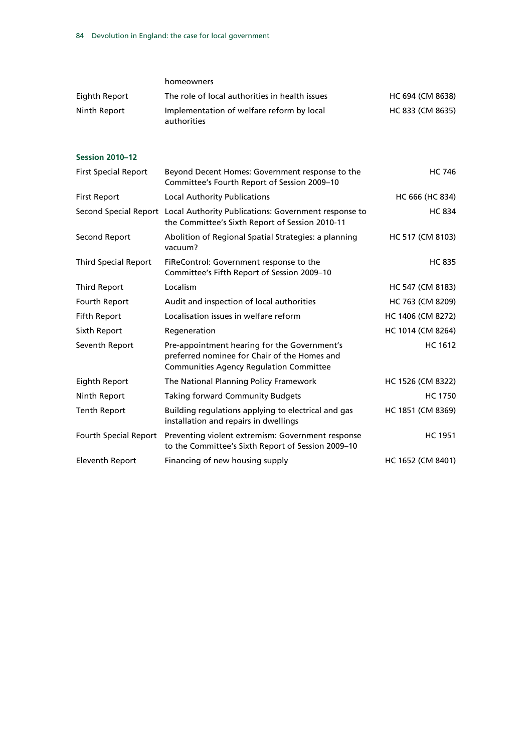| | | |
|---|---|---|
| | homeowners | |
| Eighth Report | The role of local authorities in health issues | HC 694 (CM 8638) |
| Ninth Report | Implementation of welfare reform by local authorities | HC 833 (CM 8635) |

**Session 2010–12**

| | | |
|---|---|---|
| First Special Report | Beyond Decent Homes: Government response to the Committee's Fourth Report of Session 2009–10 | HC 746 |
| First Report | Local Authority Publications | HC 666 (HC 834) |
| Second Special Report | Local Authority Publications: Government response to the Committee's Sixth Report of Session 2010-11 | HC 834 |
| Second Report | Abolition of Regional Spatial Strategies: a planning vacuum? | HC 517 (CM 8103) |
| Third Special Report | FiReControl: Government response to the Committee's Fifth Report of Session 2009–10 | HC 835 |
| Third Report | Localism | HC 547 (CM 8183) |
| Fourth Report | Audit and inspection of local authorities | HC 763 (CM 8209) |
| Fifth Report | Localisation issues in welfare reform | HC 1406 (CM 8272) |
| Sixth Report | Regeneration | HC 1014 (CM 8264) |
| Seventh Report | Pre-appointment hearing for the Government's preferred nominee for Chair of the Homes and Communities Agency Regulation Committee | HC 1612 |
| Eighth Report | The National Planning Policy Framework | HC 1526 (CM 8322) |
| Ninth Report | Taking forward Community Budgets | HC 1750 |
| Tenth Report | Building regulations applying to electrical and gas installation and repairs in dwellings | HC 1851 (CM 8369) |
| Fourth Special Report | Preventing violent extremism: Government response to the Committee's Sixth Report of Session 2009–10 | HC 1951 |
| Eleventh Report | Financing of new housing supply | HC 1652 (CM 8401) |